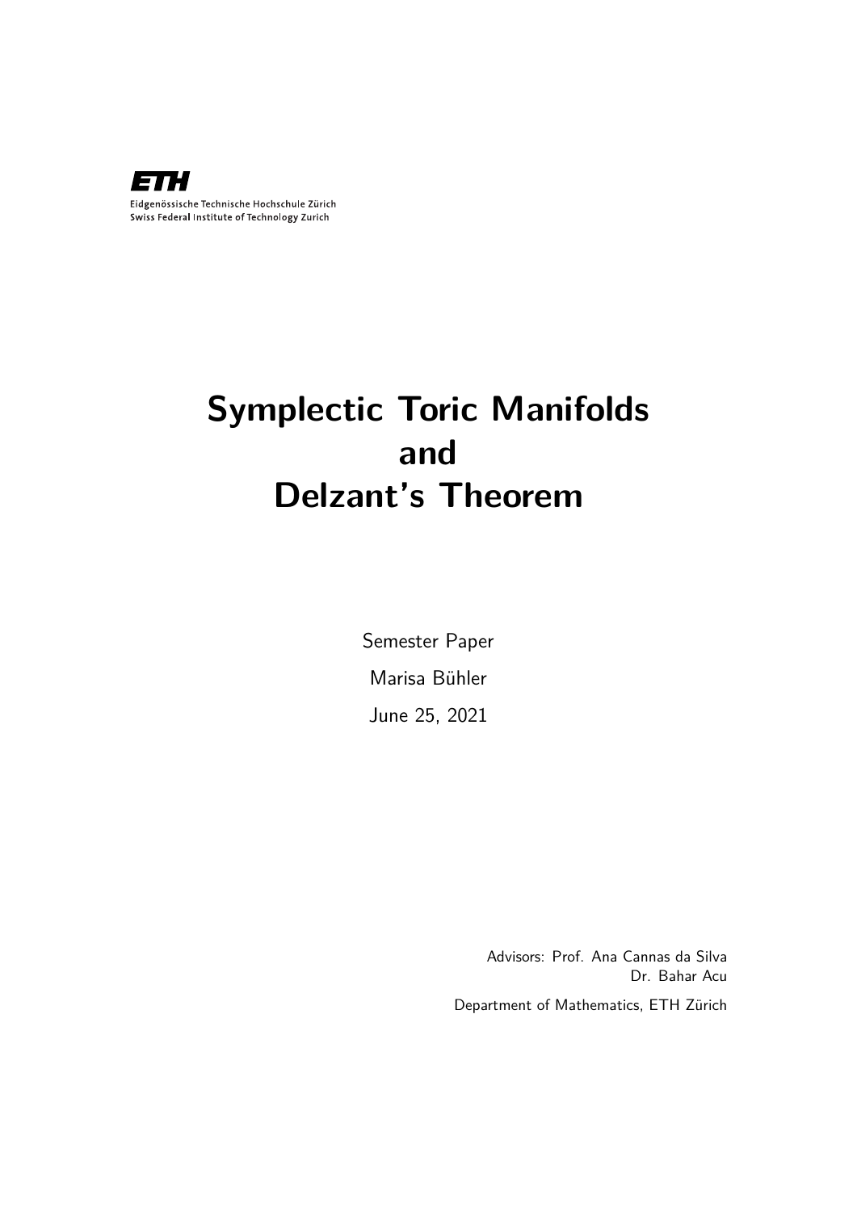ETH

Eidgenössische Technische Hochschule Zürich
Swiss Federal Institute of Technology Zurich

# Symplectic Toric Manifolds and Delzant's Theorem

Semester Paper

Marisa Bühler

June 25, 2021

Advisors: Prof. Ana Cannas da Silva
Dr. Bahar Acu

Department of Mathematics, ETH Zürich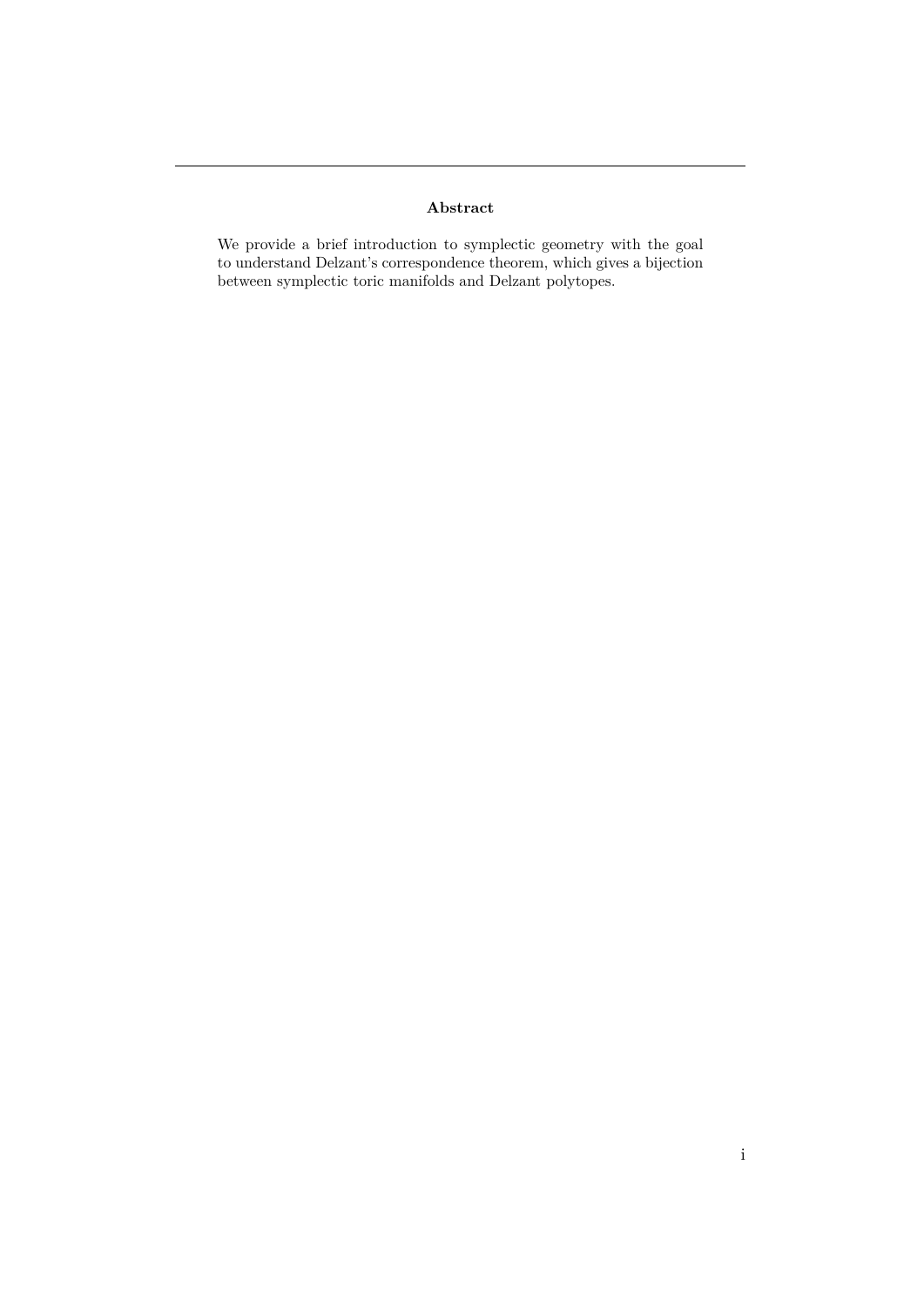**Abstract**

We provide a brief introduction to symplectic geometry with the goal to understand Delzant's correspondence theorem, which gives a bijection between symplectic toric manifolds and Delzant polytopes.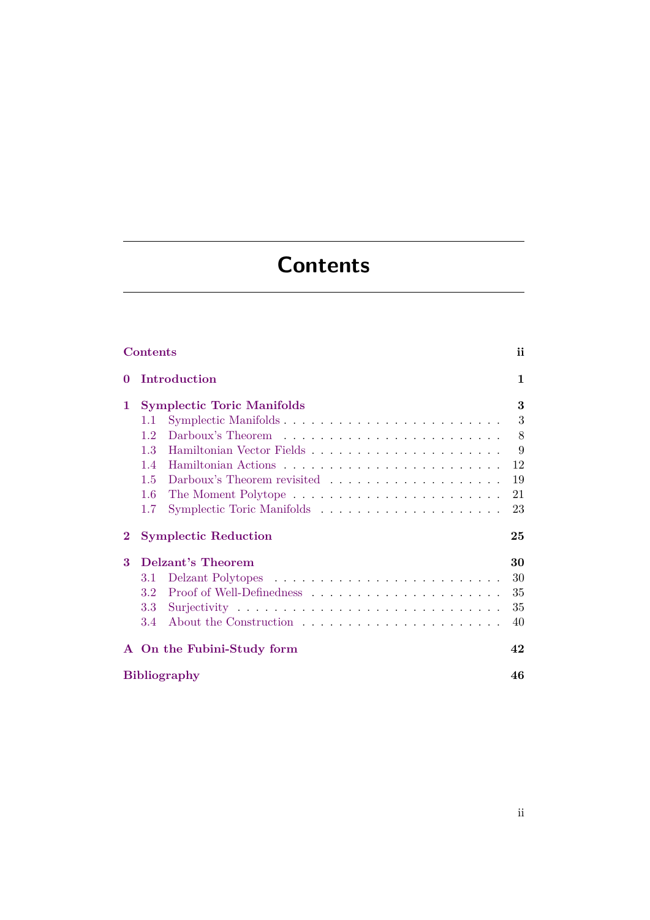# Contents

**Contents** ii

**0 Introduction** 1

**1 Symplectic Toric Manifolds** 3

- 1.1 Symplectic Manifolds . . . . . . . . . . . . . . . . . . . . . . . . 3
- 1.2 Darboux's Theorem . . . . . . . . . . . . . . . . . . . . . . . . 8
- 1.3 Hamiltonian Vector Fields . . . . . . . . . . . . . . . . . . . . . 9
- 1.4 Hamiltonian Actions . . . . . . . . . . . . . . . . . . . . . . . . 12
- 1.5 Darboux's Theorem revisited . . . . . . . . . . . . . . . . . . . 19
- 1.6 The Moment Polytope . . . . . . . . . . . . . . . . . . . . . . . 21
- 1.7 Symplectic Toric Manifolds . . . . . . . . . . . . . . . . . . . . 23

**2 Symplectic Reduction** 25

**3 Delzant's Theorem** 30

- 3.1 Delzant Polytopes . . . . . . . . . . . . . . . . . . . . . . . . . 30
- 3.2 Proof of Well-Definedness . . . . . . . . . . . . . . . . . . . . . 35
- 3.3 Surjectivity . . . . . . . . . . . . . . . . . . . . . . . . . . . . . 35
- 3.4 About the Construction . . . . . . . . . . . . . . . . . . . . . . 40

**A On the Fubini-Study form** 42

**Bibliography** 46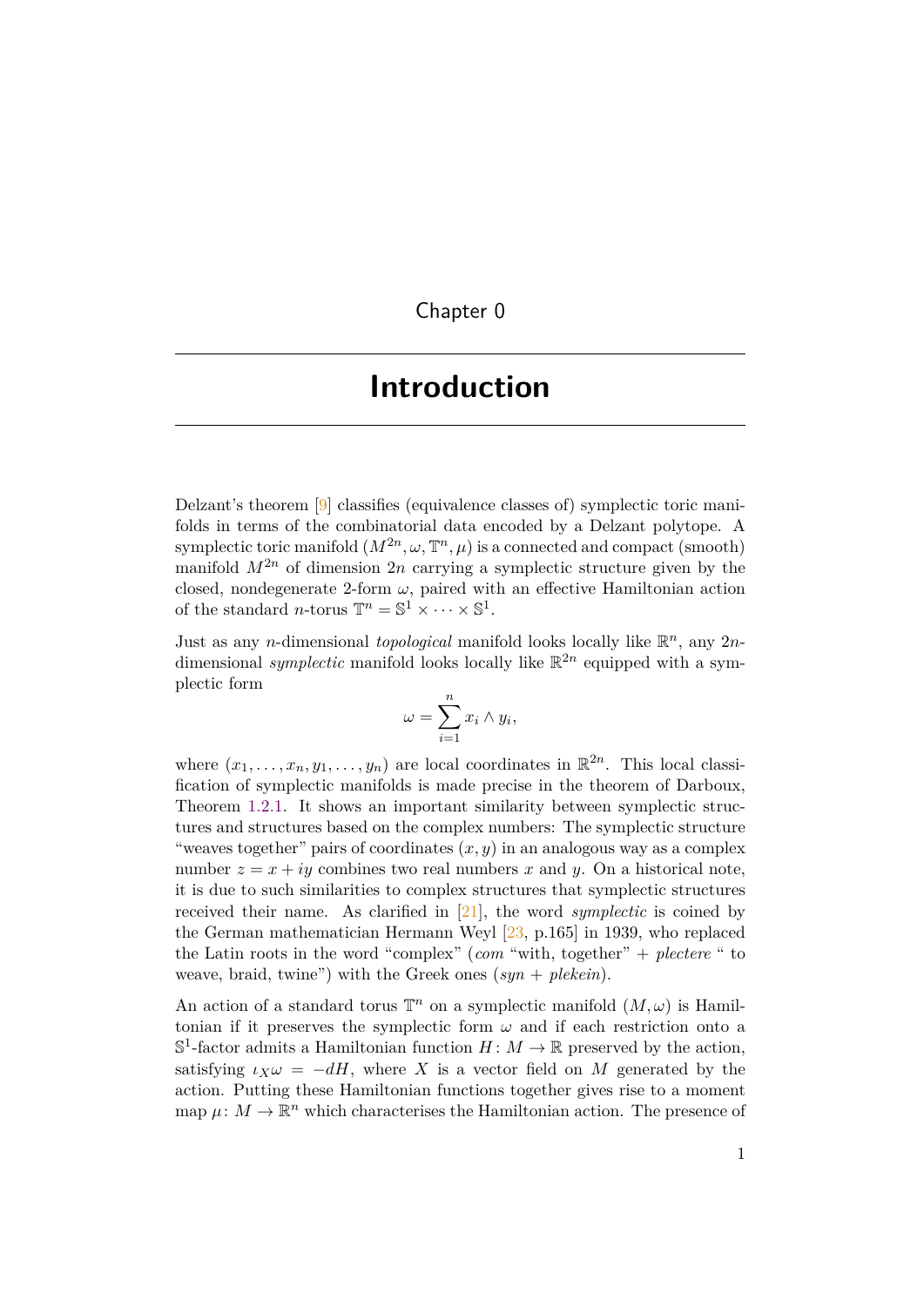Chapter 0

# Introduction

Delzant's theorem [9] classifies (equivalence classes of) symplectic toric manifolds in terms of the combinatorial data encoded by a Delzant polytope. A symplectic toric manifold $(M^{2n}, \omega, \mathbb{T}^n, \mu)$ is a connected and compact (smooth) manifold $M^{2n}$ of dimension $2n$ carrying a symplectic structure given by the closed, nondegenerate 2-form $\omega$, paired with an effective Hamiltonian action of the standard $n$-torus $\mathbb{T}^n = \mathbb{S}^1 \times \cdots \times \mathbb{S}^1$.

Just as any $n$-dimensional *topological* manifold looks locally like $\mathbb{R}^n$, any $2n$-dimensional *symplectic* manifold looks locally like $\mathbb{R}^{2n}$ equipped with a symplectic form

$$\omega = \sum_{i=1}^{n} x_i \wedge y_i,$$

where $(x_1, \ldots, x_n, y_1, \ldots, y_n)$ are local coordinates in $\mathbb{R}^{2n}$. This local classification of symplectic manifolds is made precise in the theorem of Darboux, Theorem 1.2.1. It shows an important similarity between symplectic structures and structures based on the complex numbers: The symplectic structure "weaves together" pairs of coordinates $(x, y)$ in an analogous way as a complex number $z = x + iy$ combines two real numbers $x$ and $y$. On a historical note, it is due to such similarities to complex structures that symplectic structures received their name. As clarified in [21], the word *symplectic* is coined by the German mathematician Hermann Weyl [23, p.165] in 1939, who replaced the Latin roots in the word "complex" (*com* "with, together" + *plectere* " to weave, braid, twine") with the Greek ones (*syn* + *plekein*).

An action of a standard torus $\mathbb{T}^n$ on a symplectic manifold $(M, \omega)$ is Hamiltonian if it preserves the symplectic form $\omega$ and if each restriction onto a $\mathbb{S}^1$-factor admits a Hamiltonian function $H: M \to \mathbb{R}$ preserved by the action, satisfying $\iota_X \omega = -dH$, where $X$ is a vector field on $M$ generated by the action. Putting these Hamiltonian functions together gives rise to a moment map $\mu: M \to \mathbb{R}^n$ which characterises the Hamiltonian action. The presence of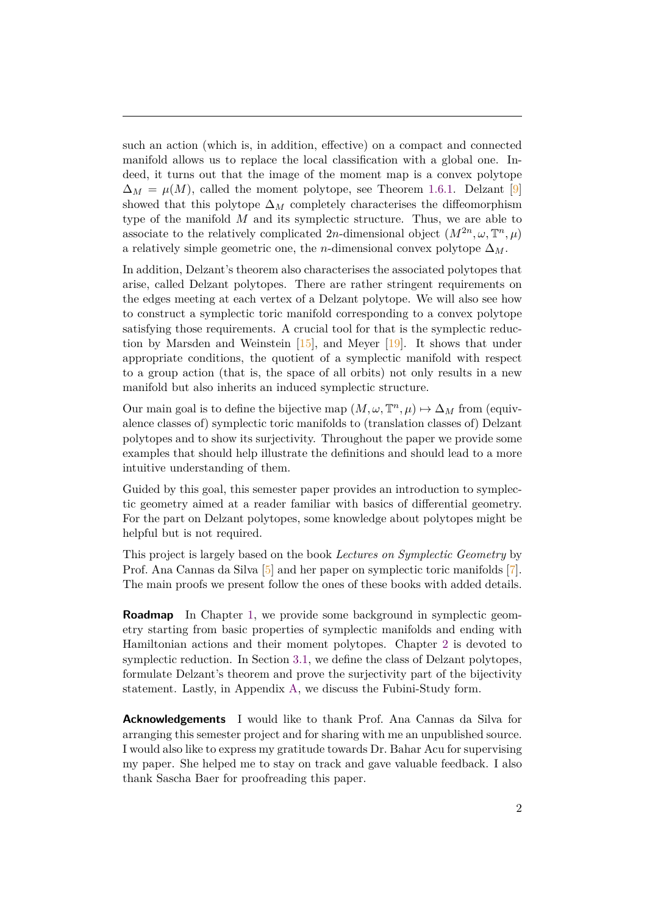such an action (which is, in addition, effective) on a compact and connected manifold allows us to replace the local classification with a global one. Indeed, it turns out that the image of the moment map is a convex polytope $\Delta_M = \mu(M)$, called the moment polytope, see Theorem 1.6.1. Delzant [9] showed that this polytope $\Delta_M$ completely characterises the diffeomorphism type of the manifold $M$ and its symplectic structure. Thus, we are able to associate to the relatively complicated $2n$-dimensional object $(M^{2n}, \omega, \mathbb{T}^n, \mu)$ a relatively simple geometric one, the $n$-dimensional convex polytope $\Delta_M$.

In addition, Delzant's theorem also characterises the associated polytopes that arise, called Delzant polytopes. There are rather stringent requirements on the edges meeting at each vertex of a Delzant polytope. We will also see how to construct a symplectic toric manifold corresponding to a convex polytope satisfying those requirements. A crucial tool for that is the symplectic reduction by Marsden and Weinstein [15], and Meyer [19]. It shows that under appropriate conditions, the quotient of a symplectic manifold with respect to a group action (that is, the space of all orbits) not only results in a new manifold but also inherits an induced symplectic structure.

Our main goal is to define the bijective map $(M, \omega, \mathbb{T}^n, \mu) \mapsto \Delta_M$ from (equivalence classes of) symplectic toric manifolds to (translation classes of) Delzant polytopes and to show its surjectivity. Throughout the paper we provide some examples that should help illustrate the definitions and should lead to a more intuitive understanding of them.

Guided by this goal, this semester paper provides an introduction to symplectic geometry aimed at a reader familiar with basics of differential geometry. For the part on Delzant polytopes, some knowledge about polytopes might be helpful but is not required.

This project is largely based on the book *Lectures on Symplectic Geometry* by Prof. Ana Cannas da Silva [5] and her paper on symplectic toric manifolds [7]. The main proofs we present follow the ones of these books with added details.

**Roadmap** In Chapter 1, we provide some background in symplectic geometry starting from basic properties of symplectic manifolds and ending with Hamiltonian actions and their moment polytopes. Chapter 2 is devoted to symplectic reduction. In Section 3.1, we define the class of Delzant polytopes, formulate Delzant's theorem and prove the surjectivity part of the bijectivity statement. Lastly, in Appendix A, we discuss the Fubini-Study form.

**Acknowledgements** I would like to thank Prof. Ana Cannas da Silva for arranging this semester project and for sharing with me an unpublished source. I would also like to express my gratitude towards Dr. Bahar Acu for supervising my paper. She helped me to stay on track and gave valuable feedback. I also thank Sascha Baer for proofreading this paper.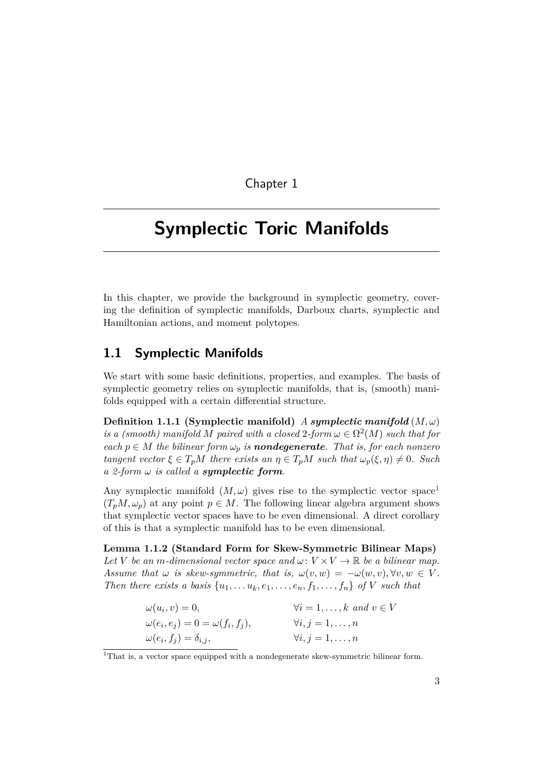Chapter 1

# Symplectic Toric Manifolds

In this chapter, we provide the background in symplectic geometry, covering the definition of symplectic manifolds, Darboux charts, symplectic and Hamiltonian actions, and moment polytopes.

## 1.1 Symplectic Manifolds

We start with some basic definitions, properties, and examples. The basis of symplectic geometry relies on symplectic manifolds, that is, (smooth) manifolds equipped with a certain differential structure.

**Definition 1.1.1 (Symplectic manifold)** *A **symplectic manifold** $(M, \omega)$ is a (smooth) manifold $M$ paired with a closed 2-form $\omega \in \Omega^2(M)$ such that for each $p \in M$ the bilinear form $\omega_p$ is **nondegenerate**. That is, for each nonzero tangent vector $\xi \in T_pM$ there exists an $\eta \in T_pM$ such that $\omega_p(\xi, \eta) \neq 0$. Such a 2-form $\omega$ is called a **symplectic form**.*

Any symplectic manifold $(M, \omega)$ gives rise to the symplectic vector space[1] $(T_pM, \omega_p)$ at any point $p \in M$. The following linear algebra argument shows that symplectic vector spaces have to be even dimensional. A direct corollary of this is that a symplectic manifold has to be even dimensional.

**Lemma 1.1.2 (Standard Form for Skew-Symmetric Bilinear Maps)** *Let $V$ be an $m$-dimensional vector space and $\omega\colon V \times V \to \mathbb{R}$ be a bilinear map. Assume that $\omega$ is skew-symmetric, that is, $\omega(v, w) = -\omega(w, v), \forall v, w \in V$. Then there exists a basis $\{u_1, \dots u_k, e_1, \dots, e_n, f_1, \dots, f_n\}$ of $V$ such that*

$$
\begin{aligned}
&\omega(u_i, v) = 0, && \forall i = 1, \dots, k \text{ and } v \in V \\
&\omega(e_i, e_j) = 0 = \omega(f_i, f_j), && \forall i, j = 1, \dots, n \\
&\omega(e_i, f_j) = \delta_{i,j}, && \forall i, j = 1, \dots, n
\end{aligned}
$$

[1] That is, a vector space equipped with a nondegenerate skew-symmetric bilinear form.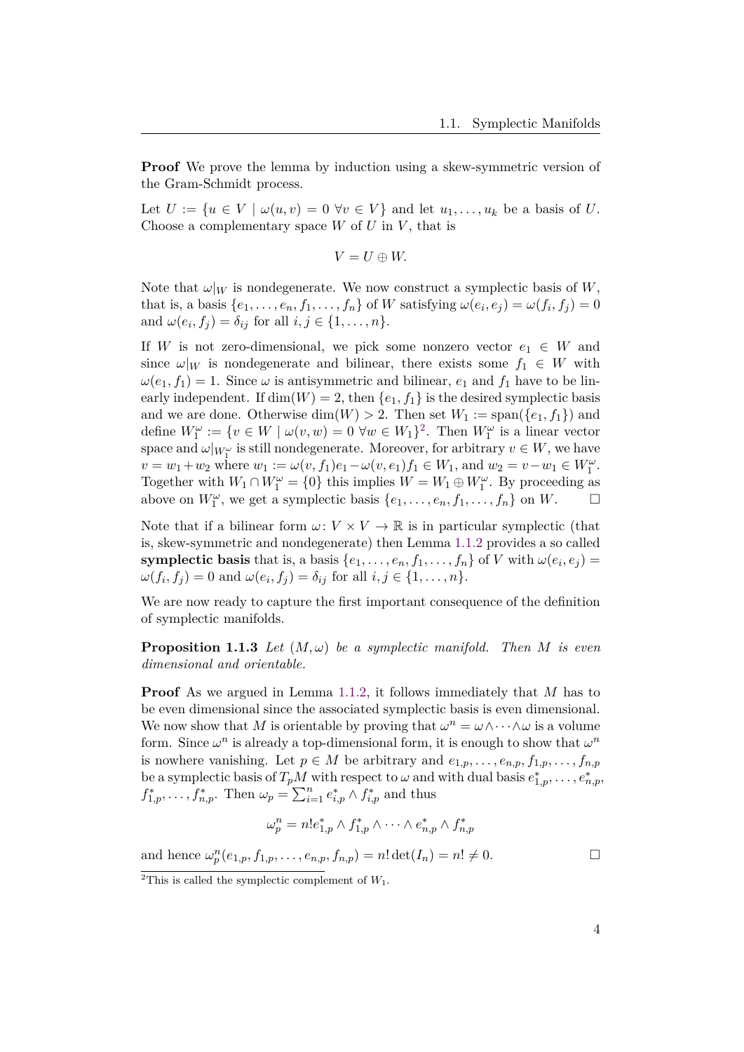**Proof** We prove the lemma by induction using a skew-symmetric version of the Gram-Schmidt process.

Let $U := \{u \in V \mid \omega(u, v) = 0 \ \forall v \in V\}$ and let $u_1, \dots, u_k$ be a basis of $U$. Choose a complementary space $W$ of $U$ in $V$, that is

$$V = U \oplus W.$$

Note that $\omega|_W$ is nondegenerate. We now construct a symplectic basis of $W$, that is, a basis $\{e_1, \dots, e_n, f_1, \dots, f_n\}$ of $W$ satisfying $\omega(e_i, e_j) = \omega(f_i, f_j) = 0$ and $\omega(e_i, f_j) = \delta_{ij}$ for all $i, j \in \{1, \dots, n\}$.

If $W$ is not zero-dimensional, we pick some nonzero vector $e_1 \in W$ and since $\omega|_W$ is nondegenerate and bilinear, there exists some $f_1 \in W$ with $\omega(e_1, f_1) = 1$. Since $\omega$ is antisymmetric and bilinear, $e_1$ and $f_1$ have to be linearly independent. If $\dim(W) = 2$, then $\{e_1, f_1\}$ is the desired symplectic basis and we are done. Otherwise $\dim(W) > 2$. Then set $W_1 := \operatorname{span}(\{e_1, f_1\})$ and define $W_1^\omega := \{v \in W \mid \omega(v, w) = 0 \ \forall w \in W_1\}$[2]. Then $W_1^\omega$ is a linear vector space and $\omega|_{W_1^\omega}$ is still nondegenerate. Moreover, for arbitrary $v \in W$, we have $v = w_1 + w_2$ where $w_1 := \omega(v, f_1)e_1 - \omega(v, e_1)f_1 \in W_1$, and $w_2 = v - w_1 \in W_1^\omega$. Together with $W_1 \cap W_1^\omega = \{0\}$ this implies $W = W_1 \oplus W_1^\omega$. By proceeding as above on $W_1^\omega$, we get a symplectic basis $\{e_1, \dots, e_n, f_1, \dots, f_n\}$ on $W$. $\square$

Note that if a bilinear form $\omega \colon V \times V \to \mathbb{R}$ is in particular symplectic (that is, skew-symmetric and nondegenerate) then Lemma 1.1.2 provides a so called **symplectic basis** that is, a basis $\{e_1, \dots, e_n, f_1, \dots, f_n\}$ of $V$ with $\omega(e_i, e_j) = \omega(f_i, f_j) = 0$ and $\omega(e_i, f_j) = \delta_{ij}$ for all $i, j \in \{1, \dots, n\}$.

We are now ready to capture the first important consequence of the definition of symplectic manifolds.

**Proposition 1.1.3** *Let $(M, \omega)$ be a symplectic manifold. Then $M$ is even dimensional and orientable.*

**Proof** As we argued in Lemma 1.1.2, it follows immediately that $M$ has to be even dimensional since the associated symplectic basis is even dimensional. We now show that $M$ is orientable by proving that $\omega^n = \omega \wedge \dots \wedge \omega$ is a volume form. Since $\omega^n$ is already a top-dimensional form, it is enough to show that $\omega^n$ is nowhere vanishing. Let $p \in M$ be arbitrary and $e_{1,p}, \dots, e_{n,p}, f_{1,p}, \dots, f_{n,p}$ be a symplectic basis of $T_pM$ with respect to $\omega$ and with dual basis $e_{1,p}^*, \dots, e_{n,p}^*$, $f_{1,p}^*, \dots, f_{n,p}^*$. Then $\omega_p = \sum_{i=1}^n e_{i,p}^* \wedge f_{i,p}^*$ and thus

$$\omega_p^n = n! e_{1,p}^* \wedge f_{1,p}^* \wedge \dots \wedge e_{n,p}^* \wedge f_{n,p}^*$$

and hence $\omega_p^n(e_{1,p}, f_{1,p}, \dots, e_{n,p}, f_{n,p}) = n! \det(I_n) = n! \neq 0$. $\square$

[2] This is called the symplectic complement of $W_1$.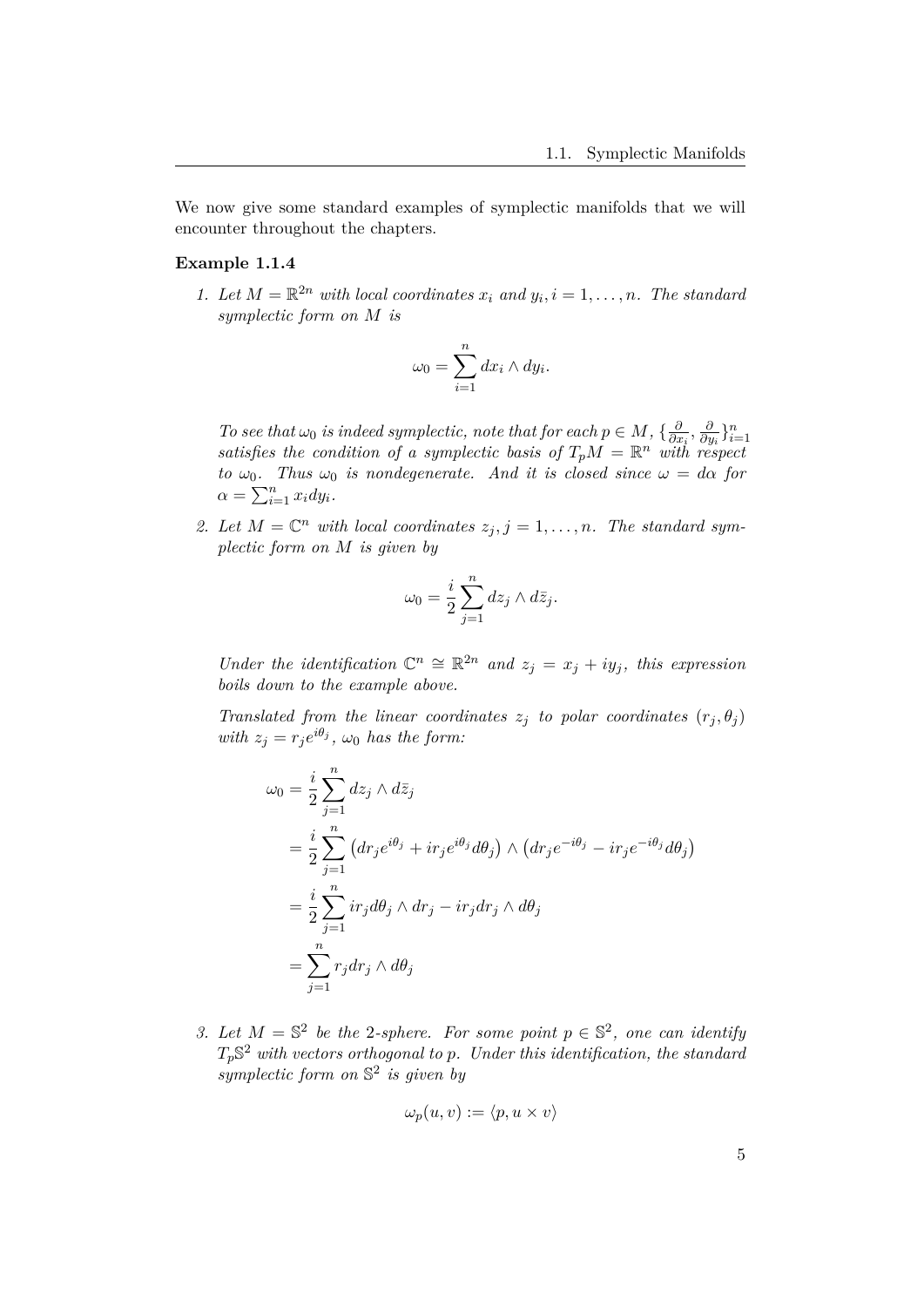We now give some standard examples of symplectic manifolds that we will encounter throughout the chapters.

**Example 1.1.4**

1. *Let $M = \mathbb{R}^{2n}$ with local coordinates $x_i$ and $y_i, i = 1, \ldots, n$. The standard symplectic form on $M$ is*

$$\omega_0 = \sum_{i=1}^{n} dx_i \wedge dy_i.$$

   *To see that $\omega_0$ is indeed symplectic, note that for each $p \in M$, $\{\frac{\partial}{\partial x_i}, \frac{\partial}{\partial y_i}\}_{i=1}^n$ satisfies the condition of a symplectic basis of $T_pM = \mathbb{R}^n$ with respect to $\omega_0$. Thus $\omega_0$ is nondegenerate. And it is closed since $\omega = d\alpha$ for $\alpha = \sum_{i=1}^n x_i dy_i$.*

2. *Let $M = \mathbb{C}^n$ with local coordinates $z_j, j = 1, \ldots, n$. The standard symplectic form on $M$ is given by*

$$\omega_0 = \frac{i}{2} \sum_{j=1}^{n} dz_j \wedge d\bar{z}_j.$$

   *Under the identification $\mathbb{C}^n \cong \mathbb{R}^{2n}$ and $z_j = x_j + iy_j$, this expression boils down to the example above.*

   *Translated from the linear coordinates $z_j$ to polar coordinates $(r_j, \theta_j)$ with $z_j = r_j e^{i\theta_j}$, $\omega_0$ has the form:*

$$\begin{aligned}
\omega_0 &= \frac{i}{2} \sum_{j=1}^{n} dz_j \wedge d\bar{z}_j \\
&= \frac{i}{2} \sum_{j=1}^{n} \left(dr_j e^{i\theta_j} + ir_j e^{i\theta_j} d\theta_j\right) \wedge \left(dr_j e^{-i\theta_j} - ir_j e^{-i\theta_j} d\theta_j\right) \\
&= \frac{i}{2} \sum_{j=1}^{n} ir_j d\theta_j \wedge dr_j - ir_j dr_j \wedge d\theta_j \\
&= \sum_{j=1}^{n} r_j dr_j \wedge d\theta_j
\end{aligned}$$

3. *Let $M = \mathbb{S}^2$ be the 2-sphere. For some point $p \in \mathbb{S}^2$, one can identify $T_p\mathbb{S}^2$ with vectors orthogonal to $p$. Under this identification, the standard symplectic form on $\mathbb{S}^2$ is given by*

$$\omega_p(u, v) := \langle p, u \times v \rangle$$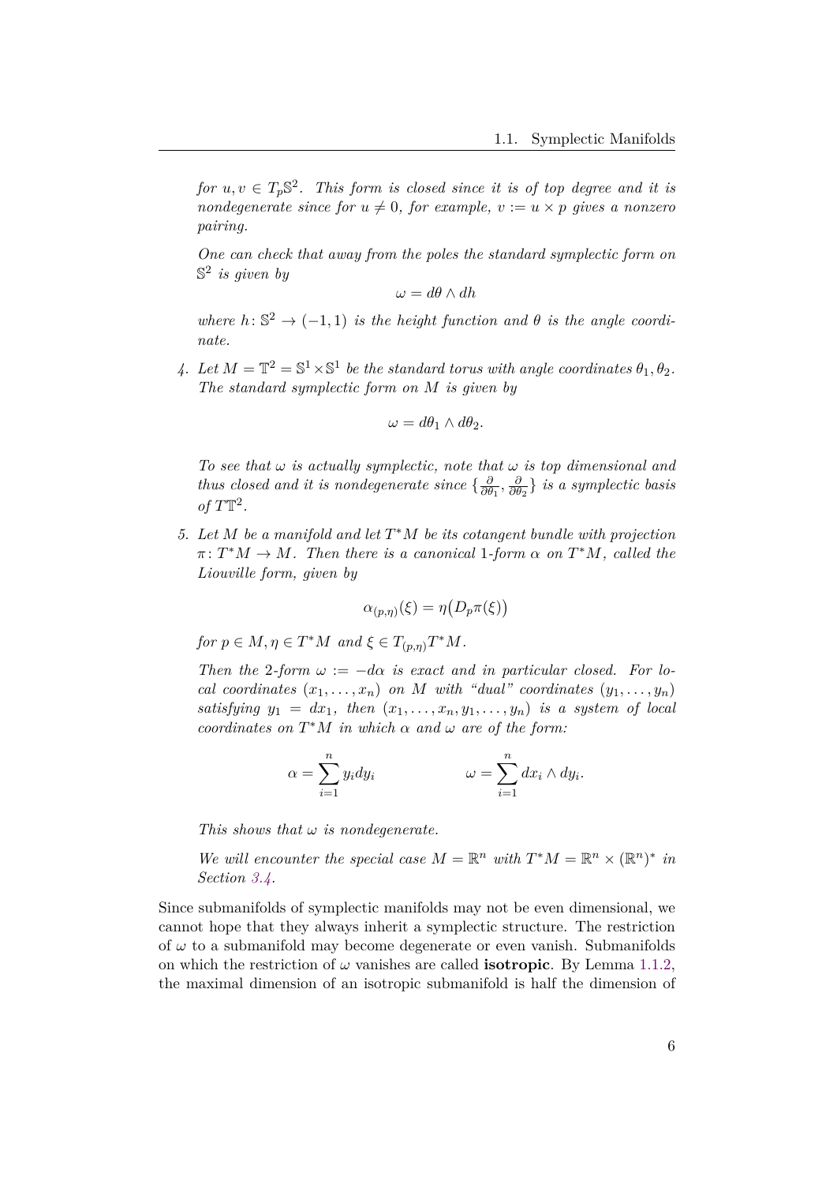*for $u, v \in T_p\mathbb{S}^2$. This form is closed since it is of top degree and it is nondegenerate since for $u \neq 0$, for example, $v := u \times p$ gives a nonzero pairing.*

*One can check that away from the poles the standard symplectic form on $\mathbb{S}^2$ is given by*

$$\omega = d\theta \wedge dh$$

*where $h\colon \mathbb{S}^2 \to (-1,1)$ is the height function and $\theta$ is the angle coordinate.*

4. *Let $M = \mathbb{T}^2 = \mathbb{S}^1 \times \mathbb{S}^1$ be the standard torus with angle coordinates $\theta_1, \theta_2$. The standard symplectic form on $M$ is given by*

   $$\omega = d\theta_1 \wedge d\theta_2.$$

   *To see that $\omega$ is actually symplectic, note that $\omega$ is top dimensional and thus closed and it is nondegenerate since $\{\frac{\partial}{\partial\theta_1}, \frac{\partial}{\partial\theta_2}\}$ is a symplectic basis of $T\mathbb{T}^2$.*

5. *Let $M$ be a manifold and let $T^*M$ be its cotangent bundle with projection $\pi\colon T^*M \to M$. Then there is a canonical 1-form $\alpha$ on $T^*M$, called the Liouville form, given by*

   $$\alpha_{(p,\eta)}(\xi) = \eta\big(D_p\pi(\xi)\big)$$

   *for $p \in M, \eta \in T^*M$ and $\xi \in T_{(p,\eta)}T^*M$.*

   *Then the 2-form $\omega := -d\alpha$ is exact and in particular closed. For local coordinates $(x_1, \dots, x_n)$ on $M$ with "dual" coordinates $(y_1, \dots, y_n)$ satisfying $y_1 = dx_1$, then $(x_1, \dots, x_n, y_1, \dots, y_n)$ is a system of local coordinates on $T^*M$ in which $\alpha$ and $\omega$ are of the form:*

   $$\alpha = \sum_{i=1}^{n} y_i dy_i \qquad\qquad \omega = \sum_{i=1}^{n} dx_i \wedge dy_i.$$

   *This shows that $\omega$ is nondegenerate.*

   *We will encounter the special case $M = \mathbb{R}^n$ with $T^*M = \mathbb{R}^n \times (\mathbb{R}^n)^*$ in Section 3.4.*

Since submanifolds of symplectic manifolds may not be even dimensional, we cannot hope that they always inherit a symplectic structure. The restriction of $\omega$ to a submanifold may become degenerate or even vanish. Submanifolds on which the restriction of $\omega$ vanishes are called **isotropic**. By Lemma 1.1.2, the maximal dimension of an isotropic submanifold is half the dimension of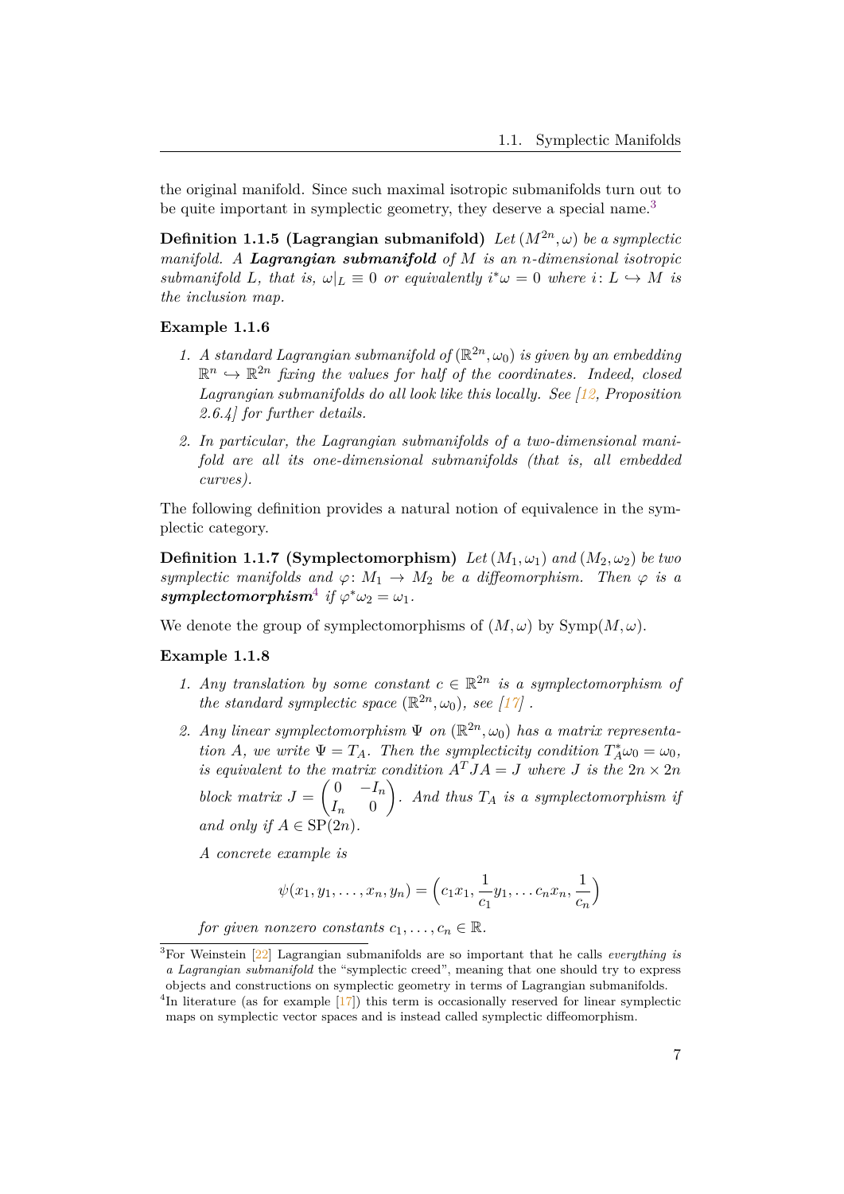the original manifold. Since such maximal isotropic submanifolds turn out to be quite important in symplectic geometry, they deserve a special name.[3]

**Definition 1.1.5 (Lagrangian submanifold)** *Let $(M^{2n}, \omega)$ be a symplectic manifold. A* ***Lagrangian submanifold*** *of $M$ is an $n$-dimensional isotropic submanifold $L$, that is, $\omega|_L \equiv 0$ or equivalently $i^*\omega = 0$ where $i\colon L \hookrightarrow M$ is the inclusion map.*

**Example 1.1.6**

1. *A standard Lagrangian submanifold of $(\mathbb{R}^{2n}, \omega_0)$ is given by an embedding $\mathbb{R}^n \hookrightarrow \mathbb{R}^{2n}$ fixing the values for half of the coordinates. Indeed, closed Lagrangian submanifolds do all look like this locally. See [12, Proposition 2.6.4] for further details.*

2. *In particular, the Lagrangian submanifolds of a two-dimensional manifold are all its one-dimensional submanifolds (that is, all embedded curves).*

The following definition provides a natural notion of equivalence in the symplectic category.

**Definition 1.1.7 (Symplectomorphism)** *Let $(M_1, \omega_1)$ and $(M_2, \omega_2)$ be two symplectic manifolds and $\varphi\colon M_1 \to M_2$ be a diffeomorphism. Then $\varphi$ is a* ***symplectomorphism***[4] *if $\varphi^*\omega_2 = \omega_1$.*

We denote the group of symplectomorphisms of $(M, \omega)$ by $\mathrm{Symp}(M, \omega)$.

**Example 1.1.8**

1. *Any translation by some constant $c \in \mathbb{R}^{2n}$ is a symplectomorphism of the standard symplectic space $(\mathbb{R}^{2n}, \omega_0)$, see [17] .*

2. *Any linear symplectomorphism $\Psi$ on $(\mathbb{R}^{2n}, \omega_0)$ has a matrix representation $A$, we write $\Psi = T_A$. Then the symplecticity condition $T_A^*\omega_0 = \omega_0$, is equivalent to the matrix condition $A^TJA = J$ where $J$ is the $2n \times 2n$ block matrix $J = \begin{pmatrix} 0 & -I_n \\ I_n & 0 \end{pmatrix}$. And thus $T_A$ is a symplectomorphism if and only if $A \in \mathrm{SP}(2n)$.*

   *A concrete example is*

$$\psi(x_1, y_1, \ldots, x_n, y_n) = \left(c_1 x_1, \frac{1}{c_1} y_1, \ldots c_n x_n, \frac{1}{c_n}\right)$$

   *for given nonzero constants $c_1, \ldots, c_n \in \mathbb{R}$.*

---

[3] For Weinstein [22] Lagrangian submanifolds are so important that he calls *everything is a Lagrangian submanifold* the "symplectic creed", meaning that one should try to express objects and constructions on symplectic geometry in terms of Lagrangian submanifolds.

[4] In literature (as for example [17]) this term is occasionally reserved for linear symplectic maps on symplectic vector spaces and is instead called symplectic diffeomorphism.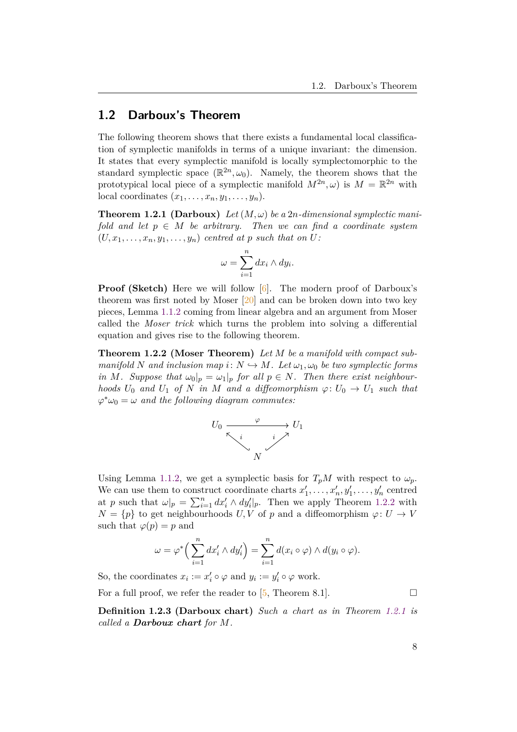## 1.2 Darboux's Theorem

The following theorem shows that there exists a fundamental local classification of symplectic manifolds in terms of a unique invariant: the dimension. It states that every symplectic manifold is locally symplectomorphic to the standard symplectic space $(\mathbb{R}^{2n}, \omega_0)$. Namely, the theorem shows that the prototypical local piece of a symplectic manifold $M^{2n}, \omega)$ is $M = \mathbb{R}^{2n}$ with local coordinates $(x_1, \ldots, x_n, y_1, \ldots, y_n)$.

**Theorem 1.2.1 (Darboux)** *Let $(M, \omega)$ be a $2n$-dimensional symplectic manifold and let $p \in M$ be arbitrary. Then we can find a coordinate system $(U, x_1, \ldots, x_n, y_1, \ldots, y_n)$ centred at $p$ such that on $U$:*

$$\omega = \sum_{i=1}^{n} dx_i \wedge dy_i.$$

**Proof (Sketch)** Here we will follow [6]. The modern proof of Darboux's theorem was first noted by Moser [20] and can be broken down into two key pieces, Lemma 1.1.2 coming from linear algebra and an argument from Moser called the *Moser trick* which turns the problem into solving a differential equation and gives rise to the following theorem.

**Theorem 1.2.2 (Moser Theorem)** *Let $M$ be a manifold with compact submanifold $N$ and inclusion map $i \colon N \hookrightarrow M$. Let $\omega_1, \omega_0$ be two symplectic forms in $M$. Suppose that $\omega_0|_p = \omega_1|_p$ for all $p \in N$. Then there exist neighbourhoods $U_0$ and $U_1$ of $N$ in $M$ and a diffeomorphism $\varphi \colon U_0 \to U_1$ such that $\varphi^* \omega_0 = \omega$ and the following diagram commutes:*

$$\begin{array}{ccc} U_0 & \xrightarrow{\varphi} & U_1 \\ & {}_{i}\nwarrow \quad \nearrow_{i} & \\ & N & \end{array}$$

Using Lemma 1.1.2, we get a symplectic basis for $T_pM$ with respect to $\omega_p$. We can use them to construct coordinate charts $x'_1, \ldots, x'_n, y'_1, \ldots, y'_n$ centred at $p$ such that $\omega|_p = \sum_{i=1}^{n} dx'_i \wedge dy'_i|_p$. Then we apply Theorem 1.2.2 with $N = \{p\}$ to get neighbourhoods $U, V$ of $p$ and a diffeomorphism $\varphi \colon U \to V$ such that $\varphi(p) = p$ and

$$\omega = \varphi^* \Big( \sum_{i=1}^{n} dx'_i \wedge dy'_i \Big) = \sum_{i=1}^{n} d(x_i \circ \varphi) \wedge d(y_i \circ \varphi).$$

So, the coordinates $x_i := x'_i \circ \varphi$ and $y_i := y'_i \circ \varphi$ work.

For a full proof, we refer the reader to [5, Theorem 8.1]. □

**Definition 1.2.3 (Darboux chart)** *Such a chart as in Theorem 1.2.1 is called a **Darboux chart** for $M$.*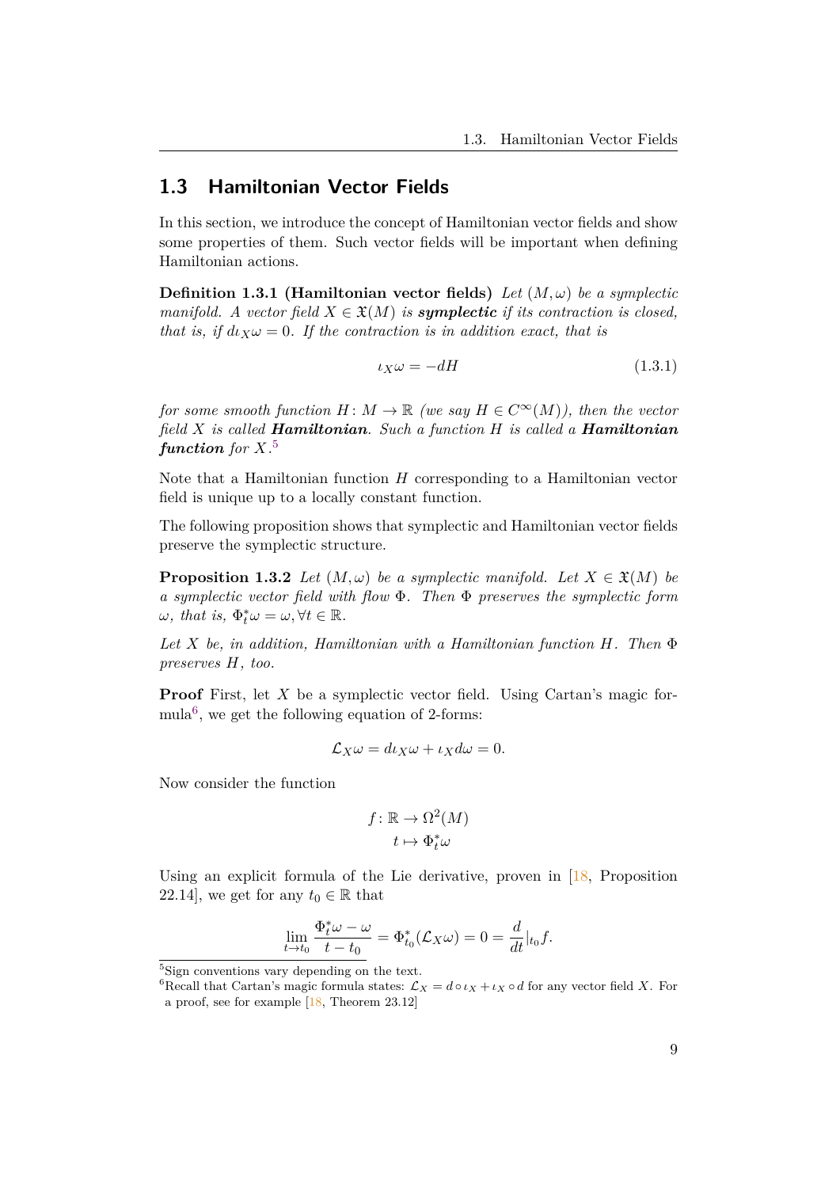## 1.3 Hamiltonian Vector Fields

In this section, we introduce the concept of Hamiltonian vector fields and show some properties of them. Such vector fields will be important when defining Hamiltonian actions.

**Definition 1.3.1 (Hamiltonian vector fields)** *Let $(M, \omega)$ be a symplectic manifold. A vector field $X \in \mathfrak{X}(M)$ is* ***symplectic*** *if its contraction is closed, that is, if $d\iota_X\omega = 0$. If the contraction is in addition exact, that is*

$$\iota_X\omega = -dH \tag{1.3.1}$$

*for some smooth function $H: M \to \mathbb{R}$ (we say $H \in C^\infty(M)$), then the vector field $X$ is called* ***Hamiltonian****. Such a function $H$ is called a* ***Hamiltonian function*** *for $X$.*[5]

Note that a Hamiltonian function $H$ corresponding to a Hamiltonian vector field is unique up to a locally constant function.

The following proposition shows that symplectic and Hamiltonian vector fields preserve the symplectic structure.

**Proposition 1.3.2** *Let $(M, \omega)$ be a symplectic manifold. Let $X \in \mathfrak{X}(M)$ be a symplectic vector field with flow $\Phi$. Then $\Phi$ preserves the symplectic form $\omega$, that is, $\Phi_t^*\omega = \omega, \forall t \in \mathbb{R}$.*

*Let $X$ be, in addition, Hamiltonian with a Hamiltonian function $H$. Then $\Phi$ preserves $H$, too.*

**Proof** First, let $X$ be a symplectic vector field. Using Cartan's magic formula[6], we get the following equation of 2-forms:

$$\mathcal{L}_X\omega = d\iota_X\omega + \iota_X d\omega = 0.$$

Now consider the function

$$f: \mathbb{R} \to \Omega^2(M)$$
$$t \mapsto \Phi_t^*\omega$$

Using an explicit formula of the Lie derivative, proven in [18, Proposition 22.14], we get for any $t_0 \in \mathbb{R}$ that

$$\lim_{t \to t_0} \frac{\Phi_t^*\omega - \omega}{t - t_0} = \Phi_{t_0}^*(\mathcal{L}_X\omega) = 0 = \frac{d}{dt}|_{t_0} f.$$

[5] Sign conventions vary depending on the text.

[6] Recall that Cartan's magic formula states: $\mathcal{L}_X = d \circ \iota_X + \iota_X \circ d$ for any vector field $X$. For a proof, see for example [18, Theorem 23.12]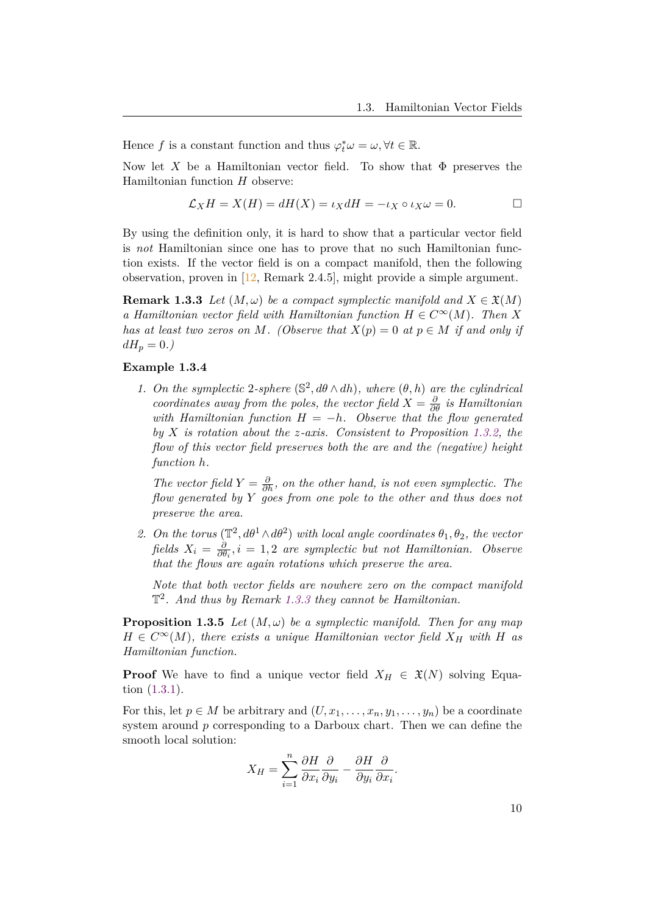Hence $f$ is a constant function and thus $\varphi_t^* \omega = \omega, \forall t \in \mathbb{R}$.

Now let $X$ be a Hamiltonian vector field. To show that $\Phi$ preserves the Hamiltonian function $H$ observe:

$$\mathcal{L}_X H = X(H) = dH(X) = \iota_X dH = -\iota_X \circ \iota_X \omega = 0. \qquad \square$$

By using the definition only, it is hard to show that a particular vector field is *not* Hamiltonian since one has to prove that no such Hamiltonian function exists. If the vector field is on a compact manifold, then the following observation, proven in [12, Remark 2.4.5], might provide a simple argument.

**Remark 1.3.3** *Let $(M, \omega)$ be a compact symplectic manifold and $X \in \mathfrak{X}(M)$ a Hamiltonian vector field with Hamiltonian function $H \in C^\infty(M)$. Then $X$ has at least two zeros on $M$. (Observe that $X(p) = 0$ at $p \in M$ if and only if $dH_p = 0$.)*

**Example 1.3.4**

1. *On the symplectic 2-sphere $(\mathbb{S}^2, d\theta \wedge dh)$, where $(\theta, h)$ are the cylindrical coordinates away from the poles, the vector field $X = \frac{\partial}{\partial \theta}$ is Hamiltonian with Hamiltonian function $H = -h$. Observe that the flow generated by $X$ is rotation about the z-axis. Consistent to Proposition 1.3.2, the flow of this vector field preserves both the are and the (negative) height function $h$.*

   *The vector field $Y = \frac{\partial}{\partial h}$, on the other hand, is not even symplectic. The flow generated by $Y$ goes from one pole to the other and thus does not preserve the area.*

2. *On the torus $(\mathbb{T}^2, d\theta^1 \wedge d\theta^2)$ with local angle coordinates $\theta_1, \theta_2$, the vector fields $X_i = \frac{\partial}{\partial \theta_i}, i = 1, 2$ are symplectic but not Hamiltonian. Observe that the flows are again rotations which preserve the area.*

   *Note that both vector fields are nowhere zero on the compact manifold $\mathbb{T}^2$. And thus by Remark 1.3.3 they cannot be Hamiltonian.*

**Proposition 1.3.5** *Let $(M, \omega)$ be a symplectic manifold. Then for any map $H \in C^\infty(M)$, there exists a unique Hamiltonian vector field $X_H$ with $H$ as Hamiltonian function.*

**Proof** We have to find a unique vector field $X_H \in \mathfrak{X}(N)$ solving Equation (1.3.1).

For this, let $p \in M$ be arbitrary and $(U, x_1, \ldots, x_n, y_1, \ldots, y_n)$ be a coordinate system around $p$ corresponding to a Darboux chart. Then we can define the smooth local solution:

$$X_H = \sum_{i=1}^{n} \frac{\partial H}{\partial x_i} \frac{\partial}{\partial y_i} - \frac{\partial H}{\partial y_i} \frac{\partial}{\partial x_i}.$$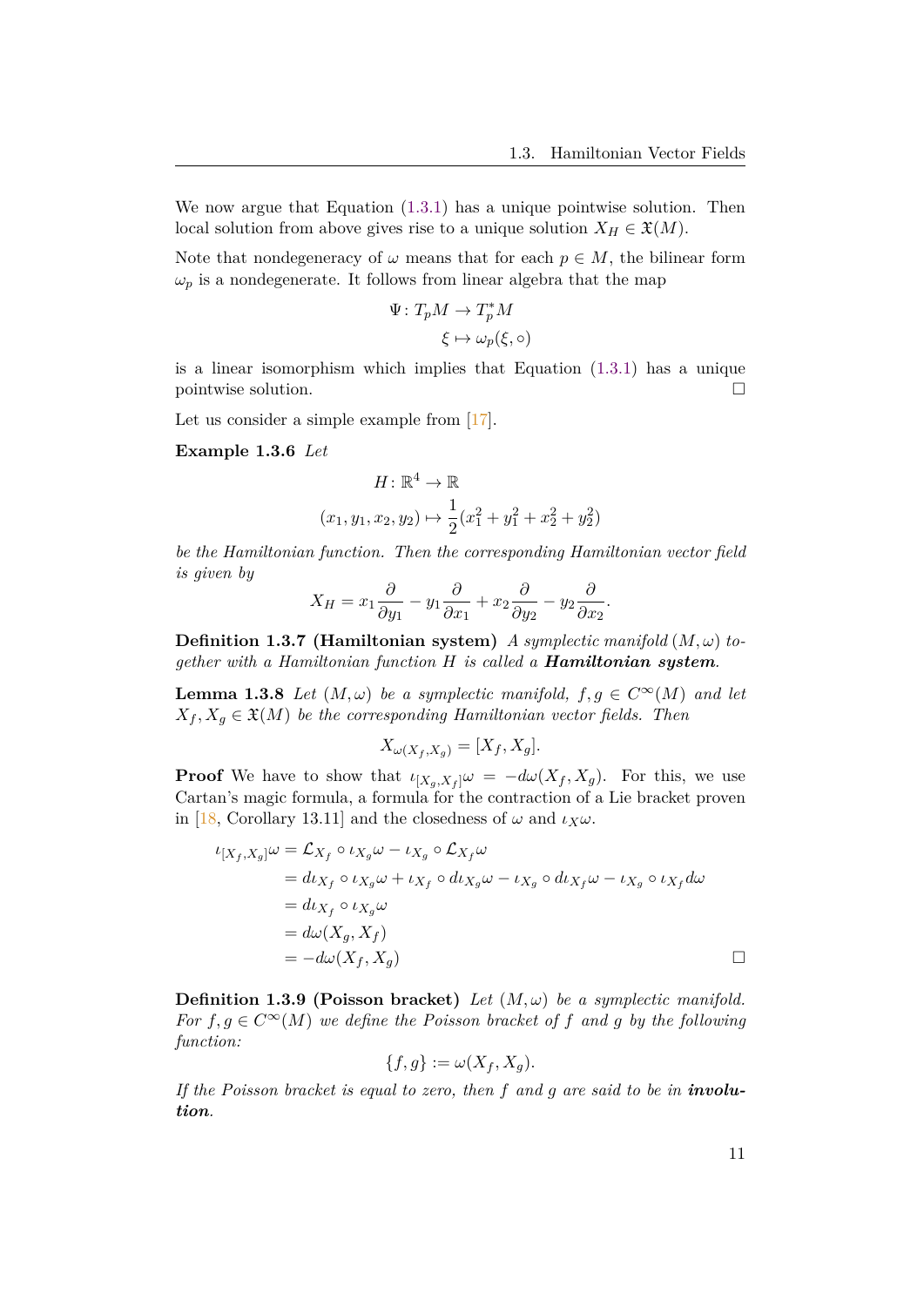We now argue that Equation (1.3.1) has a unique pointwise solution. Then local solution from above gives rise to a unique solution $X_H \in \mathfrak{X}(M)$.

Note that nondegeneracy of $\omega$ means that for each $p \in M$, the bilinear form $\omega_p$ is a nondegenerate. It follows from linear algebra that the map

$$
\begin{aligned}
\Psi \colon T_pM &\to T_p^*M \\
\xi &\mapsto \omega_p(\xi, \circ)
\end{aligned}
$$

is a linear isomorphism which implies that Equation (1.3.1) has a unique pointwise solution. □

Let us consider a simple example from [17].

**Example 1.3.6** *Let*

$$
\begin{aligned}
H \colon \mathbb{R}^4 &\to \mathbb{R} \\
(x_1, y_1, x_2, y_2) &\mapsto \frac{1}{2}(x_1^2 + y_1^2 + x_2^2 + y_2^2)
\end{aligned}
$$

*be the Hamiltonian function. Then the corresponding Hamiltonian vector field is given by*

$$
X_H = x_1 \frac{\partial}{\partial y_1} - y_1 \frac{\partial}{\partial x_1} + x_2 \frac{\partial}{\partial y_2} - y_2 \frac{\partial}{\partial x_2}.
$$

**Definition 1.3.7 (Hamiltonian system)** *A symplectic manifold $(M, \omega)$ together with a Hamiltonian function $H$ is called a* ***Hamiltonian system****.*

**Lemma 1.3.8** *Let $(M, \omega)$ be a symplectic manifold, $f, g \in C^\infty(M)$ and let $X_f, X_g \in \mathfrak{X}(M)$ be the corresponding Hamiltonian vector fields. Then*

$$
X_{\omega(X_f, X_g)} = [X_f, X_g].
$$

**Proof** We have to show that $\iota_{[X_g, X_f]}\omega = -d\omega(X_f, X_g)$. For this, we use Cartan's magic formula, a formula for the contraction of a Lie bracket proven in [18, Corollary 13.11] and the closedness of $\omega$ and $\iota_X\omega$.

$$
\begin{aligned}
\iota_{[X_f, X_g]}\omega &= \mathcal{L}_{X_f} \circ \iota_{X_g}\omega - \iota_{X_g} \circ \mathcal{L}_{X_f}\omega \\
&= d\iota_{X_f} \circ \iota_{X_g}\omega + \iota_{X_f} \circ d\iota_{X_g}\omega - \iota_{X_g} \circ d\iota_{X_f}\omega - \iota_{X_g} \circ \iota_{X_f} d\omega \\
&= d\iota_{X_f} \circ \iota_{X_g}\omega \\
&= d\omega(X_g, X_f) \\
&= -d\omega(X_f, X_g)
\end{aligned}
$$

□

**Definition 1.3.9 (Poisson bracket)** *Let $(M, \omega)$ be a symplectic manifold. For $f, g \in C^\infty(M)$ we define the Poisson bracket of $f$ and $g$ by the following function:*

$$
\{f, g\} := \omega(X_f, X_g).
$$

*If the Poisson bracket is equal to zero, then $f$ and $g$ are said to be in* ***involution****.*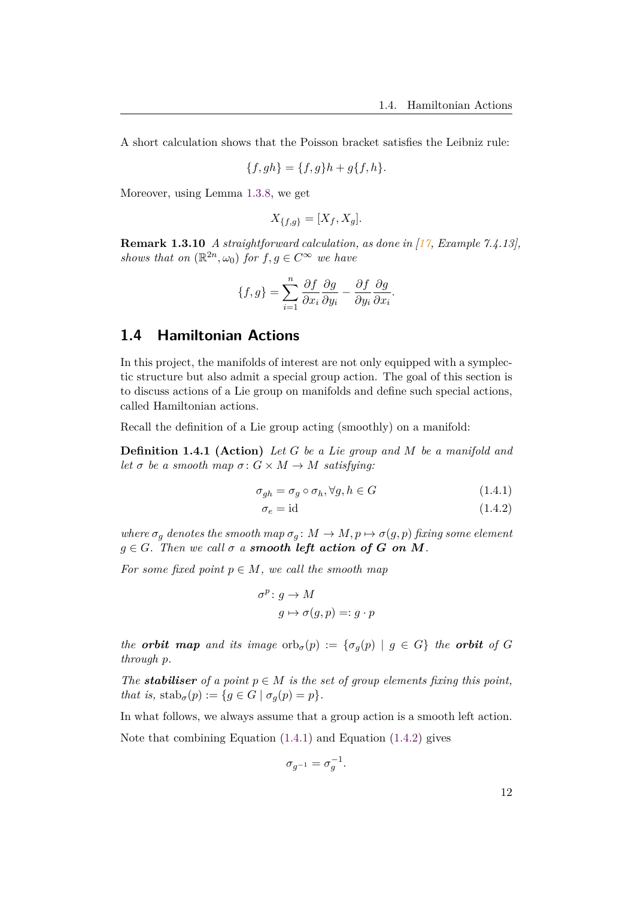A short calculation shows that the Poisson bracket satisfies the Leibniz rule:

$$\{f, gh\} = \{f, g\}h + g\{f, h\}.$$

Moreover, using Lemma 1.3.8, we get

$$X_{\{f,g\}} = [X_f, X_g].$$

**Remark 1.3.10** *A straightforward calculation, as done in [17, Example 7.4.13], shows that on $(\mathbb{R}^{2n}, \omega_0)$ for $f, g \in C^\infty$ we have*

$$\{f, g\} = \sum_{i=1}^{n} \frac{\partial f}{\partial x_i}\frac{\partial g}{\partial y_i} - \frac{\partial f}{\partial y_i}\frac{\partial g}{\partial x_i}.$$

## 1.4 Hamiltonian Actions

In this project, the manifolds of interest are not only equipped with a symplectic structure but also admit a special group action. The goal of this section is to discuss actions of a Lie group on manifolds and define such special actions, called Hamiltonian actions.

Recall the definition of a Lie group acting (smoothly) on a manifold:

**Definition 1.4.1 (Action)** *Let $G$ be a Lie group and $M$ be a manifold and let $\sigma$ be a smooth map $\sigma\colon G \times M \to M$ satisfying:*

$$\sigma_{gh} = \sigma_g \circ \sigma_h, \forall g, h \in G \tag{1.4.1}$$

$$\sigma_e = \mathrm{id} \tag{1.4.2}$$

*where $\sigma_g$ denotes the smooth map $\sigma_g\colon M \to M, p \mapsto \sigma(g, p)$ fixing some element $g \in G$. Then we call $\sigma$ a **smooth left action of $G$ on $M$**.*

*For some fixed point $p \in M$, we call the smooth map*

$$\begin{aligned} \sigma^p\colon g &\to M \\ g &\mapsto \sigma(g, p) =: g \cdot p \end{aligned}$$

*the **orbit map** and its image $\mathrm{orb}_\sigma(p) := \{\sigma_g(p) \mid g \in G\}$ the **orbit** of $G$ through $p$.*

*The **stabiliser** of a point $p \in M$ is the set of group elements fixing this point, that is, $\mathrm{stab}_\sigma(p) := \{g \in G \mid \sigma_g(p) = p\}$.*

In what follows, we always assume that a group action is a smooth left action.

Note that combining Equation (1.4.1) and Equation (1.4.2) gives

$$\sigma_{g^{-1}} = \sigma_g^{-1}.$$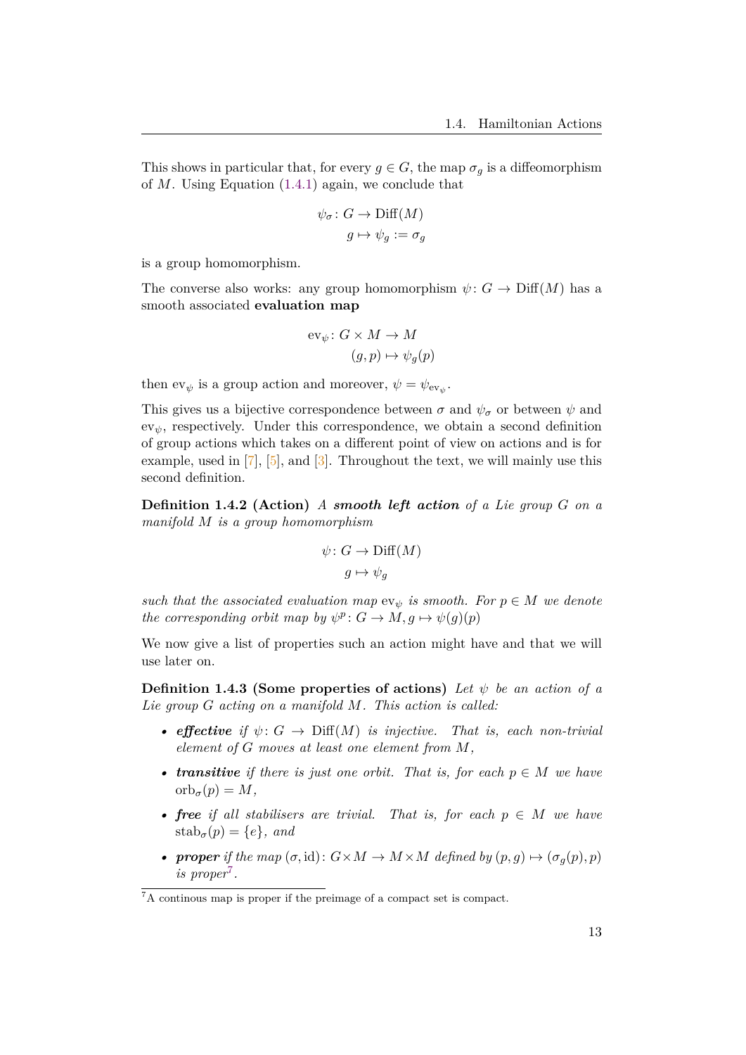This shows in particular that, for every $g \in G$, the map $\sigma_g$ is a diffeomorphism of $M$. Using Equation (1.4.1) again, we conclude that

$$
\begin{aligned}
\psi_\sigma \colon G &\to \mathrm{Diff}(M) \\
g &\mapsto \psi_g := \sigma_g
\end{aligned}
$$

is a group homomorphism.

The converse also works: any group homomorphism $\psi\colon G \to \mathrm{Diff}(M)$ has a smooth associated **evaluation map**

$$
\begin{aligned}
\mathrm{ev}_\psi \colon G \times M &\to M \\
(g,p) &\mapsto \psi_g(p)
\end{aligned}
$$

then $\mathrm{ev}_\psi$ is a group action and moreover, $\psi = \psi_{\mathrm{ev}_\psi}$.

This gives us a bijective correspondence between $\sigma$ and $\psi_\sigma$ or between $\psi$ and $\mathrm{ev}_\psi$, respectively. Under this correspondence, we obtain a second definition of group actions which takes on a different point of view on actions and is for example, used in [7], [5], and [3]. Throughout the text, we will mainly use this second definition.

**Definition 1.4.2 (Action)** *A **smooth left action** of a Lie group $G$ on a manifold $M$ is a group homomorphism*

$$
\begin{aligned}
\psi\colon G &\to \mathrm{Diff}(M) \\
g &\mapsto \psi_g
\end{aligned}
$$

*such that the associated evaluation map $\mathrm{ev}_\psi$ is smooth. For $p \in M$ we denote the corresponding orbit map by $\psi^p \colon G \to M, g \mapsto \psi(g)(p)$*

We now give a list of properties such an action might have and that we will use later on.

**Definition 1.4.3 (Some properties of actions)** *Let $\psi$ be an action of a Lie group $G$ acting on a manifold $M$. This action is called:*

- ***effective*** *if $\psi\colon G \to \mathrm{Diff}(M)$ is injective. That is, each non-trivial element of $G$ moves at least one element from $M$,*
- ***transitive*** *if there is just one orbit. That is, for each $p \in M$ we have $\mathrm{orb}_\sigma(p) = M$,*
- ***free*** *if all stabilisers are trivial. That is, for each $p \in M$ we have $\mathrm{stab}_\sigma(p) = \{e\}$, and*
- ***proper*** *if the map $(\sigma, \mathrm{id})\colon G \times M \to M \times M$ defined by $(p,g) \mapsto (\sigma_g(p), p)$ is proper[7].*

[7] A continous map is proper if the preimage of a compact set is compact.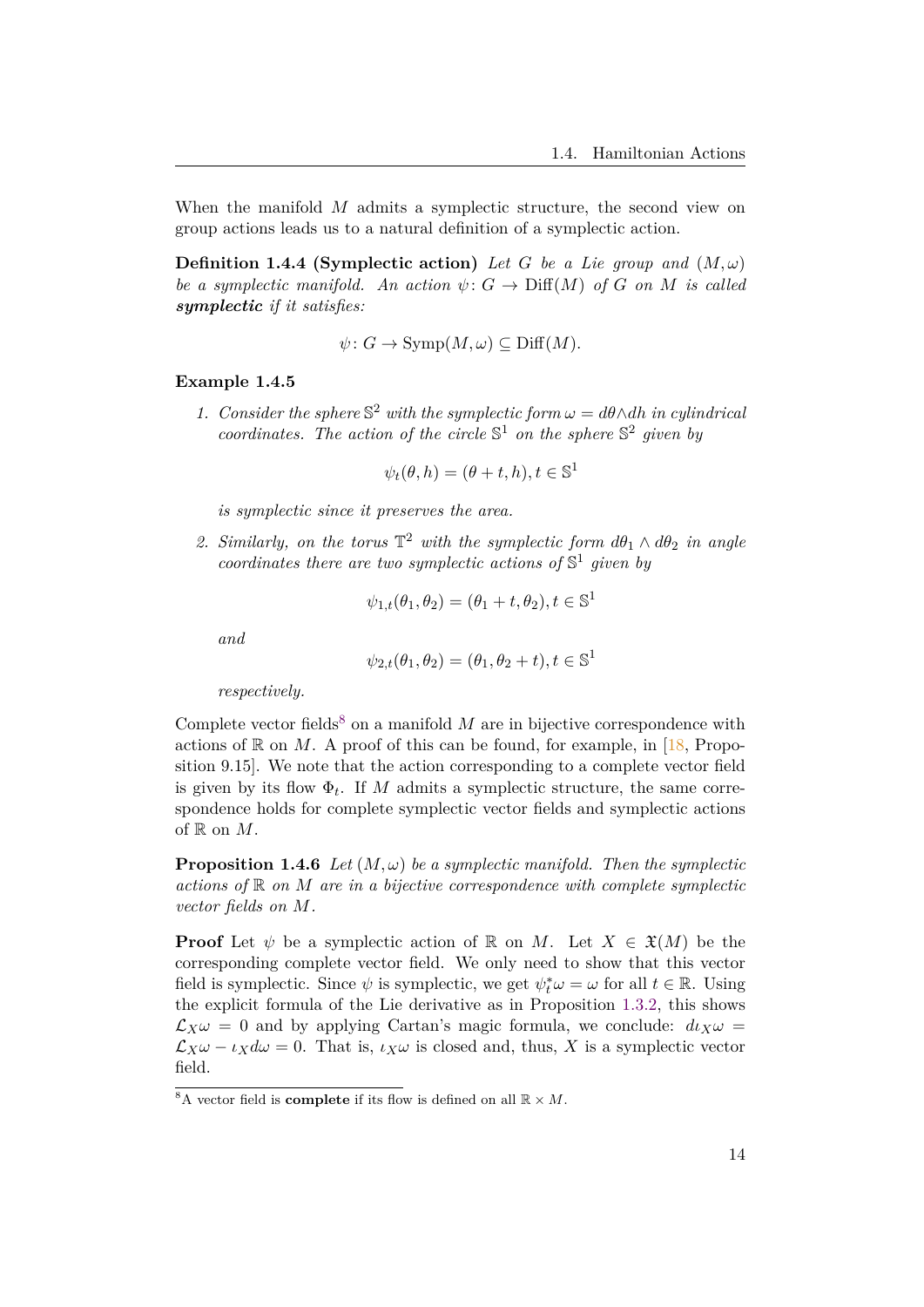When the manifold $M$ admits a symplectic structure, the second view on group actions leads us to a natural definition of a symplectic action.

**Definition 1.4.4 (Symplectic action)** *Let $G$ be a Lie group and $(M, \omega)$ be a symplectic manifold. An action $\psi\colon G \to \mathrm{Diff}(M)$ of $G$ on $M$ is called* ***symplectic*** *if it satisfies:*

$$\psi\colon G \to \mathrm{Symp}(M, \omega) \subseteq \mathrm{Diff}(M).$$

**Example 1.4.5**

1. *Consider the sphere $\mathbb{S}^2$ with the symplectic form $\omega = d\theta \wedge dh$ in cylindrical coordinates. The action of the circle $\mathbb{S}^1$ on the sphere $\mathbb{S}^2$ given by*

$$\psi_t(\theta, h) = (\theta + t, h), t \in \mathbb{S}^1$$

   *is symplectic since it preserves the area.*

2. *Similarly, on the torus $\mathbb{T}^2$ with the symplectic form $d\theta_1 \wedge d\theta_2$ in angle coordinates there are two symplectic actions of $\mathbb{S}^1$ given by*

$$\psi_{1,t}(\theta_1, \theta_2) = (\theta_1 + t, \theta_2), t \in \mathbb{S}^1$$

   *and*

$$\psi_{2,t}(\theta_1, \theta_2) = (\theta_1, \theta_2 + t), t \in \mathbb{S}^1$$

   *respectively.*

Complete vector fields[8] on a manifold $M$ are in bijective correspondence with actions of $\mathbb{R}$ on $M$. A proof of this can be found, for example, in [18, Proposition 9.15]. We note that the action corresponding to a complete vector field is given by its flow $\Phi_t$. If $M$ admits a symplectic structure, the same correspondence holds for complete symplectic vector fields and symplectic actions of $\mathbb{R}$ on $M$.

**Proposition 1.4.6** *Let $(M, \omega)$ be a symplectic manifold. Then the symplectic actions of $\mathbb{R}$ on $M$ are in a bijective correspondence with complete symplectic vector fields on $M$.*

**Proof** Let $\psi$ be a symplectic action of $\mathbb{R}$ on $M$. Let $X \in \mathfrak{X}(M)$ be the corresponding complete vector field. We only need to show that this vector field is symplectic. Since $\psi$ is symplectic, we get $\psi_t^* \omega = \omega$ for all $t \in \mathbb{R}$. Using the explicit formula of the Lie derivative as in Proposition 1.3.2, this shows $\mathcal{L}_X \omega = 0$ and by applying Cartan's magic formula, we conclude: $d\iota_X \omega = \mathcal{L}_X \omega - \iota_X d\omega = 0$. That is, $\iota_X \omega$ is closed and, thus, $X$ is a symplectic vector field.

[8] A vector field is **complete** if its flow is defined on all $\mathbb{R} \times M$.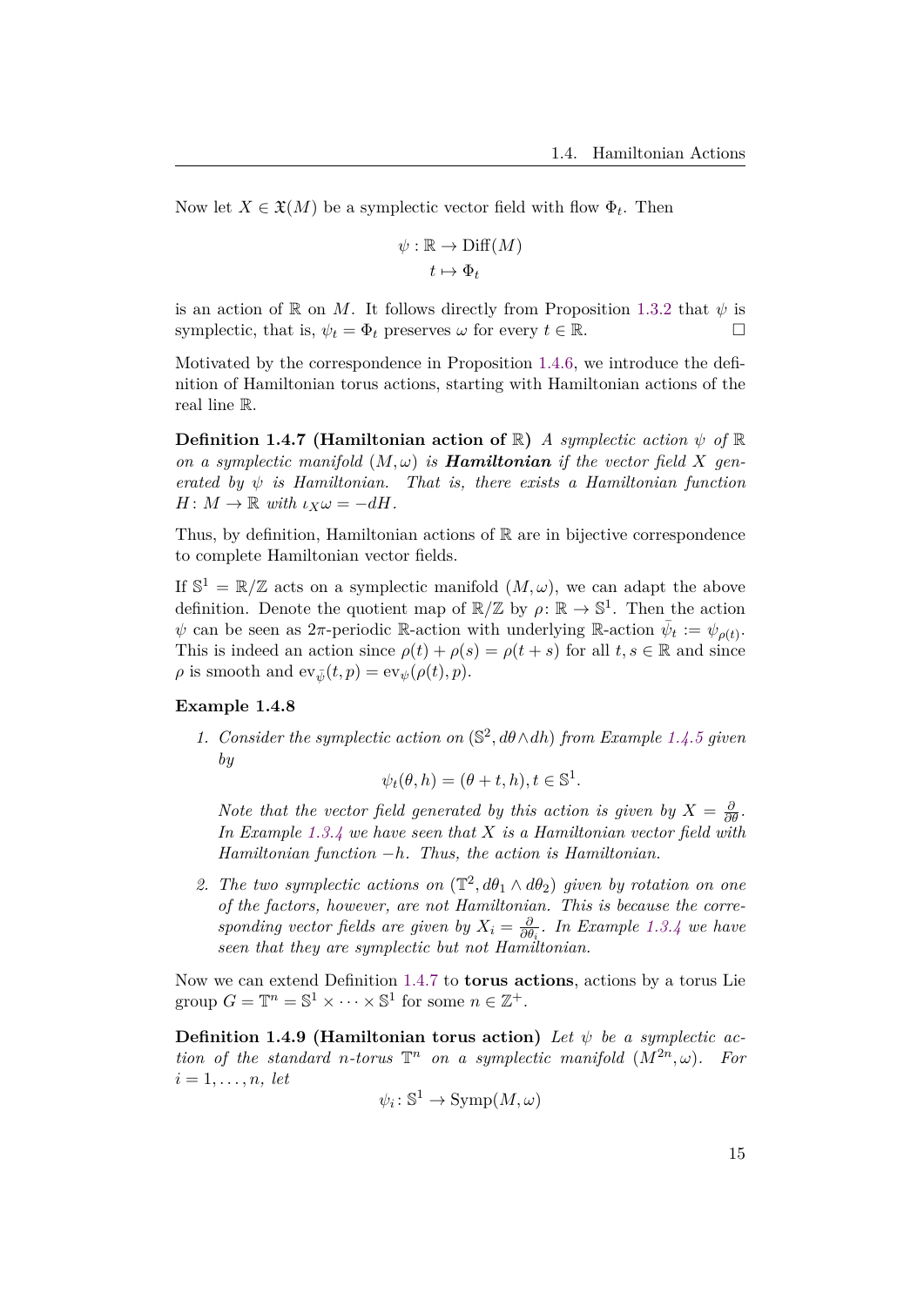Now let $X \in \mathfrak{X}(M)$ be a symplectic vector field with flow $\Phi_t$. Then

$$\psi : \mathbb{R} \to \mathrm{Diff}(M)$$
$$t \mapsto \Phi_t$$

is an action of $\mathbb{R}$ on $M$. It follows directly from Proposition 1.3.2 that $\psi$ is symplectic, that is, $\psi_t = \Phi_t$ preserves $\omega$ for every $t \in \mathbb{R}$. □

Motivated by the correspondence in Proposition 1.4.6, we introduce the definition of Hamiltonian torus actions, starting with Hamiltonian actions of the real line $\mathbb{R}$.

**Definition 1.4.7 (Hamiltonian action of $\mathbb{R}$)** *A symplectic action $\psi$ of $\mathbb{R}$ on a symplectic manifold $(M, \omega)$ is **Hamiltonian** if the vector field $X$ generated by $\psi$ is Hamiltonian. That is, there exists a Hamiltonian function $H: M \to \mathbb{R}$ with $\iota_X \omega = -dH$.*

Thus, by definition, Hamiltonian actions of $\mathbb{R}$ are in bijective correspondence to complete Hamiltonian vector fields.

If $\mathbb{S}^1 = \mathbb{R}/\mathbb{Z}$ acts on a symplectic manifold $(M, \omega)$, we can adapt the above definition. Denote the quotient map of $\mathbb{R}/\mathbb{Z}$ by $\rho: \mathbb{R} \to \mathbb{S}^1$. Then the action $\psi$ can be seen as $2\pi$-periodic $\mathbb{R}$-action with underlying $\mathbb{R}$-action $\bar{\psi}_t := \psi_{\rho(t)}$. This is indeed an action since $\rho(t) + \rho(s) = \rho(t + s)$ for all $t, s \in \mathbb{R}$ and since $\rho$ is smooth and $\mathrm{ev}_{\bar{\psi}}(t, p) = \mathrm{ev}_{\psi}(\rho(t), p)$.

**Example 1.4.8**

1. *Consider the symplectic action on $(\mathbb{S}^2, d\theta \wedge dh)$ from Example 1.4.5 given by*

   $$\psi_t(\theta, h) = (\theta + t, h), t \in \mathbb{S}^1.$$

   *Note that the vector field generated by this action is given by $X = \frac{\partial}{\partial \theta}$. In Example 1.3.4 we have seen that $X$ is a Hamiltonian vector field with Hamiltonian function $-h$. Thus, the action is Hamiltonian.*

2. *The two symplectic actions on $(\mathbb{T}^2, d\theta_1 \wedge d\theta_2)$ given by rotation on one of the factors, however, are not Hamiltonian. This is because the corresponding vector fields are given by $X_i = \frac{\partial}{\partial \theta_i}$. In Example 1.3.4 we have seen that they are symplectic but not Hamiltonian.*

Now we can extend Definition 1.4.7 to **torus actions**, actions by a torus Lie group $G = \mathbb{T}^n = \mathbb{S}^1 \times \cdots \times \mathbb{S}^1$ for some $n \in \mathbb{Z}^+$.

**Definition 1.4.9 (Hamiltonian torus action)** *Let $\psi$ be a symplectic action of the standard $n$-torus $\mathbb{T}^n$ on a symplectic manifold $(M^{2n}, \omega)$. For $i = 1, \ldots, n$, let*

$$\psi_i : \mathbb{S}^1 \to \mathrm{Symp}(M, \omega)$$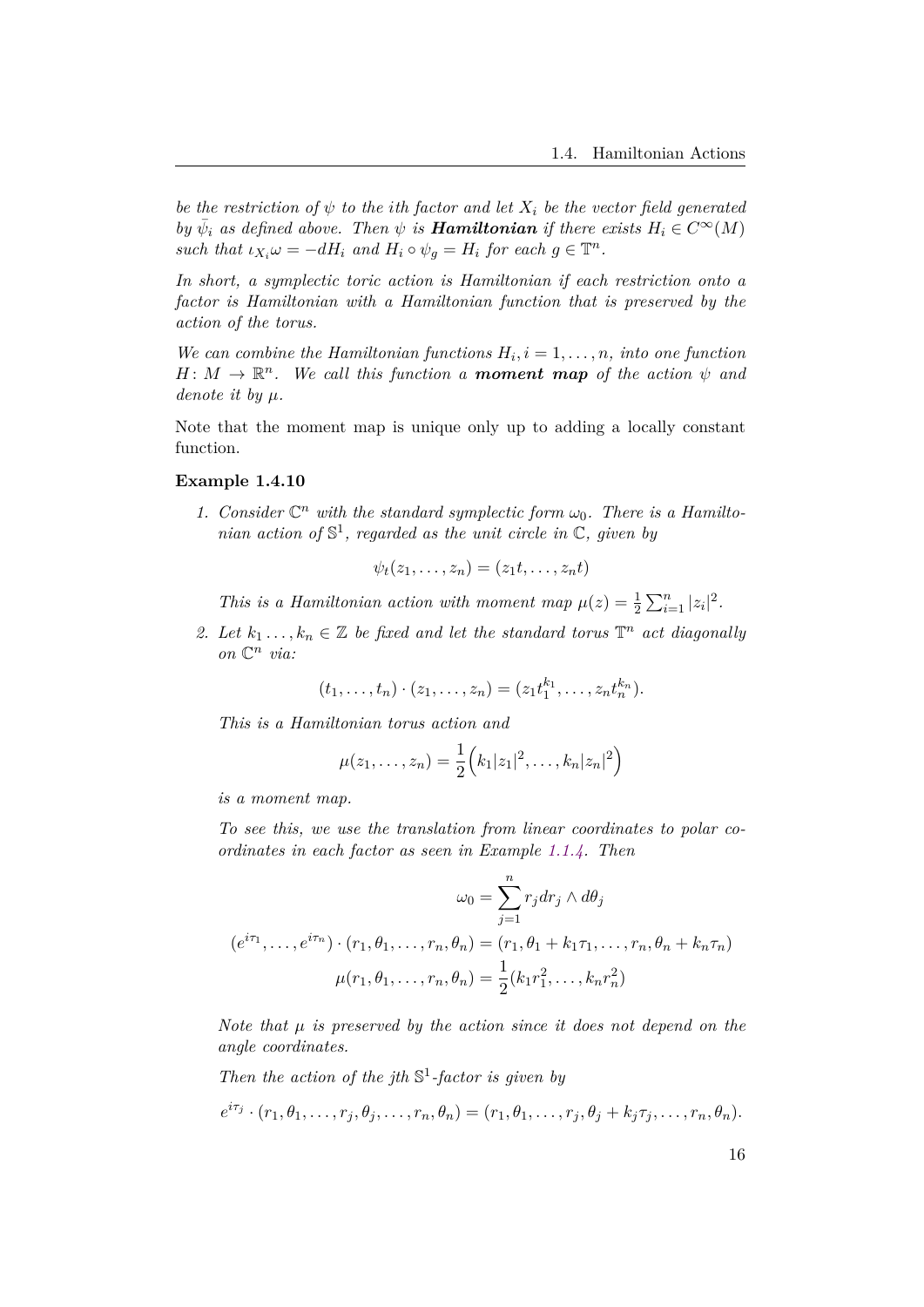*be the restriction of $\psi$ to the ith factor and let $X_i$ be the vector field generated by $\bar{\psi}_i$ as defined above. Then $\psi$ is* ***Hamiltonian*** *if there exists $H_i \in C^\infty(M)$ such that $\iota_{X_i}\omega = -dH_i$ and $H_i \circ \psi_g = H_i$ for each $g \in \mathbb{T}^n$.*

*In short, a symplectic toric action is Hamiltonian if each restriction onto a factor is Hamiltonian with a Hamiltonian function that is preserved by the action of the torus.*

*We can combine the Hamiltonian functions $H_i, i = 1, \dots, n$, into one function $H: M \to \mathbb{R}^n$. We call this function a* ***moment map*** *of the action $\psi$ and denote it by $\mu$.*

Note that the moment map is unique only up to adding a locally constant function.

**Example 1.4.10**

1. *Consider $\mathbb{C}^n$ with the standard symplectic form $\omega_0$. There is a Hamiltonian action of $\mathbb{S}^1$, regarded as the unit circle in $\mathbb{C}$, given by*

$$\psi_t(z_1, \dots, z_n) = (z_1 t, \dots, z_n t)$$

   *This is a Hamiltonian action with moment map $\mu(z) = \frac{1}{2}\sum_{i=1}^n |z_i|^2$.*

2. *Let $k_1 \dots, k_n \in \mathbb{Z}$ be fixed and let the standard torus $\mathbb{T}^n$ act diagonally on $\mathbb{C}^n$ via:*

$$(t_1, \dots, t_n) \cdot (z_1, \dots, z_n) = (z_1 t_1^{k_1}, \dots, z_n t_n^{k_n}).$$

   *This is a Hamiltonian torus action and*

$$\mu(z_1, \dots, z_n) = \frac{1}{2}\Big(k_1|z_1|^2, \dots, k_n|z_n|^2\Big)$$

   *is a moment map.*

   *To see this, we use the translation from linear coordinates to polar coordinates in each factor as seen in Example 1.1.4. Then*

$$\omega_0 = \sum_{j=1}^n r_j dr_j \wedge d\theta_j$$

$$(e^{i\tau_1}, \dots, e^{i\tau_n}) \cdot (r_1, \theta_1, \dots, r_n, \theta_n) = (r_1, \theta_1 + k_1\tau_1, \dots, r_n, \theta_n + k_n\tau_n)$$

$$\mu(r_1, \theta_1, \dots, r_n, \theta_n) = \frac{1}{2}(k_1 r_1^2, \dots, k_n r_n^2)$$

   *Note that $\mu$ is preserved by the action since it does not depend on the angle coordinates.*

   *Then the action of the jth $\mathbb{S}^1$-factor is given by*

$$e^{i\tau_j} \cdot (r_1, \theta_1, \dots, r_j, \theta_j, \dots, r_n, \theta_n) = (r_1, \theta_1, \dots, r_j, \theta_j + k_j\tau_j, \dots, r_n, \theta_n).$$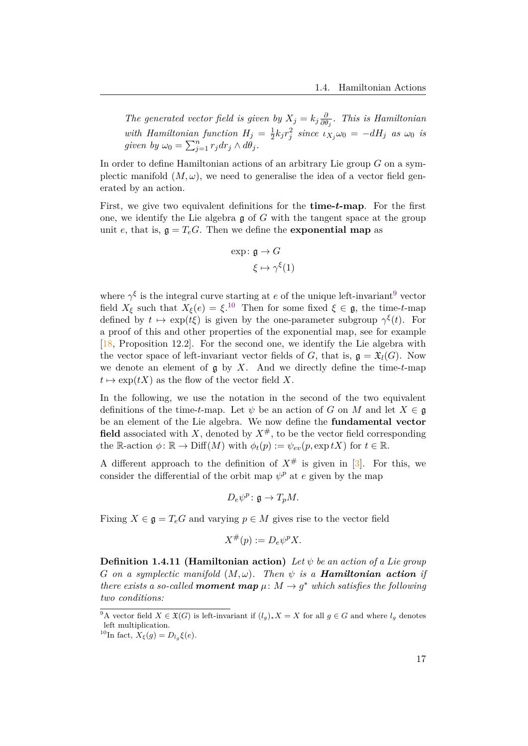*The generated vector field is given by $X_j = k_j \frac{\partial}{\partial \theta_j}$. This is Hamiltonian with Hamiltonian function $H_j = \frac{1}{2} k_j r_j^2$ since $\iota_{X_j}\omega_0 = -dH_j$ as $\omega_0$ is given by $\omega_0 = \sum_{j=1}^n r_j dr_j \wedge d\theta_j$.*

In order to define Hamiltonian actions of an arbitrary Lie group $G$ on a symplectic manifold $(M, \omega)$, we need to generalise the idea of a vector field generated by an action.

First, we give two equivalent definitions for the **time-$t$-map**. For the first one, we identify the Lie algebra $\mathfrak{g}$ of $G$ with the tangent space at the group unit $e$, that is, $\mathfrak{g} = T_e G$. Then we define the **exponential map** as

$$
\begin{aligned}
\exp\colon \mathfrak{g} &\to G \\
\xi &\mapsto \gamma^{\xi}(1)
\end{aligned}
$$

where $\gamma^{\xi}$ is the integral curve starting at $e$ of the unique left-invariant[9] vector field $X_{\xi}$ such that $X_{\xi}(e) = \xi$.[10] Then for some fixed $\xi \in \mathfrak{g}$, the time-$t$-map defined by $t \mapsto \exp(t\xi)$ is given by the one-parameter subgroup $\gamma^{\xi}(t)$. For a proof of this and other properties of the exponential map, see for example [18, Proposition 12.2]. For the second one, we identify the Lie algebra with the vector space of left-invariant vector fields of $G$, that is, $\mathfrak{g} = \mathfrak{X}_l(G)$. Now we denote an element of $\mathfrak{g}$ by $X$. And we directly define the time-$t$-map $t \mapsto \exp(tX)$ as the flow of the vector field $X$.

In the following, we use the notation in the second of the two equivalent definitions of the time-$t$-map. Let $\psi$ be an action of $G$ on $M$ and let $X \in \mathfrak{g}$ be an element of the Lie algebra. We now define the **fundamental vector field** associated with $X$, denoted by $X^{\#}$, to be the vector field corresponding the $\mathbb{R}$-action $\phi\colon \mathbb{R} \to \mathrm{Diff}(M)$ with $\phi_t(p) := \psi_{ev}(p, \exp tX)$ for $t \in \mathbb{R}$.

A different approach to the definition of $X^{\#}$ is given in [3]. For this, we consider the differential of the orbit map $\psi^p$ at $e$ given by the map

$$
D_e \psi^p \colon \mathfrak{g} \to T_p M.
$$

Fixing $X \in \mathfrak{g} = T_e G$ and varying $p \in M$ gives rise to the vector field

$$
X^{\#}(p) := D_e \psi^p X.
$$

**Definition 1.4.11 (Hamiltonian action)** *Let $\psi$ be an action of a Lie group $G$ on a symplectic manifold $(M, \omega)$. Then $\psi$ is a **Hamiltonian action** if there exists a so-called **moment map** $\mu\colon M \to g^*$ which satisfies the following two conditions:*

[9] A vector field $X \in \mathfrak{X}(G)$ is left-invariant if $(l_g)_* X = X$ for all $g \in G$ and where $l_g$ denotes left multiplication.

[10] In fact, $X_{\xi}(g) = D_{l_g}\xi(e)$.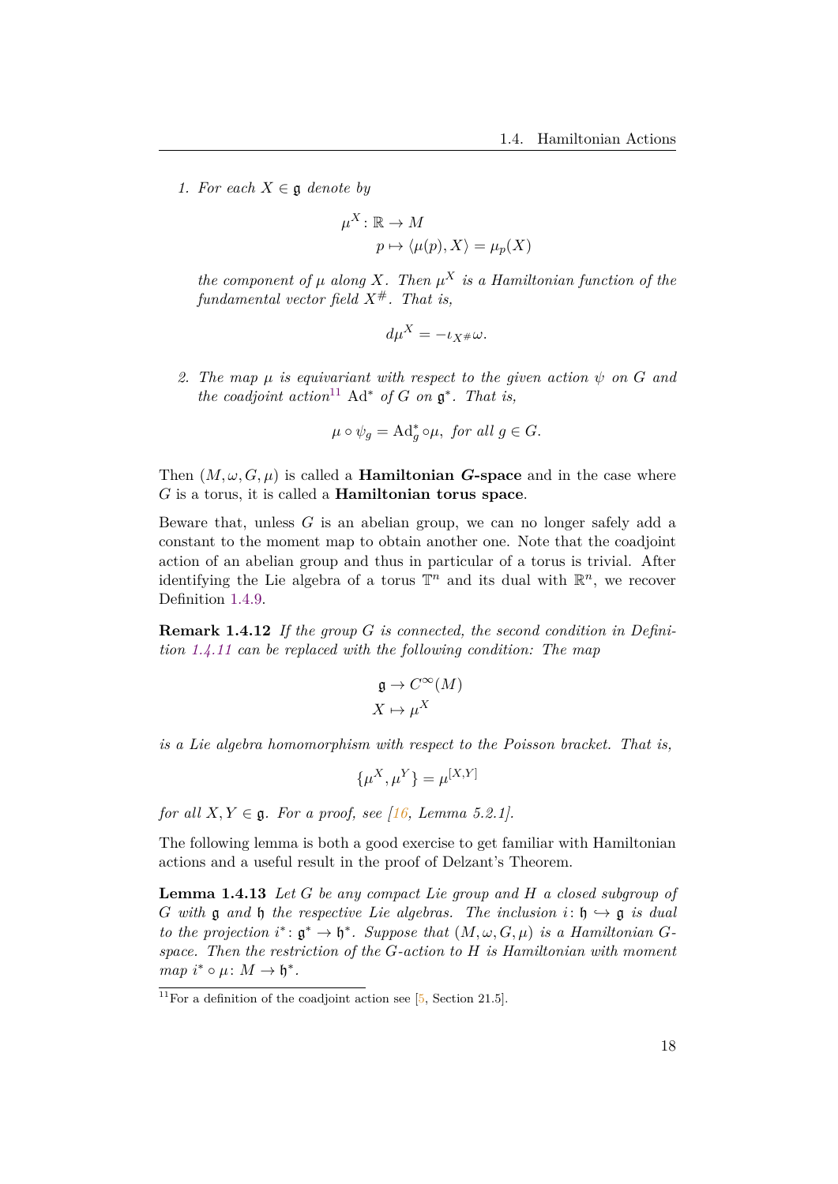1. *For each $X \in \mathfrak{g}$ denote by*

$$
\begin{aligned}
\mu^X \colon \mathbb{R} &\to M \\
p &\mapsto \langle \mu(p), X \rangle = \mu_p(X)
\end{aligned}
$$

*the component of $\mu$ along $X$. Then $\mu^X$ is a Hamiltonian function of the fundamental vector field $X^\#$. That is,*

$$
d\mu^X = -\iota_{X^\#}\omega.
$$

2. *The map $\mu$ is equivariant with respect to the given action $\psi$ on $G$ and the coadjoint action*[11] $\mathrm{Ad}^*$ *of $G$ on $\mathfrak{g}^*$. That is,*

$$
\mu \circ \psi_g = \mathrm{Ad}_g^* \circ \mu, \text{ for all } g \in G.
$$

Then $(M, \omega, G, \mu)$ is called a **Hamiltonian $G$-space** and in the case where $G$ is a torus, it is called a **Hamiltonian torus space**.

Beware that, unless $G$ is an abelian group, we can no longer safely add a constant to the moment map to obtain another one. Note that the coadjoint action of an abelian group and thus in particular of a torus is trivial. After identifying the Lie algebra of a torus $\mathbb{T}^n$ and its dual with $\mathbb{R}^n$, we recover Definition 1.4.9.

**Remark 1.4.12** *If the group $G$ is connected, the second condition in Definition 1.4.11 can be replaced with the following condition: The map*

$$
\begin{aligned}
\mathfrak{g} &\to C^\infty(M) \\
X &\mapsto \mu^X
\end{aligned}
$$

*is a Lie algebra homomorphism with respect to the Poisson bracket. That is,*

$$
\{\mu^X, \mu^Y\} = \mu^{[X,Y]}
$$

*for all $X, Y \in \mathfrak{g}$. For a proof, see [16, Lemma 5.2.1].*

The following lemma is both a good exercise to get familiar with Hamiltonian actions and a useful result in the proof of Delzant's Theorem.

**Lemma 1.4.13** *Let $G$ be any compact Lie group and $H$ a closed subgroup of $G$ with $\mathfrak{g}$ and $\mathfrak{h}$ the respective Lie algebras. The inclusion $i \colon \mathfrak{h} \hookrightarrow \mathfrak{g}$ is dual to the projection $i^* \colon \mathfrak{g}^* \to \mathfrak{h}^*$. Suppose that $(M, \omega, G, \mu)$ is a Hamiltonian $G$-space. Then the restriction of the $G$-action to $H$ is Hamiltonian with moment map $i^* \circ \mu \colon M \to \mathfrak{h}^*$.*

[11] For a definition of the coadjoint action see [5, Section 21.5].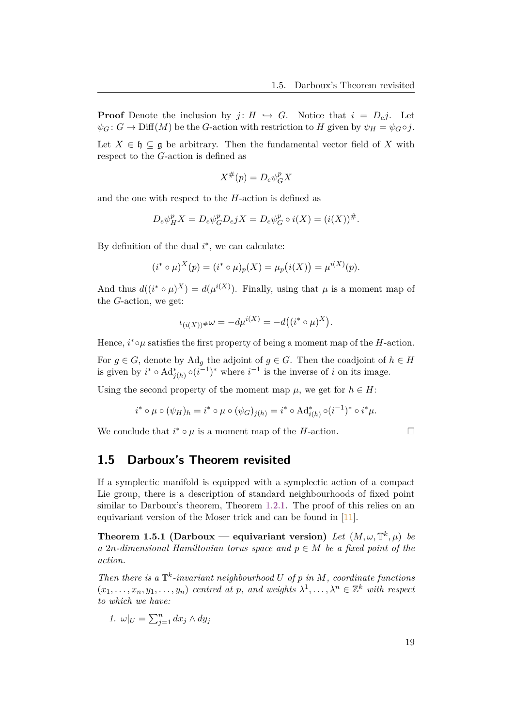**Proof** Denote the inclusion by $j\colon H \hookrightarrow G$. Notice that $i = D_e j$. Let $\psi_G\colon G \to \mathrm{Diff}(M)$ be the $G$-action with restriction to $H$ given by $\psi_H = \psi_G \circ j$.

Let $X \in \mathfrak{h} \subseteq \mathfrak{g}$ be arbitrary. Then the fundamental vector field of $X$ with respect to the $G$-action is defined as

$$X^{\#}(p) = D_e \psi_G^p X$$

and the one with respect to the $H$-action is defined as

$$D_e \psi_H^p X = D_e \psi_G^p D_e j X = D_e \psi_G^p \circ i(X) = (i(X))^{\#}.$$

By definition of the dual $i^*$, we can calculate:

$$(i^* \circ \mu)^X(p) = (i^* \circ \mu)_p(X) = \mu_p\big(i(X)\big) = \mu^{i(X)}(p).$$

And thus $d((i^* \circ \mu)^X) = d(\mu^{i(X)})$. Finally, using that $\mu$ is a moment map of the $G$-action, we get:

$$\iota_{(i(X))^{\#}}\omega = -d\mu^{i(X)} = -d\big((i^* \circ \mu)^X\big).$$

Hence, $i^* \circ \mu$ satisfies the first property of being a moment map of the $H$-action.

For $g \in G$, denote by $\mathrm{Ad}_g$ the adjoint of $g \in G$. Then the coadjoint of $h \in H$ is given by $i^* \circ \mathrm{Ad}^*_{j(h)} \circ (i^{-1})^*$ where $i^{-1}$ is the inverse of $i$ on its image.

Using the second property of the moment map $\mu$, we get for $h \in H$:

$$i^* \circ \mu \circ (\psi_H)_h = i^* \circ \mu \circ (\psi_G)_{j(h)} = i^* \circ \mathrm{Ad}^*_{i(h)} \circ (i^{-1})^* \circ i^* \mu.$$

We conclude that $i^* \circ \mu$ is a moment map of the $H$-action. □

## 1.5 Darboux's Theorem revisited

If a symplectic manifold is equipped with a symplectic action of a compact Lie group, there is a description of standard neighbourhoods of fixed point similar to Darboux's theorem, Theorem 1.2.1. The proof of this relies on an equivariant version of the Moser trick and can be found in [11].

**Theorem 1.5.1 (Darboux — equivariant version)** *Let $(M, \omega, \mathbb{T}^k, \mu)$ be a $2n$-dimensional Hamiltonian torus space and $p \in M$ be a fixed point of the action.*

*Then there is a $\mathbb{T}^k$-invariant neighbourhood $U$ of $p$ in $M$, coordinate functions $(x_1, \ldots, x_n, y_1, \ldots, y_n)$ centred at $p$, and weights $\lambda^1, \ldots, \lambda^n \in \mathbb{Z}^k$ with respect to which we have:*

1. $\omega|_U = \sum_{j=1}^n dx_j \wedge dy_j$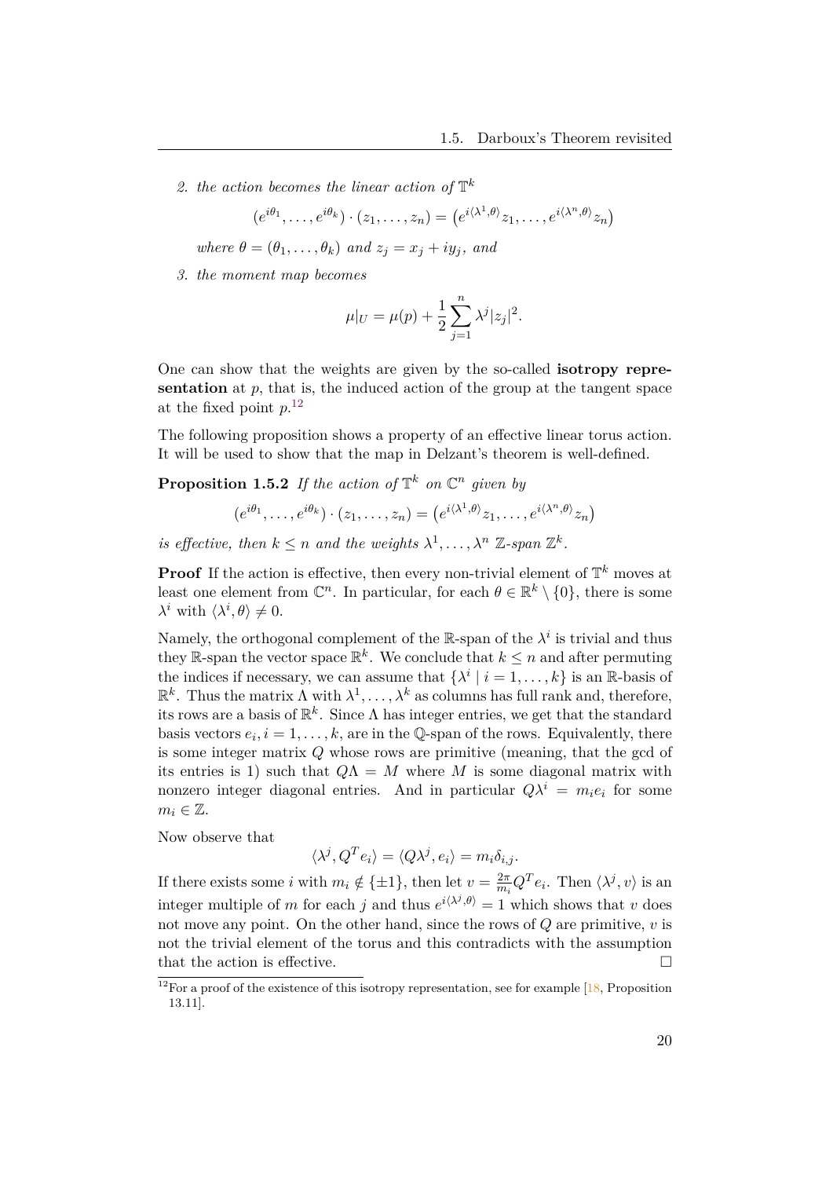2. *the action becomes the linear action of* $\mathbb{T}^k$

$$(e^{i\theta_1}, \ldots, e^{i\theta_k}) \cdot (z_1, \ldots, z_n) = \left(e^{i\langle\lambda^1,\theta\rangle} z_1, \ldots, e^{i\langle\lambda^n,\theta\rangle} z_n\right)$$

*where* $\theta = (\theta_1, \ldots, \theta_k)$ *and* $z_j = x_j + iy_j$*, and*

3. *the moment map becomes*

$$\mu|_U = \mu(p) + \frac{1}{2}\sum_{j=1}^{n} \lambda^j |z_j|^2.$$

One can show that the weights are given by the so-called **isotropy representation** at $p$, that is, the induced action of the group at the tangent space at the fixed point $p$.[12]

The following proposition shows a property of an effective linear torus action. It will be used to show that the map in Delzant's theorem is well-defined.

**Proposition 1.5.2** *If the action of* $\mathbb{T}^k$ *on* $\mathbb{C}^n$ *given by*

$$(e^{i\theta_1}, \ldots, e^{i\theta_k}) \cdot (z_1, \ldots, z_n) = \left(e^{i\langle\lambda^1,\theta\rangle} z_1, \ldots, e^{i\langle\lambda^n,\theta\rangle} z_n\right)$$

*is effective, then* $k \leq n$ *and the weights* $\lambda^1, \ldots, \lambda^n$ $\mathbb{Z}$*-span* $\mathbb{Z}^k$*.*

**Proof** If the action is effective, then every non-trivial element of $\mathbb{T}^k$ moves at least one element from $\mathbb{C}^n$. In particular, for each $\theta \in \mathbb{R}^k \setminus \{0\}$, there is some $\lambda^i$ with $\langle\lambda^i, \theta\rangle \neq 0$.

Namely, the orthogonal complement of the $\mathbb{R}$-span of the $\lambda^i$ is trivial and thus they $\mathbb{R}$-span the vector space $\mathbb{R}^k$. We conclude that $k \leq n$ and after permuting the indices if necessary, we can assume that $\{\lambda^i \mid i = 1, \ldots, k\}$ is an $\mathbb{R}$-basis of $\mathbb{R}^k$. Thus the matrix $\Lambda$ with $\lambda^1, \ldots, \lambda^k$ as columns has full rank and, therefore, its rows are a basis of $\mathbb{R}^k$. Since $\Lambda$ has integer entries, we get that the standard basis vectors $e_i, i = 1, \ldots, k$, are in the $\mathbb{Q}$-span of the rows. Equivalently, there is some integer matrix $Q$ whose rows are primitive (meaning, that the gcd of its entries is 1) such that $Q\Lambda = M$ where $M$ is some diagonal matrix with nonzero integer diagonal entries. And in particular $Q\lambda^i = m_i e_i$ for some $m_i \in \mathbb{Z}$.

Now observe that

$$\langle\lambda^j, Q^T e_i\rangle = \langle Q\lambda^j, e_i\rangle = m_i \delta_{i,j}.$$

If there exists some $i$ with $m_i \notin \{\pm 1\}$, then let $v = \frac{2\pi}{m_i} Q^T e_i$. Then $\langle\lambda^j, v\rangle$ is an integer multiple of $m$ for each $j$ and thus $e^{i\langle\lambda^j,\theta\rangle} = 1$ which shows that $v$ does not move any point. On the other hand, since the rows of $Q$ are primitive, $v$ is not the trivial element of the torus and this contradicts with the assumption that the action is effective. $\square$

[12] For a proof of the existence of this isotropy representation, see for example [18, Proposition 13.11].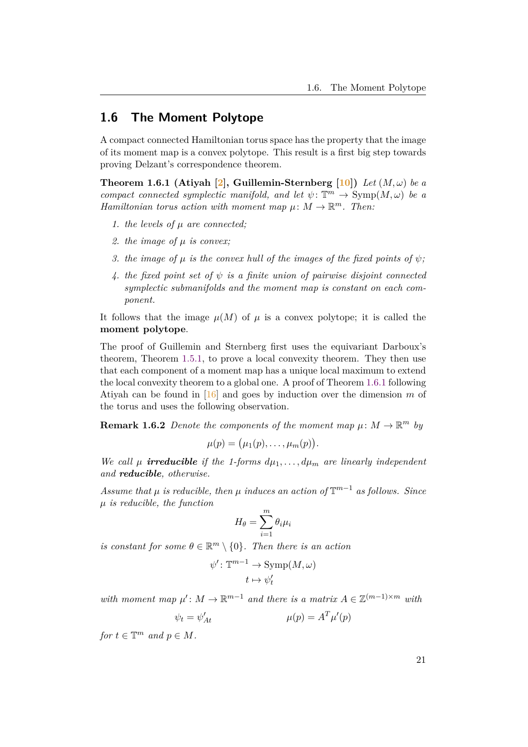## 1.6 The Moment Polytope

A compact connected Hamiltonian torus space has the property that the image of its moment map is a convex polytope. This result is a first big step towards proving Delzant's correspondence theorem.

**Theorem 1.6.1 (Atiyah [2], Guillemin-Sternberg [10])** *Let $(M, \omega)$ be a compact connected symplectic manifold, and let $\psi\colon \mathbb{T}^m \to \mathrm{Symp}(M, \omega)$ be a Hamiltonian torus action with moment map $\mu\colon M \to \mathbb{R}^m$. Then:*

1. *the levels of $\mu$ are connected;*
2. *the image of $\mu$ is convex;*
3. *the image of $\mu$ is the convex hull of the images of the fixed points of $\psi$;*
4. *the fixed point set of $\psi$ is a finite union of pairwise disjoint connected symplectic submanifolds and the moment map is constant on each component.*

It follows that the image $\mu(M)$ of $\mu$ is a convex polytope; it is called the **moment polytope**.

The proof of Guillemin and Sternberg first uses the equivariant Darboux's theorem, Theorem 1.5.1, to prove a local convexity theorem. They then use that each component of a moment map has a unique local maximum to extend the local convexity theorem to a global one. A proof of Theorem 1.6.1 following Atiyah can be found in [16] and goes by induction over the dimension $m$ of the torus and uses the following observation.

**Remark 1.6.2** *Denote the components of the moment map $\mu\colon M \to \mathbb{R}^m$ by*

$$\mu(p) = \big(\mu_1(p), \ldots, \mu_m(p)\big).$$

*We call $\mu$ **irreducible** if the 1-forms $d\mu_1, \ldots, d\mu_m$ are linearly independent and **reducible**, otherwise.*

*Assume that $\mu$ is reducible, then $\mu$ induces an action of $\mathbb{T}^{m-1}$ as follows. Since $\mu$ is reducible, the function*

$$H_\theta = \sum_{i=1}^{m} \theta_i \mu_i$$

*is constant for some $\theta \in \mathbb{R}^m \setminus \{0\}$. Then there is an action*

$$\psi'\colon \mathbb{T}^{m-1} \to \mathrm{Symp}(M, \omega)$$
$$t \mapsto \psi'_t$$

*with moment map $\mu'\colon M \to \mathbb{R}^{m-1}$ and there is a matrix $A \in \mathbb{Z}^{(m-1)\times m}$ with*

$$\psi_t = \psi'_{At} \qquad \mu(p) = A^T \mu'(p)$$

*for $t \in \mathbb{T}^m$ and $p \in M$.*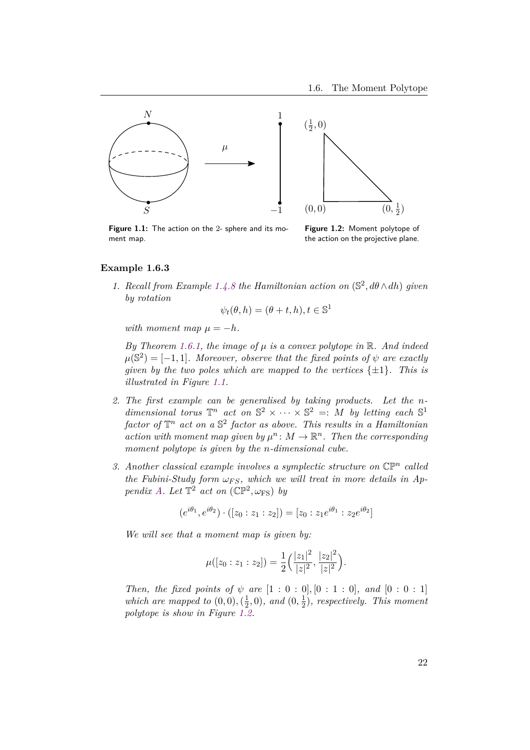N

S

$\mu$

1

$-1$

$(\frac{1}{2}, 0)$

$(0, 0)$

$(0, \frac{1}{2})$

**Figure 1.1:** The action on the 2- sphere and its moment map.

**Figure 1.2:** Moment polytope of the action on the projective plane.

**Example 1.6.3**

1. *Recall from Example 1.4.8 the Hamiltonian action on $(\mathbb{S}^2, d\theta \wedge dh)$ given by rotation*

   $$\psi_t(\theta, h) = (\theta + t, h), t \in \mathbb{S}^1$$

   *with moment map $\mu = -h$.*

   *By Theorem 1.6.1, the image of $\mu$ is a convex polytope in $\mathbb{R}$. And indeed $\mu(\mathbb{S}^2) = [-1, 1]$. Moreover, observe that the fixed points of $\psi$ are exactly given by the two poles which are mapped to the vertices $\{\pm 1\}$. This is illustrated in Figure 1.1.*

2. *The first example can be generalised by taking products. Let the $n$-dimensional torus $\mathbb{T}^n$ act on $\mathbb{S}^2 \times \cdots \times \mathbb{S}^2 =: M$ by letting each $\mathbb{S}^1$ factor of $\mathbb{T}^n$ act on a $\mathbb{S}^2$ factor as above. This results in a Hamiltonian action with moment map given by $\mu^n : M \to \mathbb{R}^n$. Then the corresponding moment polytope is given by the $n$-dimensional cube.*

3. *Another classical example involves a symplectic structure on $\mathbb{CP}^n$ called the Fubini-Study form $\omega_{FS}$, which we will treat in more details in Appendix A. Let $\mathbb{T}^2$ act on $(\mathbb{CP}^2, \omega_{\mathrm{FS}})$ by*

   $$(e^{i\theta_1}, e^{i\theta_2}) \cdot ([z_0 : z_1 : z_2]) = [z_0 : z_1 e^{i\theta_1} : z_2 e^{i\theta_2}]$$

   *We will see that a moment map is given by:*

   $$\mu([z_0 : z_1 : z_2]) = \frac{1}{2}\Big(\frac{|z_1|^2}{|z|^2}, \frac{|z_2|^2}{|z|^2}\Big).$$

   *Then, the fixed points of $\psi$ are $[1 : 0 : 0], [0 : 1 : 0]$, and $[0 : 0 : 1]$ which are mapped to $(0, 0), (\frac{1}{2}, 0)$, and $(0, \frac{1}{2})$, respectively. This moment polytope is show in Figure 1.2.*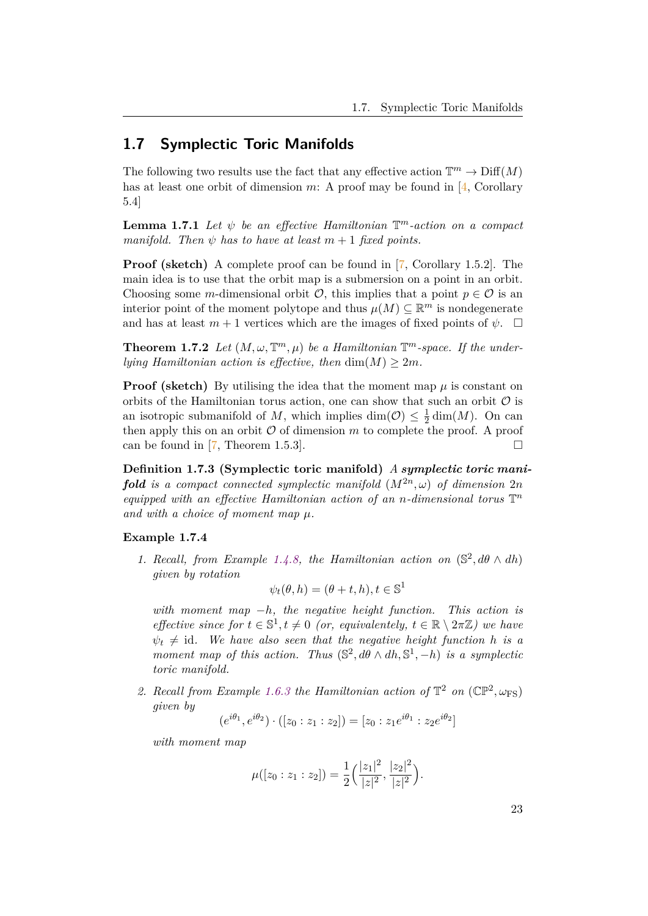## 1.7 Symplectic Toric Manifolds

The following two results use the fact that any effective action $\mathbb{T}^m \to \mathrm{Diff}(M)$ has at least one orbit of dimension $m$: A proof may be found in [4, Corollary 5.4]

**Lemma 1.7.1** *Let $\psi$ be an effective Hamiltonian $\mathbb{T}^m$-action on a compact manifold. Then $\psi$ has to have at least $m+1$ fixed points.*

**Proof (sketch)** A complete proof can be found in [7, Corollary 1.5.2]. The main idea is to use that the orbit map is a submersion on a point in an orbit. Choosing some $m$-dimensional orbit $\mathcal{O}$, this implies that a point $p \in \mathcal{O}$ is an interior point of the moment polytope and thus $\mu(M) \subseteq \mathbb{R}^m$ is nondegenerate and has at least $m+1$ vertices which are the images of fixed points of $\psi$. $\square$

**Theorem 1.7.2** *Let $(M, \omega, \mathbb{T}^m, \mu)$ be a Hamiltonian $\mathbb{T}^m$-space. If the underlying Hamiltonian action is effective, then $\dim(M) \geq 2m$.*

**Proof (sketch)** By utilising the idea that the moment map $\mu$ is constant on orbits of the Hamiltonian torus action, one can show that such an orbit $\mathcal{O}$ is an isotropic submanifold of $M$, which implies $\dim(\mathcal{O}) \leq \frac{1}{2}\dim(M)$. On can then apply this on an orbit $\mathcal{O}$ of dimension $m$ to complete the proof. A proof can be found in [7, Theorem 1.5.3]. $\square$

**Definition 1.7.3 (Symplectic toric manifold)** *A **symplectic toric manifold** is a compact connected symplectic manifold $(M^{2n}, \omega)$ of dimension $2n$ equipped with an effective Hamiltonian action of an $n$-dimensional torus $\mathbb{T}^n$ and with a choice of moment map $\mu$.*

**Example 1.7.4**

1. *Recall, from Example 1.4.8, the Hamiltonian action on $(\mathbb{S}^2, d\theta \wedge dh)$ given by rotation*

$$\psi_t(\theta, h) = (\theta + t, h), t \in \mathbb{S}^1$$

   *with moment map $-h$, the negative height function. This action is effective since for $t \in \mathbb{S}^1, t \neq 0$ (or, equivalentely, $t \in \mathbb{R} \setminus 2\pi\mathbb{Z}$) we have $\psi_t \neq \mathrm{id}$. We have also seen that the negative height function $h$ is a moment map of this action. Thus $(\mathbb{S}^2, d\theta \wedge dh, \mathbb{S}^1, -h)$ is a symplectic toric manifold.*

2. *Recall from Example 1.6.3 the Hamiltonian action of $\mathbb{T}^2$ on $(\mathbb{CP}^2, \omega_{\mathrm{FS}})$ given by*

$$(e^{i\theta_1}, e^{i\theta_2}) \cdot ([z_0 : z_1 : z_2]) = [z_0 : z_1 e^{i\theta_1} : z_2 e^{i\theta_2}]$$

   *with moment map*

$$\mu([z_0 : z_1 : z_2]) = \frac{1}{2}\Big(\frac{|z_1|^2}{|z|^2}, \frac{|z_2|^2}{|z|^2}\Big).$$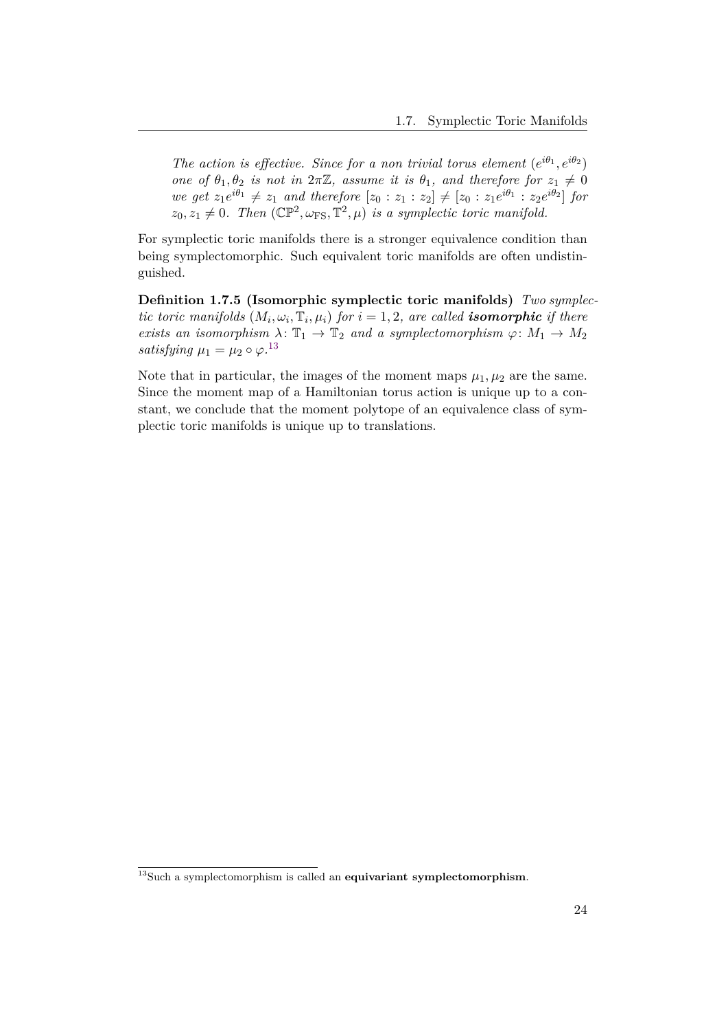*The action is effective. Since for a non trivial torus element $(e^{i\theta_1}, e^{i\theta_2})$ one of $\theta_1, \theta_2$ is not in $2\pi\mathbb{Z}$, assume it is $\theta_1$, and therefore for $z_1 \neq 0$ we get $z_1 e^{i\theta_1} \neq z_1$ and therefore $[z_0 : z_1 : z_2] \neq [z_0 : z_1 e^{i\theta_1} : z_2 e^{i\theta_2}]$ for $z_0, z_1 \neq 0$. Then $(\mathbb{CP}^2, \omega_{\mathrm{FS}}, \mathbb{T}^2, \mu)$ is a symplectic toric manifold.*

For symplectic toric manifolds there is a stronger equivalence condition than being symplectomorphic. Such equivalent toric manifolds are often undistinguished.

**Definition 1.7.5 (Isomorphic symplectic toric manifolds)** *Two symplectic toric manifolds $(M_i, \omega_i, \mathbb{T}_i, \mu_i)$ for $i = 1, 2$, are called **isomorphic** if there exists an isomorphism $\lambda \colon \mathbb{T}_1 \to \mathbb{T}_2$ and a symplectomorphism $\varphi \colon M_1 \to M_2$ satisfying $\mu_1 = \mu_2 \circ \varphi$.*[13]

Note that in particular, the images of the moment maps $\mu_1, \mu_2$ are the same. Since the moment map of a Hamiltonian torus action is unique up to a constant, we conclude that the moment polytope of an equivalence class of symplectic toric manifolds is unique up to translations.

[13] Such a symplectomorphism is called an **equivariant symplectomorphism**.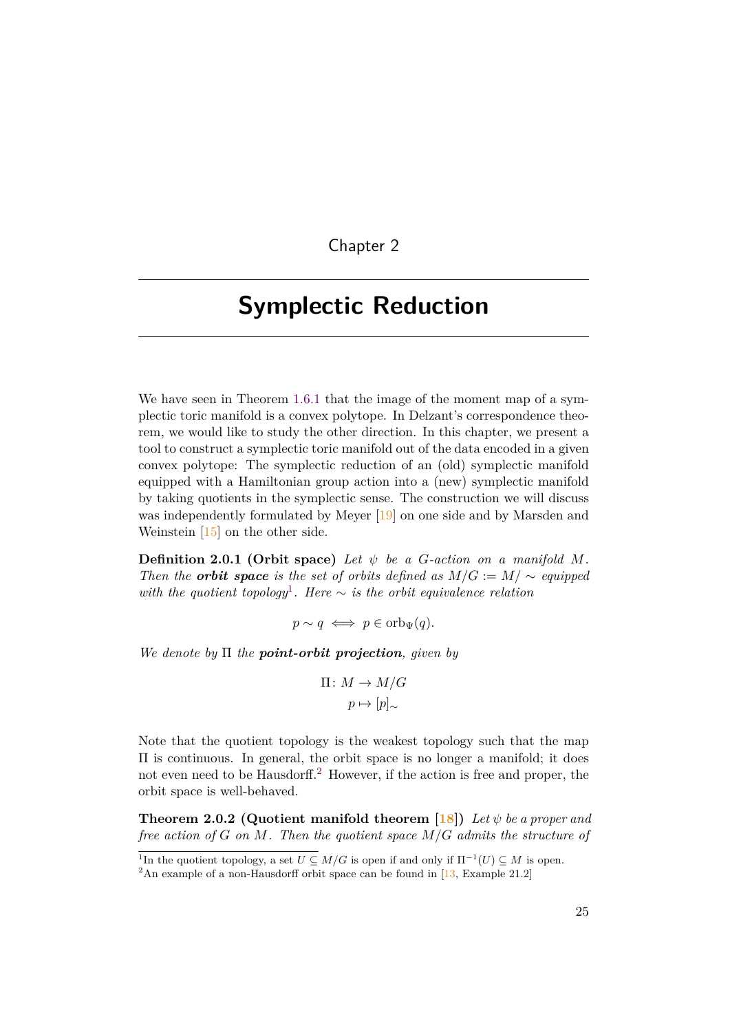Chapter 2

# Symplectic Reduction

We have seen in Theorem 1.6.1 that the image of the moment map of a symplectic toric manifold is a convex polytope. In Delzant's correspondence theorem, we would like to study the other direction. In this chapter, we present a tool to construct a symplectic toric manifold out of the data encoded in a given convex polytope: The symplectic reduction of an (old) symplectic manifold equipped with a Hamiltonian group action into a (new) symplectic manifold by taking quotients in the symplectic sense. The construction we will discuss was independently formulated by Meyer [19] on one side and by Marsden and Weinstein [15] on the other side.

**Definition 2.0.1 (Orbit space)** *Let $\psi$ be a $G$-action on a manifold $M$. Then the* ***orbit space*** *is the set of orbits defined as $M/G := M/\sim$ equipped with the quotient topology*[1]*. Here $\sim$ is the orbit equivalence relation*

$$p \sim q \iff p \in \mathrm{orb}_{\Psi}(q).$$

*We denote by $\Pi$ the* ***point-orbit projection****, given by*

$$\begin{aligned} \Pi \colon M &\to M/G \\ p &\mapsto [p]_{\sim} \end{aligned}$$

Note that the quotient topology is the weakest topology such that the map $\Pi$ is continuous. In general, the orbit space is no longer a manifold; it does not even need to be Hausdorff.[2] However, if the action is free and proper, the orbit space is well-behaved.

**Theorem 2.0.2 (Quotient manifold theorem [18])** *Let $\psi$ be a proper and free action of $G$ on $M$. Then the quotient space $M/G$ admits the structure of*

[1] In the quotient topology, a set $U \subseteq M/G$ is open if and only if $\Pi^{-1}(U) \subseteq M$ is open.

[2] An example of a non-Hausdorff orbit space can be found in [13, Example 21.2]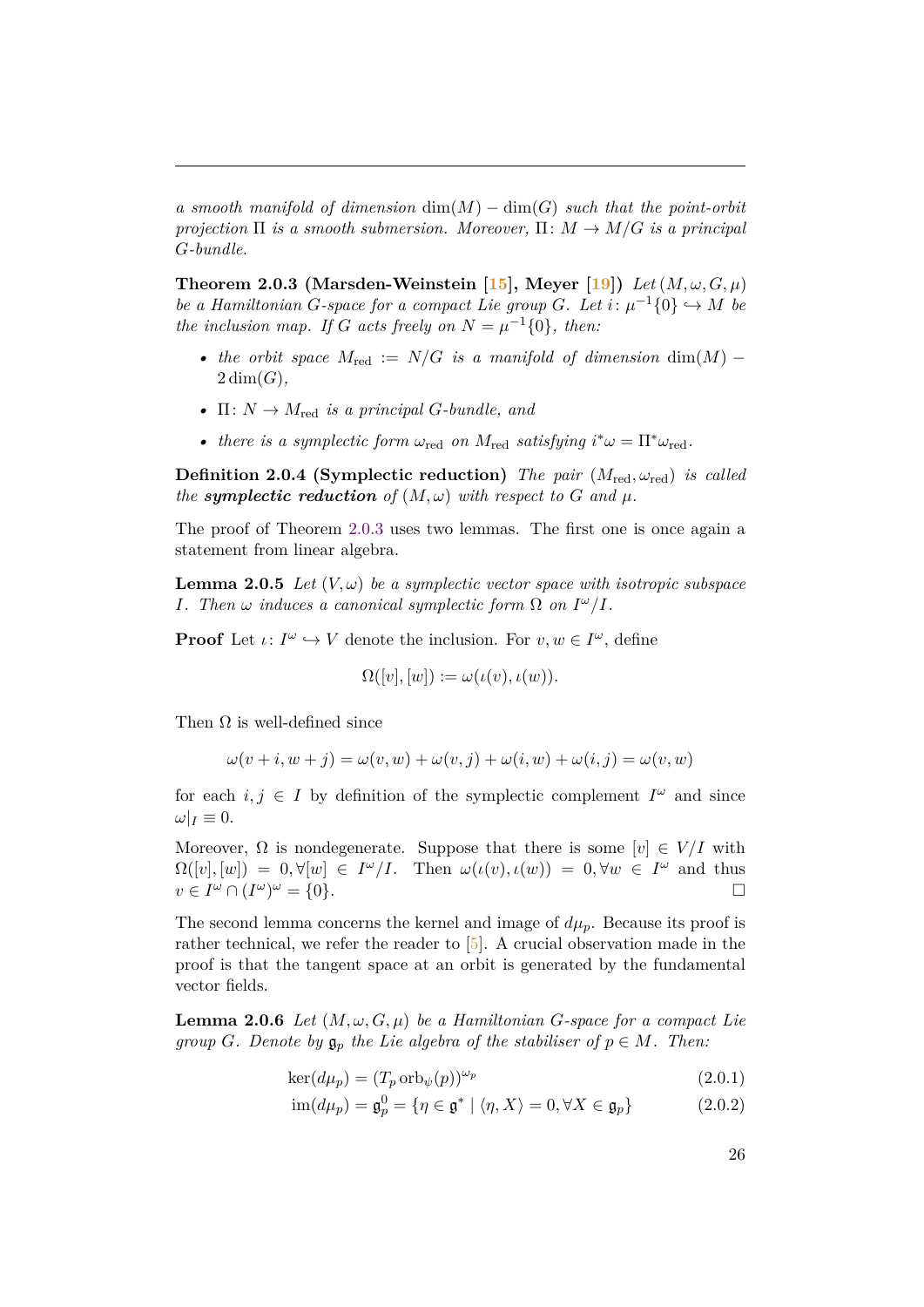*a smooth manifold of dimension* $\dim(M) - \dim(G)$ *such that the point-orbit projection* $\Pi$ *is a smooth submersion. Moreover,* $\Pi\colon M \to M/G$ *is a principal* $G$*-bundle.*

**Theorem 2.0.3 (Marsden-Weinstein [15], Meyer [19])** *Let* $(M, \omega, G, \mu)$ *be a Hamiltonian* $G$*-space for a compact Lie group* $G$*. Let* $i\colon \mu^{-1}\{0\} \hookrightarrow M$ *be the inclusion map. If* $G$ *acts freely on* $N = \mu^{-1}\{0\}$*, then:*

- *the orbit space* $M_{\mathrm{red}} := N/G$ *is a manifold of dimension* $\dim(M) - 2\dim(G)$*,*
- $\Pi\colon N \to M_{\mathrm{red}}$ *is a principal* $G$*-bundle, and*
- *there is a symplectic form* $\omega_{\mathrm{red}}$ *on* $M_{\mathrm{red}}$ *satisfying* $i^*\omega = \Pi^*\omega_{\mathrm{red}}$*.*

**Definition 2.0.4 (Symplectic reduction)** *The pair* $(M_{\mathrm{red}}, \omega_{\mathrm{red}})$ *is called the* ***symplectic reduction*** *of* $(M, \omega)$ *with respect to* $G$ *and* $\mu$*.*

The proof of Theorem 2.0.3 uses two lemmas. The first one is once again a statement from linear algebra.

**Lemma 2.0.5** *Let* $(V, \omega)$ *be a symplectic vector space with isotropic subspace* $I$*. Then* $\omega$ *induces a canonical symplectic form* $\Omega$ *on* $I^\omega/I$*.*

**Proof** Let $\iota\colon I^\omega \hookrightarrow V$ denote the inclusion. For $v, w \in I^\omega$, define

$$\Omega([v],[w]) := \omega(\iota(v), \iota(w)).$$

Then $\Omega$ is well-defined since

$$\omega(v + i, w + j) = \omega(v, w) + \omega(v, j) + \omega(i, w) + \omega(i, j) = \omega(v, w)$$

for each $i, j \in I$ by definition of the symplectic complement $I^\omega$ and since $\omega|_I \equiv 0$.

Moreover, $\Omega$ is nondegenerate. Suppose that there is some $[v] \in V/I$ with $\Omega([v],[w]) = 0, \forall [w] \in I^\omega/I$. Then $\omega(\iota(v), \iota(w)) = 0, \forall w \in I^\omega$ and thus $v \in I^\omega \cap (I^\omega)^\omega = \{0\}$. □

The second lemma concerns the kernel and image of $d\mu_p$. Because its proof is rather technical, we refer the reader to [5]. A crucial observation made in the proof is that the tangent space at an orbit is generated by the fundamental vector fields.

**Lemma 2.0.6** *Let* $(M, \omega, G, \mu)$ *be a Hamiltonian* $G$*-space for a compact Lie group* $G$*. Denote by* $\mathfrak{g}_p$ *the Lie algebra of the stabiliser of* $p \in M$*. Then:*

$$\ker(d\mu_p) = (T_p \operatorname{orb}_\psi(p))^{\omega_p} \tag{2.0.1}$$

$$\operatorname{im}(d\mu_p) = \mathfrak{g}_p^0 = \{\eta \in \mathfrak{g}^* \mid \langle \eta, X \rangle = 0, \forall X \in \mathfrak{g}_p\} \tag{2.0.2}$$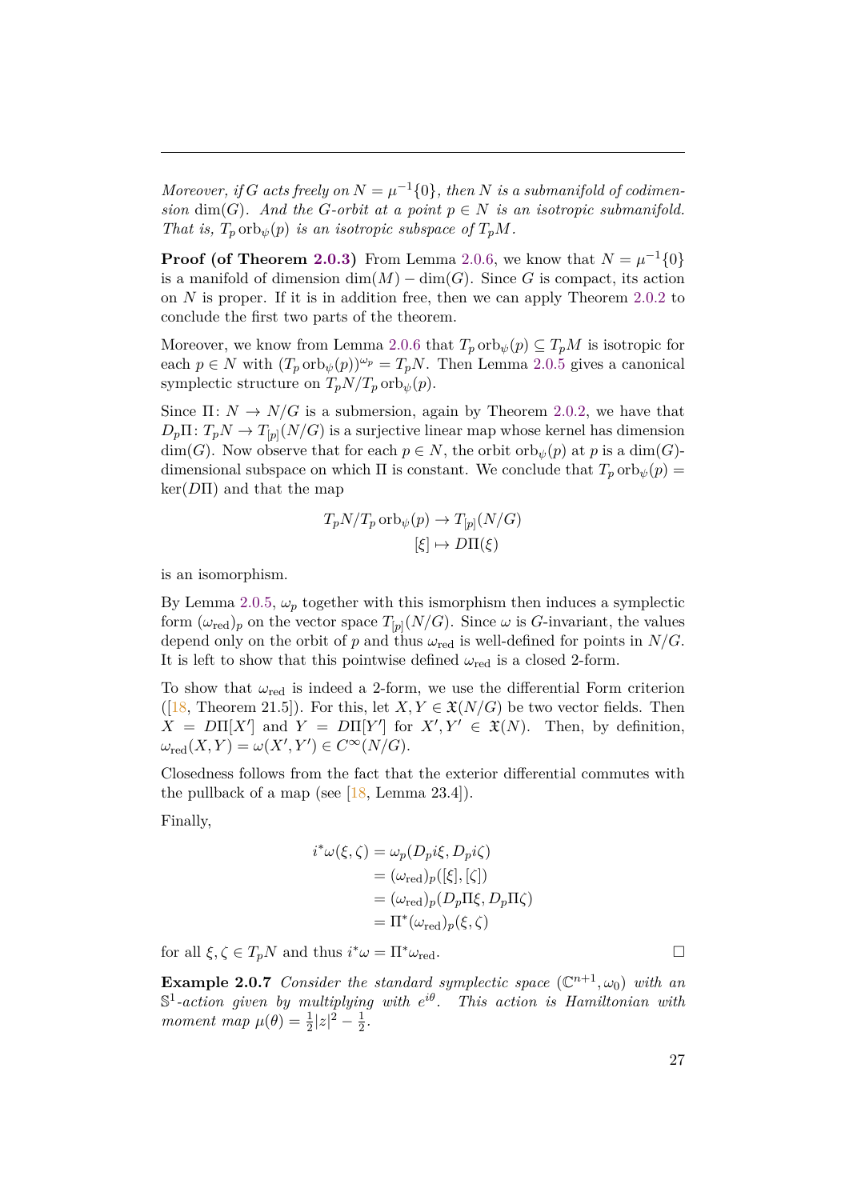*Moreover, if $G$ acts freely on $N = \mu^{-1}\{0\}$, then $N$ is a submanifold of codimension $\dim(G)$. And the $G$-orbit at a point $p \in N$ is an isotropic submanifold. That is, $T_p \operatorname{orb}_\psi(p)$ is an isotropic subspace of $T_pM$.*

**Proof (of Theorem 2.0.3)** From Lemma 2.0.6, we know that $N = \mu^{-1}\{0\}$ is a manifold of dimension $\dim(M) - \dim(G)$. Since $G$ is compact, its action on $N$ is proper. If it is in addition free, then we can apply Theorem 2.0.2 to conclude the first two parts of the theorem.

Moreover, we know from Lemma 2.0.6 that $T_p \operatorname{orb}_\psi(p) \subseteq T_pM$ is isotropic for each $p \in N$ with $(T_p \operatorname{orb}_\psi(p))^{\omega_p} = T_pN$. Then Lemma 2.0.5 gives a canonical symplectic structure on $T_pN/T_p \operatorname{orb}_\psi(p)$.

Since $\Pi\colon N \to N/G$ is a submersion, again by Theorem 2.0.2, we have that $D_p\Pi\colon T_pN \to T_{[p]}(N/G)$ is a surjective linear map whose kernel has dimension $\dim(G)$. Now observe that for each $p \in N$, the orbit $\operatorname{orb}_\psi(p)$ at $p$ is a $\dim(G)$-dimensional subspace on which $\Pi$ is constant. We conclude that $T_p \operatorname{orb}_\psi(p) = \ker(D\Pi)$ and that the map

$$
\begin{aligned}
T_pN/T_p \operatorname{orb}_\psi(p) &\to T_{[p]}(N/G) \\
[\xi] &\mapsto D\Pi(\xi)
\end{aligned}
$$

is an isomorphism.

By Lemma 2.0.5, $\omega_p$ together with this ismorphism then induces a symplectic form $(\omega_{\mathrm{red}})_p$ on the vector space $T_{[p]}(N/G)$. Since $\omega$ is $G$-invariant, the values depend only on the orbit of $p$ and thus $\omega_{\mathrm{red}}$ is well-defined for points in $N/G$. It is left to show that this pointwise defined $\omega_{\mathrm{red}}$ is a closed 2-form.

To show that $\omega_{\mathrm{red}}$ is indeed a 2-form, we use the differential Form criterion ([18, Theorem 21.5]). For this, let $X, Y \in \mathfrak{X}(N/G)$ be two vector fields. Then $X = D\Pi[X']$ and $Y = D\Pi[Y']$ for $X', Y' \in \mathfrak{X}(N)$. Then, by definition, $\omega_{\mathrm{red}}(X, Y) = \omega(X', Y') \in C^\infty(N/G)$.

Closedness follows from the fact that the exterior differential commutes with the pullback of a map (see [18, Lemma 23.4]).

Finally,

$$
\begin{aligned}
i^*\omega(\xi, \zeta) &= \omega_p(D_p i\xi, D_p i\zeta) \\
&= (\omega_{\mathrm{red}})_p([\xi], [\zeta]) \\
&= (\omega_{\mathrm{red}})_p(D_p\Pi\xi, D_p\Pi\zeta) \\
&= \Pi^*(\omega_{\mathrm{red}})_p(\xi, \zeta)
\end{aligned}
$$

for all $\xi, \zeta \in T_pN$ and thus $i^*\omega = \Pi^*\omega_{\mathrm{red}}$. □

**Example 2.0.7** *Consider the standard symplectic space $(\mathbb{C}^{n+1}, \omega_0)$ with an $\mathbb{S}^1$-action given by multiplying with $e^{i\theta}$. This action is Hamiltonian with moment map $\mu(\theta) = \frac{1}{2}|z|^2 - \frac{1}{2}$.*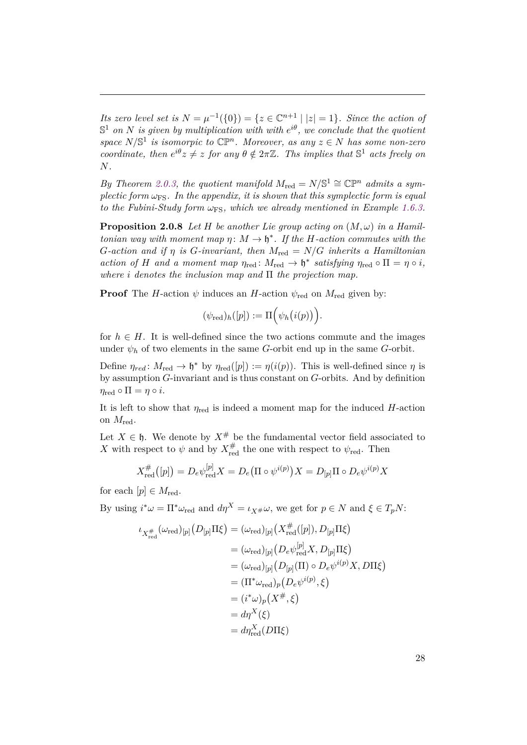*Its zero level set is $N = \mu^{-1}(\{0\}) = \{z \in \mathbb{C}^{n+1} \mid |z| = 1\}$. Since the action of $\mathbb{S}^1$ on $N$ is given by multiplication with with $e^{i\theta}$, we conclude that the quotient space $N/\mathbb{S}^1$ is isomorpic to $\mathbb{CP}^n$. Moreover, as any $z \in N$ has some non-zero coordinate, then $e^{i\theta}z \neq z$ for any $\theta \notin 2\pi\mathbb{Z}$. Ths implies that $\mathbb{S}^1$ acts freely on $N$.*

*By Theorem 2.0.3, the quotient manifold $M_{\text{red}} = N/\mathbb{S}^1 \cong \mathbb{CP}^n$ admits a symplectic form $\omega_{\text{FS}}$. In the appendix, it is shown that this symplectic form is equal to the Fubini-Study form $\omega_{\text{FS}}$, which we already mentioned in Example 1.6.3.*

**Proposition 2.0.8** *Let $H$ be another Lie group acting on $(M, \omega)$ in a Hamiltonian way with moment map $\eta \colon M \to \mathfrak{h}^*$. If the $H$-action commutes with the $G$-action and if $\eta$ is $G$-invariant, then $M_{\text{red}} = N/G$ inherits a Hamiltonian action of $H$ and a moment map $\eta_{\text{red}} \colon M_{\text{red}} \to \mathfrak{h}^*$ satisfying $\eta_{\text{red}} \circ \Pi = \eta \circ i$, where $i$ denotes the inclusion map and $\Pi$ the projection map.*

**Proof** The $H$-action $\psi$ induces an $H$-action $\psi_{\text{red}}$ on $M_{\text{red}}$ given by:

$$(\psi_{\text{red}})_h([p]) := \Pi\Big(\psi_h\big(i(p)\big)\Big).$$

for $h \in H$. It is well-defined since the two actions commute and the images under $\psi_h$ of two elements in the same $G$-orbit end up in the same $G$-orbit.

Define $\eta_{red} \colon M_{\text{red}} \to \mathfrak{h}^*$ by $\eta_{\text{red}}([p]) := \eta(i(p))$. This is well-defined since $\eta$ is by assumption $G$-invariant and is thus constant on $G$-orbits. And by definition $\eta_{\text{red}} \circ \Pi = \eta \circ i$.

It is left to show that $\eta_{\text{red}}$ is indeed a moment map for the induced $H$-action on $M_{\text{red}}$.

Let $X \in \mathfrak{h}$. We denote by $X^{\#}$ be the fundamental vector field associated to $X$ with respect to $\psi$ and by $X^{\#}_{\text{red}}$ the one with respect to $\psi_{\text{red}}$. Then

$$X^{\#}_{\text{red}}\big([p]\big) = D_e\psi^{[p]}_{\text{red}}X = D_e\big(\Pi \circ \psi^{i(p)}\big)X = D_{[p]}\Pi \circ D_e\psi^{i(p)}X$$

for each $[p] \in M_{\text{red}}$.

By using $i^*\omega = \Pi^*\omega_{\text{red}}$ and $d\eta^X = \iota_{X^{\#}}\omega$, we get for $p \in N$ and $\xi \in T_pN$:

$$\begin{aligned}
\iota_{X^{\#}_{\text{red}}}(\omega_{\text{red}})_{[p]}\big(D_{[p]}\Pi\xi\big) &= (\omega_{\text{red}})_{[p]}\big(X^{\#}_{\text{red}}([p]), D_{[p]}\Pi\xi\big) \\
&= (\omega_{\text{red}})_{[p]}\big(D_e\psi^{[p]}_{\text{red}}X, D_{[p]}\Pi\xi\big) \\
&= (\omega_{\text{red}})_{[p]}\big(D_{[p]}(\Pi) \circ D_e\psi^{i(p)}X, D\Pi\xi\big) \\
&= (\Pi^*\omega_{\text{red}})_p\big(D_e\psi^{i(p)}, \xi\big) \\
&= (i^*\omega)_p\big(X^{\#}, \xi\big) \\
&= d\eta^X(\xi) \\
&= d\eta^X_{\text{red}}(D\Pi\xi)
\end{aligned}$$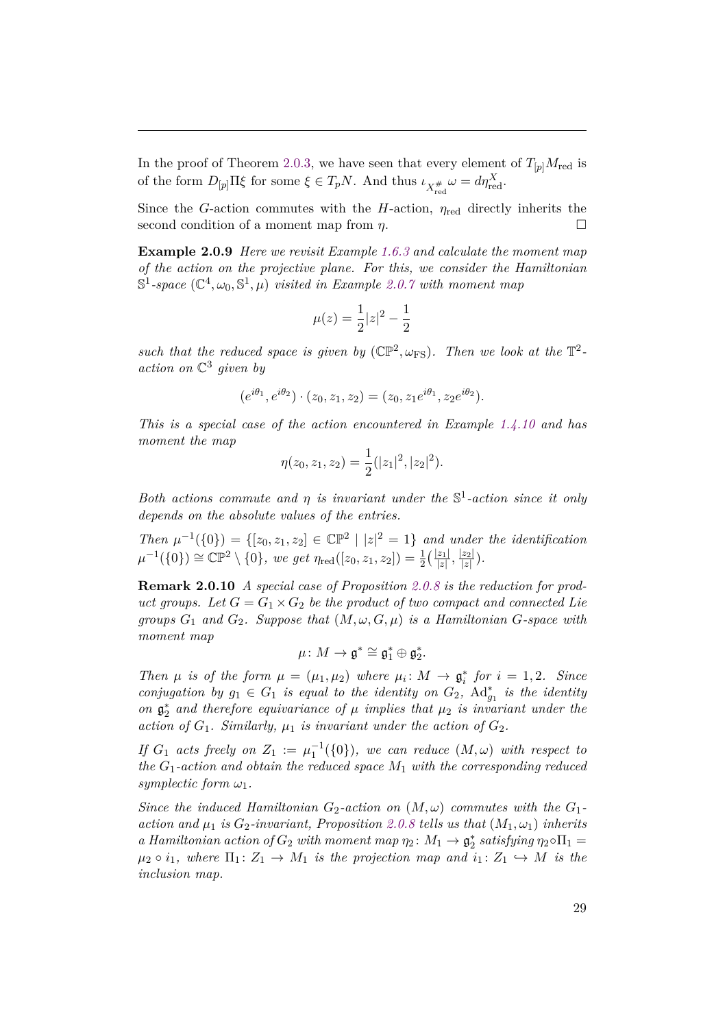In the proof of Theorem 2.0.3, we have seen that every element of $T_{[p]}M_{\text{red}}$ is of the form $D_{[p]}\Pi\xi$ for some $\xi \in T_pN$. And thus $\iota_{X^{\#}_{\text{red}}}\omega = d\eta^X_{\text{red}}$.

Since the $G$-action commutes with the $H$-action, $\eta_{\text{red}}$ directly inherits the second condition of a moment map from $\eta$. $\square$

**Example 2.0.9** *Here we revisit Example 1.6.3 and calculate the moment map of the action on the projective plane. For this, we consider the Hamiltonian* $\mathbb{S}^1$*-space* $(\mathbb{C}^4, \omega_0, \mathbb{S}^1, \mu)$ *visited in Example 2.0.7 with moment map*

$$\mu(z) = \frac{1}{2}|z|^2 - \frac{1}{2}$$

*such that the reduced space is given by* $(\mathbb{CP}^2, \omega_{\text{FS}})$*. Then we look at the* $\mathbb{T}^2$*-action on* $\mathbb{C}^3$ *given by*

$$(e^{i\theta_1}, e^{i\theta_2}) \cdot (z_0, z_1, z_2) = (z_0, z_1 e^{i\theta_1}, z_2 e^{i\theta_2}).$$

*This is a special case of the action encountered in Example 1.4.10 and has moment the map*

$$\eta(z_0, z_1, z_2) = \frac{1}{2}(|z_1|^2, |z_2|^2).$$

*Both actions commute and* $\eta$ *is invariant under the* $\mathbb{S}^1$*-action since it only depends on the absolute values of the entries.*

*Then* $\mu^{-1}(\{0\}) = \{[z_0, z_1, z_2] \in \mathbb{CP}^2 \mid |z|^2 = 1\}$ *and under the identification* $\mu^{-1}(\{0\}) \cong \mathbb{CP}^2 \setminus \{0\}$*, we get* $\eta_{\text{red}}([z_0, z_1, z_2]) = \frac{1}{2}\big(\frac{|z_1|}{|z|}, \frac{|z_2|}{|z|}\big)$*.*

**Remark 2.0.10** *A special case of Proposition 2.0.8 is the reduction for product groups. Let* $G = G_1 \times G_2$ *be the product of two compact and connected Lie groups* $G_1$ *and* $G_2$*. Suppose that* $(M, \omega, G, \mu)$ *is a Hamiltonian* $G$*-space with moment map*

$$\mu \colon M \to \mathfrak{g}^* \cong \mathfrak{g}_1^* \oplus \mathfrak{g}_2^*.$$

*Then* $\mu$ *is of the form* $\mu = (\mu_1, \mu_2)$ *where* $\mu_i \colon M \to \mathfrak{g}_i^*$ *for* $i = 1, 2$*. Since conjugation by* $g_1 \in G_1$ *is equal to the identity on* $G_2$*,* $\text{Ad}^*_{g_1}$ *is the identity on* $\mathfrak{g}_2^*$ *and therefore equivariance of* $\mu$ *implies that* $\mu_2$ *is invariant under the action of* $G_1$*. Similarly,* $\mu_1$ *is invariant under the action of* $G_2$*.*

*If* $G_1$ *acts freely on* $Z_1 := \mu_1^{-1}(\{0\})$*, we can reduce* $(M, \omega)$ *with respect to the* $G_1$*-action and obtain the reduced space* $M_1$ *with the corresponding reduced symplectic form* $\omega_1$*.*

*Since the induced Hamiltonian* $G_2$*-action on* $(M, \omega)$ *commutes with the* $G_1$*-action and* $\mu_1$ *is* $G_2$*-invariant, Proposition 2.0.8 tells us that* $(M_1, \omega_1)$ *inherits a Hamiltonian action of* $G_2$ *with moment map* $\eta_2 \colon M_1 \to \mathfrak{g}_2^*$ *satisfying* $\eta_2 \circ \Pi_1 = \mu_2 \circ i_1$*, where* $\Pi_1 \colon Z_1 \to M_1$ *is the projection map and* $i_1 \colon Z_1 \hookrightarrow M$ *is the inclusion map.*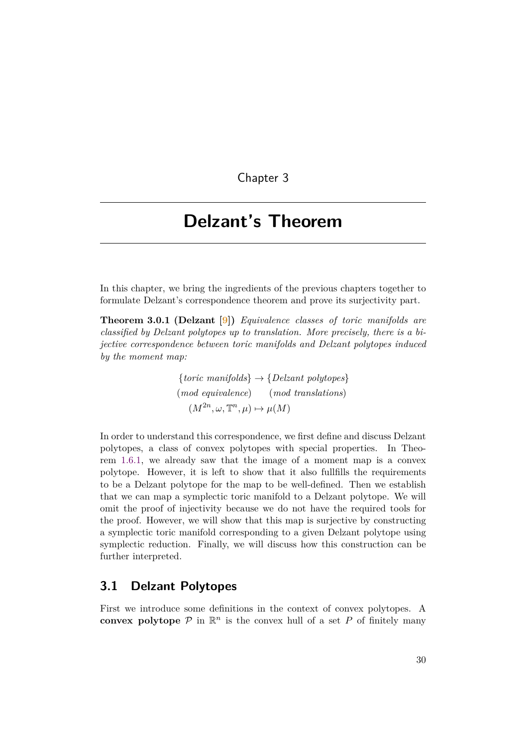Chapter 3

# Delzant's Theorem

In this chapter, we bring the ingredients of the previous chapters together to formulate Delzant's correspondence theorem and prove its surjectivity part.

**Theorem 3.0.1 (Delzant [9])** *Equivalence classes of toric manifolds are classified by Delzant polytopes up to translation. More precisely, there is a bijective correspondence between toric manifolds and Delzant polytopes induced by the moment map:*

$$\begin{gathered}
\{\textit{toric manifolds}\} \rightarrow \{\textit{Delzant polytopes}\} \\
(\textit{mod equivalence}) \qquad (\textit{mod translations}) \\
(M^{2n}, \omega, \mathbb{T}^n, \mu) \mapsto \mu(M)
\end{gathered}$$

In order to understand this correspondence, we first define and discuss Delzant polytopes, a class of convex polytopes with special properties. In Theorem 1.6.1, we already saw that the image of a moment map is a convex polytope. However, it is left to show that it also fullfills the requirements to be a Delzant polytope for the map to be well-defined. Then we establish that we can map a symplectic toric manifold to a Delzant polytope. We will omit the proof of injectivity because we do not have the required tools for the proof. However, we will show that this map is surjective by constructing a symplectic toric manifold corresponding to a given Delzant polytope using symplectic reduction. Finally, we will discuss how this construction can be further interpreted.

## 3.1 Delzant Polytopes

First we introduce some definitions in the context of convex polytopes. A **convex polytope** $\mathcal{P}$ in $\mathbb{R}^n$ is the convex hull of a set $P$ of finitely many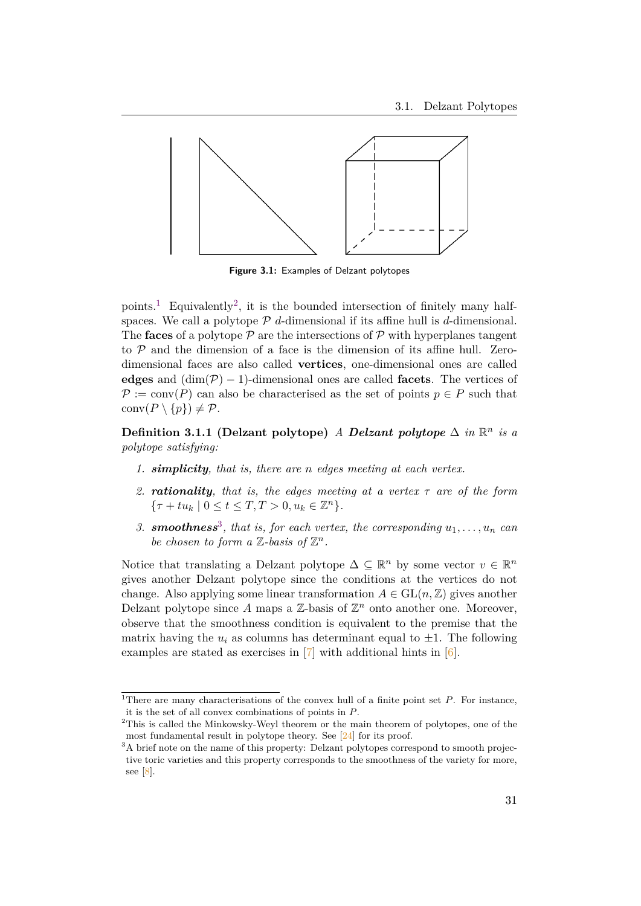Figure 3.1: Examples of Delzant polytopes

points.[1] Equivalently[2], it is the bounded intersection of finitely many half-spaces. We call a polytope $\mathcal{P}$ $d$-dimensional if its affine hull is $d$-dimensional. The **faces** of a polytope $\mathcal{P}$ are the intersections of $\mathcal{P}$ with hyperplanes tangent to $\mathcal{P}$ and the dimension of a face is the dimension of its affine hull. Zero-dimensional faces are also called **vertices**, one-dimensional ones are called **edges** and $(\dim(\mathcal{P}) - 1)$-dimensional ones are called **facets**. The vertices of $\mathcal{P} := \operatorname{conv}(P)$ can also be characterised as the set of points $p \in P$ such that $\operatorname{conv}(P \setminus \{p\}) \neq \mathcal{P}$.

**Definition 3.1.1 (Delzant polytope)** *A* ***Delzant polytope*** $\Delta$ *in* $\mathbb{R}^n$ *is a polytope satisfying:*

1. ***simplicity****, that is, there are $n$ edges meeting at each vertex.*
2. ***rationality****, that is, the edges meeting at a vertex $\tau$ are of the form $\{\tau + tu_k \mid 0 \leq t \leq T, T > 0, u_k \in \mathbb{Z}^n\}$.*
3. ***smoothness***[3]*, that is, for each vertex, the corresponding $u_1, \ldots, u_n$ can be chosen to form a $\mathbb{Z}$-basis of $\mathbb{Z}^n$.*

Notice that translating a Delzant polytope $\Delta \subseteq \mathbb{R}^n$ by some vector $v \in \mathbb{R}^n$ gives another Delzant polytope since the conditions at the vertices do not change. Also applying some linear transformation $A \in \mathrm{GL}(n, \mathbb{Z})$ gives another Delzant polytope since $A$ maps a $\mathbb{Z}$-basis of $\mathbb{Z}^n$ onto another one. Moreover, observe that the smoothness condition is equivalent to the premise that the matrix having the $u_i$ as columns has determinant equal to $\pm 1$. The following examples are stated as exercises in [7] with additional hints in [6].

---

[1] There are many characterisations of the convex hull of a finite point set $P$. For instance, it is the set of all convex combinations of points in $P$.

[2] This is called the Minkowsky-Weyl theorem or the main theorem of polytopes, one of the most fundamental result in polytope theory. See [24] for its proof.

[3] A brief note on the name of this property: Delzant polytopes correspond to smooth projective toric varieties and this property corresponds to the smoothness of the variety for more, see [8].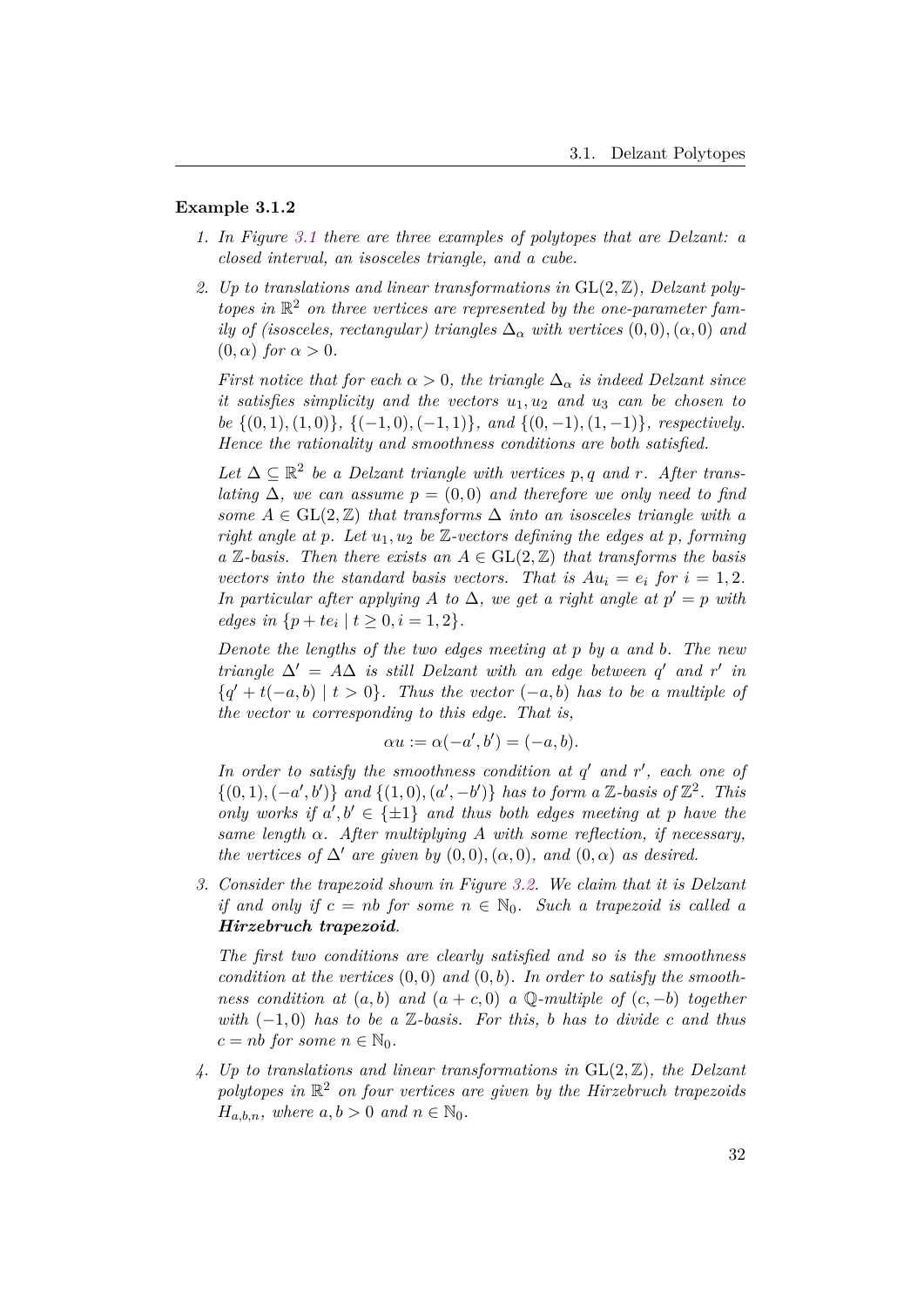#### Example 3.1.2

1. *In Figure 3.1 there are three examples of polytopes that are Delzant: a closed interval, an isosceles triangle, and a cube.*

2. *Up to translations and linear transformations in* $\mathrm{GL}(2,\mathbb{Z})$*, Delzant polytopes in* $\mathbb{R}^2$ *on three vertices are represented by the one-parameter family of (isosceles, rectangular) triangles* $\Delta_\alpha$ *with vertices* $(0,0), (\alpha, 0)$ *and* $(0,\alpha)$ *for* $\alpha > 0$*.*

   *First notice that for each* $\alpha > 0$*, the triangle* $\Delta_\alpha$ *is indeed Delzant since it satisfies simplicity and the vectors* $u_1, u_2$ *and* $u_3$ *can be chosen to be* $\{(0,1),(1,0)\}$*,* $\{(-1,0),(-1,1)\}$*, and* $\{(0,-1),(1,-1)\}$*, respectively. Hence the rationality and smoothness conditions are both satisfied.*

   *Let* $\Delta \subseteq \mathbb{R}^2$ *be a Delzant triangle with vertices* $p, q$ *and* $r$*. After translating* $\Delta$*, we can assume* $p = (0,0)$ *and therefore we only need to find some* $A \in \mathrm{GL}(2,\mathbb{Z})$ *that transforms* $\Delta$ *into an isosceles triangle with a right angle at* $p$*. Let* $u_1, u_2$ *be* $\mathbb{Z}$*-vectors defining the edges at* $p$*, forming a* $\mathbb{Z}$*-basis. Then there exists an* $A \in \mathrm{GL}(2,\mathbb{Z})$ *that transforms the basis vectors into the standard basis vectors. That is* $Au_i = e_i$ *for* $i = 1, 2$*. In particular after applying* $A$ *to* $\Delta$*, we get a right angle at* $p' = p$ *with edges in* $\{p + te_i \mid t \geq 0, i = 1, 2\}$*.*

   *Denote the lengths of the two edges meeting at* $p$ *by* $a$ *and* $b$*. The new triangle* $\Delta' = A\Delta$ *is still Delzant with an edge between* $q'$ *and* $r'$ *in* $\{q' + t(-a, b) \mid t > 0\}$*. Thus the vector* $(-a, b)$ *has to be a multiple of the vector* $u$ *corresponding to this edge. That is,*

   $$\alpha u := \alpha(-a', b') = (-a, b).$$

   *In order to satisfy the smoothness condition at* $q'$ *and* $r'$*, each one of* $\{(0,1),(-a',b')\}$ *and* $\{(1,0),(a',-b')\}$ *has to form a* $\mathbb{Z}$*-basis of* $\mathbb{Z}^2$*. This only works if* $a', b' \in \{\pm 1\}$ *and thus both edges meeting at* $p$ *have the same length* $\alpha$*. After multiplying* $A$ *with some reflection, if necessary, the vertices of* $\Delta'$ *are given by* $(0,0), (\alpha, 0)$*, and* $(0, \alpha)$ *as desired.*

3. *Consider the trapezoid shown in Figure 3.2. We claim that it is Delzant if and only if* $c = nb$ *for some* $n \in \mathbb{N}_0$*. Such a trapezoid is called a* ***Hirzebruch trapezoid****.*

   *The first two conditions are clearly satisfied and so is the smoothness condition at the vertices* $(0,0)$ *and* $(0,b)$*. In order to satisfy the smoothness condition at* $(a,b)$ *and* $(a+c, 0)$ *a* $\mathbb{Q}$*-multiple of* $(c, -b)$ *together with* $(-1, 0)$ *has to be a* $\mathbb{Z}$*-basis. For this,* $b$ *has to divide* $c$ *and thus* $c = nb$ *for some* $n \in \mathbb{N}_0$*.*

4. *Up to translations and linear transformations in* $\mathrm{GL}(2,\mathbb{Z})$*, the Delzant polytopes in* $\mathbb{R}^2$ *on four vertices are given by the Hirzebruch trapezoids* $H_{a,b,n}$*, where* $a, b > 0$ *and* $n \in \mathbb{N}_0$*.*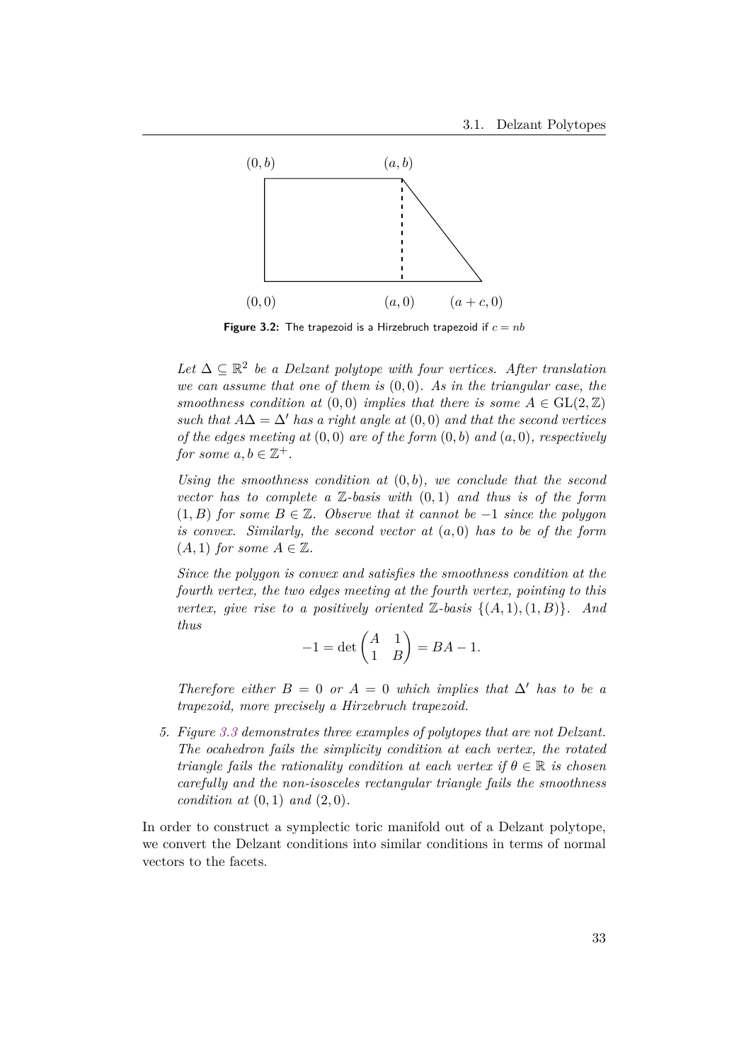(0, b)
(a, b)
(0, 0)
(a, 0)
(a + c, 0)

**Figure 3.2:** The trapezoid is a Hirzebruch trapezoid if $c = nb$

*Let $\Delta \subseteq \mathbb{R}^2$ be a Delzant polytope with four vertices. After translation we can assume that one of them is $(0,0)$. As in the triangular case, the smoothness condition at $(0,0)$ implies that there is some $A \in \mathrm{GL}(2,\mathbb{Z})$ such that $A\Delta = \Delta'$ has a right angle at $(0,0)$ and that the second vertices of the edges meeting at $(0,0)$ are of the form $(0,b)$ and $(a,0)$, respectively for some $a, b \in \mathbb{Z}^+$.*

*Using the smoothness condition at $(0,b)$, we conclude that the second vector has to complete a $\mathbb{Z}$-basis with $(0,1)$ and thus is of the form $(1,B)$ for some $B \in \mathbb{Z}$. Observe that it cannot be $-1$ since the polygon is convex. Similarly, the second vector at $(a,0)$ has to be of the form $(A,1)$ for some $A \in \mathbb{Z}$.*

*Since the polygon is convex and satisfies the smoothness condition at the fourth vertex, the two edges meeting at the fourth vertex, pointing to this vertex, give rise to a positively oriented $\mathbb{Z}$-basis $\{(A,1),(1,B)\}$. And thus*

$$-1 = \det \begin{pmatrix} A & 1 \\ 1 & B \end{pmatrix} = BA - 1.$$

*Therefore either $B = 0$ or $A = 0$ which implies that $\Delta'$ has to be a trapezoid, more precisely a Hirzebruch trapezoid.*

5. *Figure 3.3 demonstrates three examples of polytopes that are not Delzant. The ocahedron fails the simplicity condition at each vertex, the rotated triangle fails the rationality condition at each vertex if $\theta \in \mathbb{R}$ is chosen carefully and the non-isosceles rectangular triangle fails the smoothness condition at $(0,1)$ and $(2,0)$.*

In order to construct a symplectic toric manifold out of a Delzant polytope, we convert the Delzant conditions into similar conditions in terms of normal vectors to the facets.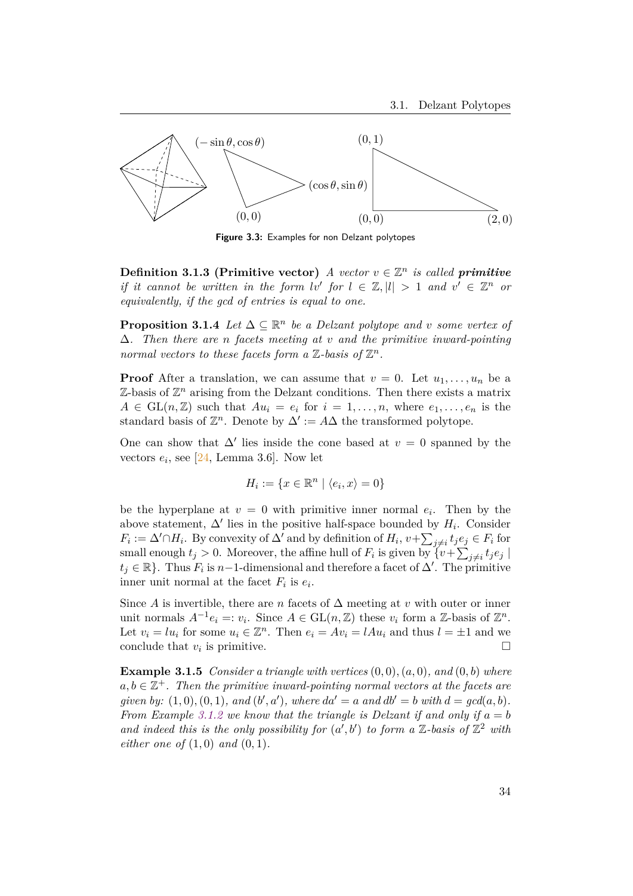$(-\sin\theta, \cos\theta)$

$(\cos\theta, \sin\theta)$

$(0,0)$

$(0,1)$

$(0,0)$

$(2,0)$

**Figure 3.3:** Examples for non Delzant polytopes

**Definition 3.1.3 (Primitive vector)** *A vector $v \in \mathbb{Z}^n$ is called **primitive** if it cannot be written in the form $lv'$ for $l \in \mathbb{Z}, |l| > 1$ and $v' \in \mathbb{Z}^n$ or equivalently, if the gcd of entries is equal to one.*

**Proposition 3.1.4** *Let $\Delta \subseteq \mathbb{R}^n$ be a Delzant polytope and $v$ some vertex of $\Delta$. Then there are $n$ facets meeting at $v$ and the primitive inward-pointing normal vectors to these facets form a $\mathbb{Z}$-basis of $\mathbb{Z}^n$.*

**Proof** After a translation, we can assume that $v = 0$. Let $u_1, \ldots, u_n$ be a $\mathbb{Z}$-basis of $\mathbb{Z}^n$ arising from the Delzant conditions. Then there exists a matrix $A \in \mathrm{GL}(n, \mathbb{Z})$ such that $Au_i = e_i$ for $i = 1, \ldots, n$, where $e_1, \ldots, e_n$ is the standard basis of $\mathbb{Z}^n$. Denote by $\Delta' := A\Delta$ the transformed polytope.

One can show that $\Delta'$ lies inside the cone based at $v = 0$ spanned by the vectors $e_i$, see [24, Lemma 3.6]. Now let

$$H_i := \{x \in \mathbb{R}^n \mid \langle e_i, x\rangle = 0\}$$

be the hyperplane at $v = 0$ with primitive inner normal $e_i$. Then by the above statement, $\Delta'$ lies in the positive half-space bounded by $H_i$. Consider $F_i := \Delta' \cap H_i$. By convexity of $\Delta'$ and by definition of $H_i$, $v + \sum_{j\neq i} t_j e_j \in F_i$ for small enough $t_j > 0$. Moreover, the affine hull of $F_i$ is given by $\{v + \sum_{j\neq i} t_j e_j \mid t_j \in \mathbb{R}\}$. Thus $F_i$ is $n-1$-dimensional and therefore a facet of $\Delta'$. The primitive inner unit normal at the facet $F_i$ is $e_i$.

Since $A$ is invertible, there are $n$ facets of $\Delta$ meeting at $v$ with outer or inner unit normals $A^{-1}e_i =: v_i$. Since $A \in \mathrm{GL}(n, \mathbb{Z})$ these $v_i$ form a $\mathbb{Z}$-basis of $\mathbb{Z}^n$. Let $v_i = lu_i$ for some $u_i \in \mathbb{Z}^n$. Then $e_i = Av_i = lAu_i$ and thus $l = \pm 1$ and we conclude that $v_i$ is primitive. $\square$

**Example 3.1.5** *Consider a triangle with vertices $(0,0), (a,0)$, and $(0,b)$ where $a, b \in \mathbb{Z}^+$. Then the primitive inward-pointing normal vectors at the facets are given by: $(1,0), (0,1)$, and $(b', a')$, where $da' = a$ and $db' = b$ with $d = gcd(a,b)$. From Example 3.1.2 we know that the triangle is Delzant if and only if $a = b$ and indeed this is the only possibility for $(a', b')$ to form a $\mathbb{Z}$-basis of $\mathbb{Z}^2$ with either one of $(1,0)$ and $(0,1)$.*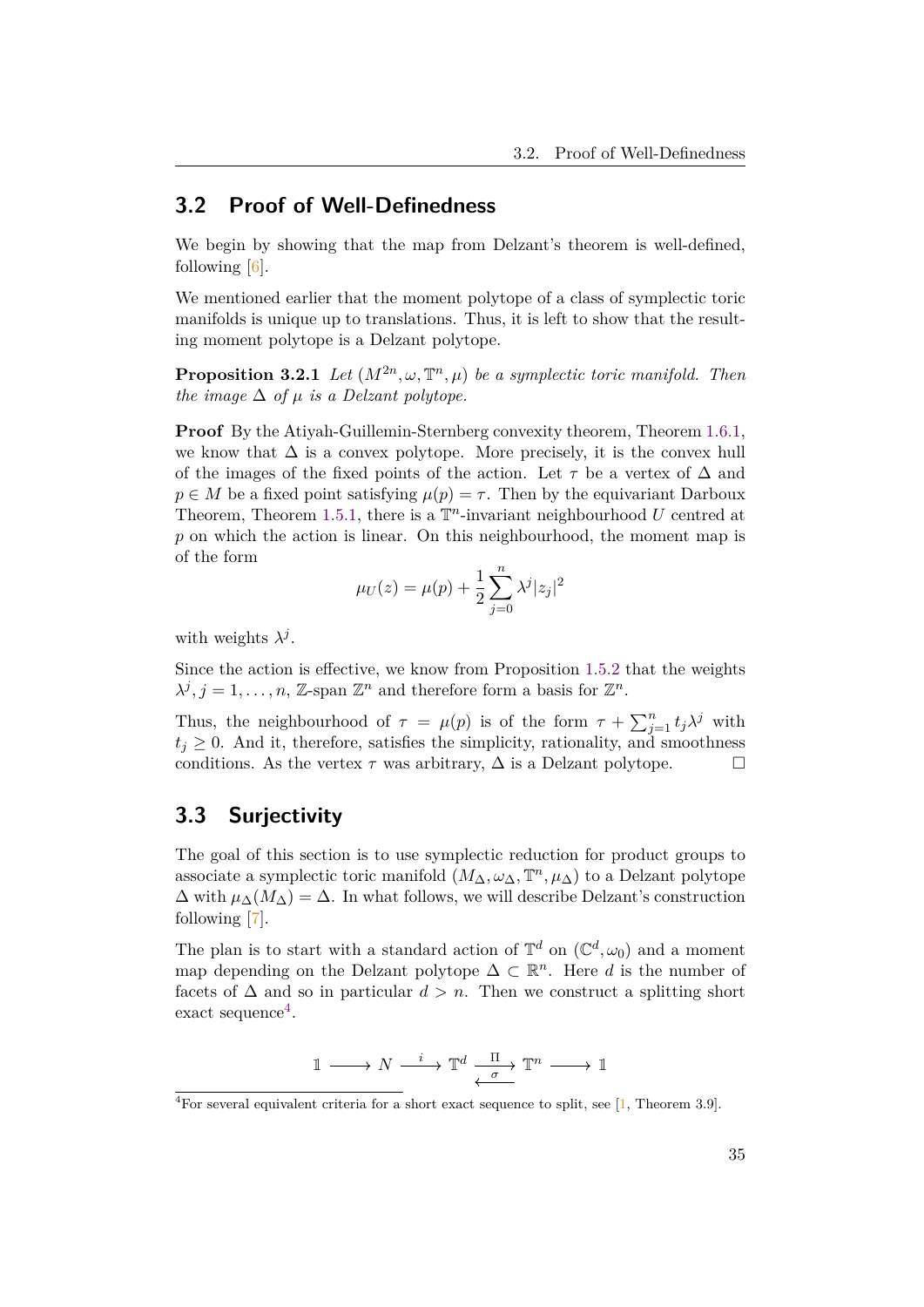## 3.2 Proof of Well-Definedness

We begin by showing that the map from Delzant's theorem is well-defined, following [6].

We mentioned earlier that the moment polytope of a class of symplectic toric manifolds is unique up to translations. Thus, it is left to show that the resulting moment polytope is a Delzant polytope.

**Proposition 3.2.1** *Let $(M^{2n}, \omega, \mathbb{T}^n, \mu)$ be a symplectic toric manifold. Then the image $\Delta$ of $\mu$ is a Delzant polytope.*

**Proof** By the Atiyah-Guillemin-Sternberg convexity theorem, Theorem 1.6.1, we know that $\Delta$ is a convex polytope. More precisely, it is the convex hull of the images of the fixed points of the action. Let $\tau$ be a vertex of $\Delta$ and $p \in M$ be a fixed point satisfying $\mu(p) = \tau$. Then by the equivariant Darboux Theorem, Theorem 1.5.1, there is a $\mathbb{T}^n$-invariant neighbourhood $U$ centred at $p$ on which the action is linear. On this neighbourhood, the moment map is of the form

$$\mu_U(z) = \mu(p) + \frac{1}{2}\sum_{j=0}^{n} \lambda^j |z_j|^2$$

with weights $\lambda^j$.

Since the action is effective, we know from Proposition 1.5.2 that the weights $\lambda^j, j = 1, \ldots, n$, $\mathbb{Z}$-span $\mathbb{Z}^n$ and therefore form a basis for $\mathbb{Z}^n$.

Thus, the neighbourhood of $\tau = \mu(p)$ is of the form $\tau + \sum_{j=1}^{n} t_j \lambda^j$ with $t_j \geq 0$. And it, therefore, satisfies the simplicity, rationality, and smoothness conditions. As the vertex $\tau$ was arbitrary, $\Delta$ is a Delzant polytope. □

## 3.3 Surjectivity

The goal of this section is to use symplectic reduction for product groups to associate a symplectic toric manifold $(M_\Delta, \omega_\Delta, \mathbb{T}^n, \mu_\Delta)$ to a Delzant polytope $\Delta$ with $\mu_\Delta(M_\Delta) = \Delta$. In what follows, we will describe Delzant's construction following [7].

The plan is to start with a standard action of $\mathbb{T}^d$ on $(\mathbb{C}^d, \omega_0)$ and a moment map depending on the Delzant polytope $\Delta \subset \mathbb{R}^n$. Here $d$ is the number of facets of $\Delta$ and so in particular $d > n$. Then we construct a splitting short exact sequence[4].

$$\mathbb{1} \longrightarrow N \xrightarrow{\;i\;} \mathbb{T}^d \underset{\sigma}{\overset{\Pi}{\rightleftarrows}} \mathbb{T}^n \longrightarrow \mathbb{1}$$

[4]For several equivalent criteria for a short exact sequence to split, see [1, Theorem 3.9].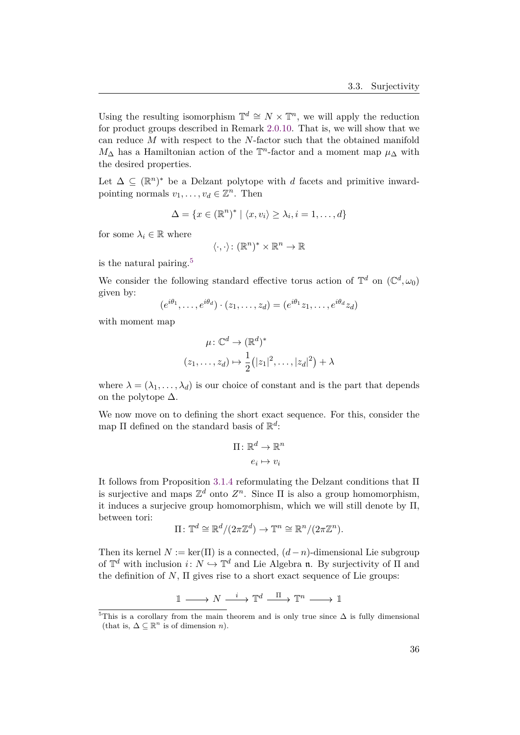Using the resulting isomorphism $\mathbb{T}^d \cong N \times \mathbb{T}^n$, we will apply the reduction for product groups described in Remark 2.0.10. That is, we will show that we can reduce $M$ with respect to the $N$-factor such that the obtained manifold $M_\Delta$ has a Hamiltonian action of the $\mathbb{T}^n$-factor and a moment map $\mu_\Delta$ with the desired properties.

Let $\Delta \subseteq (\mathbb{R}^n)^*$ be a Delzant polytope with $d$ facets and primitive inward-pointing normals $v_1, \ldots, v_d \in \mathbb{Z}^n$. Then

$$\Delta = \{x \in (\mathbb{R}^n)^* \mid \langle x, v_i \rangle \geq \lambda_i, i = 1, \ldots, d\}$$

for some $\lambda_i \in \mathbb{R}$ where

$$\langle \cdot, \cdot \rangle : (\mathbb{R}^n)^* \times \mathbb{R}^n \to \mathbb{R}$$

is the natural pairing.[5]

We consider the following standard effective torus action of $\mathbb{T}^d$ on $(\mathbb{C}^d, \omega_0)$ given by:

$$(e^{i\theta_1}, \ldots, e^{i\theta_d}) \cdot (z_1, \ldots, z_d) = (e^{i\theta_1} z_1, \ldots, e^{i\theta_d} z_d)$$

with moment map

$$\mu : \mathbb{C}^d \to (\mathbb{R}^d)^*$$
$$(z_1, \ldots, z_d) \mapsto \frac{1}{2}\left(|z_1|^2, \ldots, |z_d|^2\right) + \lambda$$

where $\lambda = (\lambda_1, \ldots, \lambda_d)$ is our choice of constant and is the part that depends on the polytope $\Delta$.

We now move on to defining the short exact sequence. For this, consider the map $\Pi$ defined on the standard basis of $\mathbb{R}^d$:

$$\Pi : \mathbb{R}^d \to \mathbb{R}^n$$
$$e_i \mapsto v_i$$

It follows from Proposition 3.1.4 reformulating the Delzant conditions that $\Pi$ is surjective and maps $\mathbb{Z}^d$ onto $Z^n$. Since $\Pi$ is also a group homomorphism, it induces a surjecive group homomorphism, which we will still denote by $\Pi$, between tori:

$$\Pi : \mathbb{T}^d \cong \mathbb{R}^d/(2\pi\mathbb{Z}^d) \to \mathbb{T}^n \cong \mathbb{R}^n/(2\pi\mathbb{Z}^n).$$

Then its kernel $N := \ker(\Pi)$ is a connected, $(d-n)$-dimensional Lie subgroup of $\mathbb{T}^d$ with inclusion $i : N \hookrightarrow \mathbb{T}^d$ and Lie Algebra $\mathfrak{n}$. By surjectivity of $\Pi$ and the definition of $N$, $\Pi$ gives rise to a short exact sequence of Lie groups:

$$\mathbb{1} \longrightarrow N \xrightarrow{\ i\ } \mathbb{T}^d \xrightarrow{\ \Pi\ } \mathbb{T}^n \longrightarrow \mathbb{1}$$

[5] This is a corollary from the main theorem and is only true since $\Delta$ is fully dimensional (that is, $\Delta \subseteq \mathbb{R}^n$ is of dimension $n$).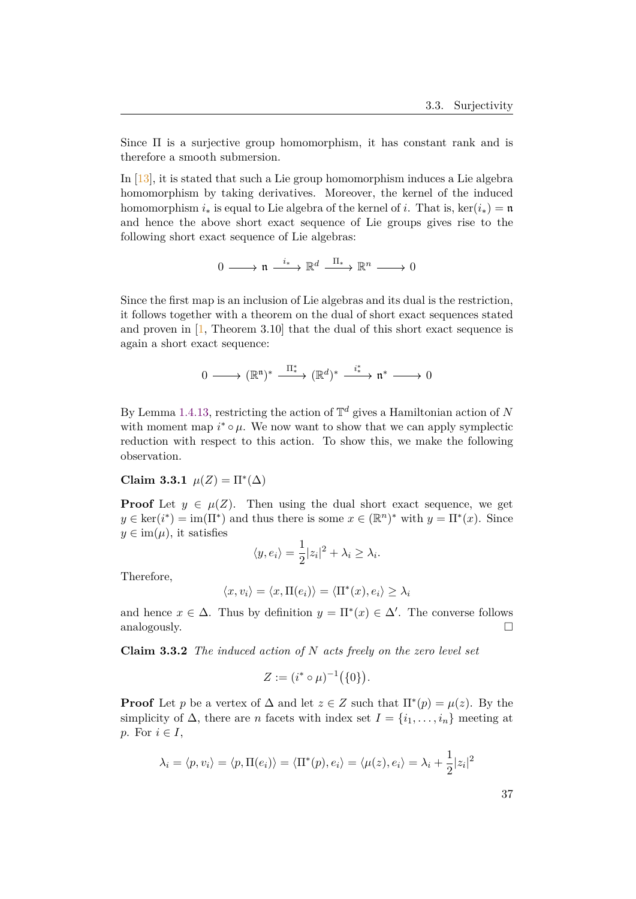Since $\Pi$ is a surjective group homomorphism, it has constant rank and is therefore a smooth submersion.

In [13], it is stated that such a Lie group homomorphism induces a Lie algebra homomorphism by taking derivatives. Moreover, the kernel of the induced homomorphism $i_*$ is equal to Lie algebra of the kernel of $i$. That is, $\ker(i_*) = \mathfrak{n}$ and hence the above short exact sequence of Lie groups gives rise to the following short exact sequence of Lie algebras:

$$0 \longrightarrow \mathfrak{n} \xrightarrow{\ i_*\ } \mathbb{R}^d \xrightarrow{\ \Pi_*\ } \mathbb{R}^n \longrightarrow 0$$

Since the first map is an inclusion of Lie algebras and its dual is the restriction, it follows together with a theorem on the dual of short exact sequences stated and proven in [1, Theorem 3.10] that the dual of this short exact sequence is again a short exact sequence:

$$0 \longrightarrow (\mathbb{R}^{\mathfrak{n}})^* \xrightarrow{\ \Pi_*^*\ } (\mathbb{R}^d)^* \xrightarrow{\ i_*^*\ } \mathfrak{n}^* \longrightarrow 0$$

By Lemma 1.4.13, restricting the action of $\mathbb{T}^d$ gives a Hamiltonian action of $N$ with moment map $i^* \circ \mu$. We now want to show that we can apply symplectic reduction with respect to this action. To show this, we make the following observation.

**Claim 3.3.1** $\mu(Z) = \Pi^*(\Delta)$

**Proof** Let $y \in \mu(Z)$. Then using the dual short exact sequence, we get $y \in \ker(i^*) = \operatorname{im}(\Pi^*)$ and thus there is some $x \in (\mathbb{R}^n)^*$ with $y = \Pi^*(x)$. Since $y \in \operatorname{im}(\mu)$, it satisfies

$$\langle y, e_i \rangle = \frac{1}{2}|z_i|^2 + \lambda_i \geq \lambda_i.$$

Therefore,

$$\langle x, v_i \rangle = \langle x, \Pi(e_i) \rangle = \langle \Pi^*(x), e_i \rangle \geq \lambda_i$$

and hence $x \in \Delta$. Thus by definition $y = \Pi^*(x) \in \Delta'$. The converse follows analogously. $\square$

**Claim 3.3.2** *The induced action of $N$ acts freely on the zero level set*

$$Z := (i^* \circ \mu)^{-1}(\{0\}).$$

**Proof** Let $p$ be a vertex of $\Delta$ and let $z \in Z$ such that $\Pi^*(p) = \mu(z)$. By the simplicity of $\Delta$, there are $n$ facets with index set $I = \{i_1, \ldots, i_n\}$ meeting at $p$. For $i \in I$,

$$\lambda_i = \langle p, v_i \rangle = \langle p, \Pi(e_i) \rangle = \langle \Pi^*(p), e_i \rangle = \langle \mu(z), e_i \rangle = \lambda_i + \frac{1}{2}|z_i|^2$$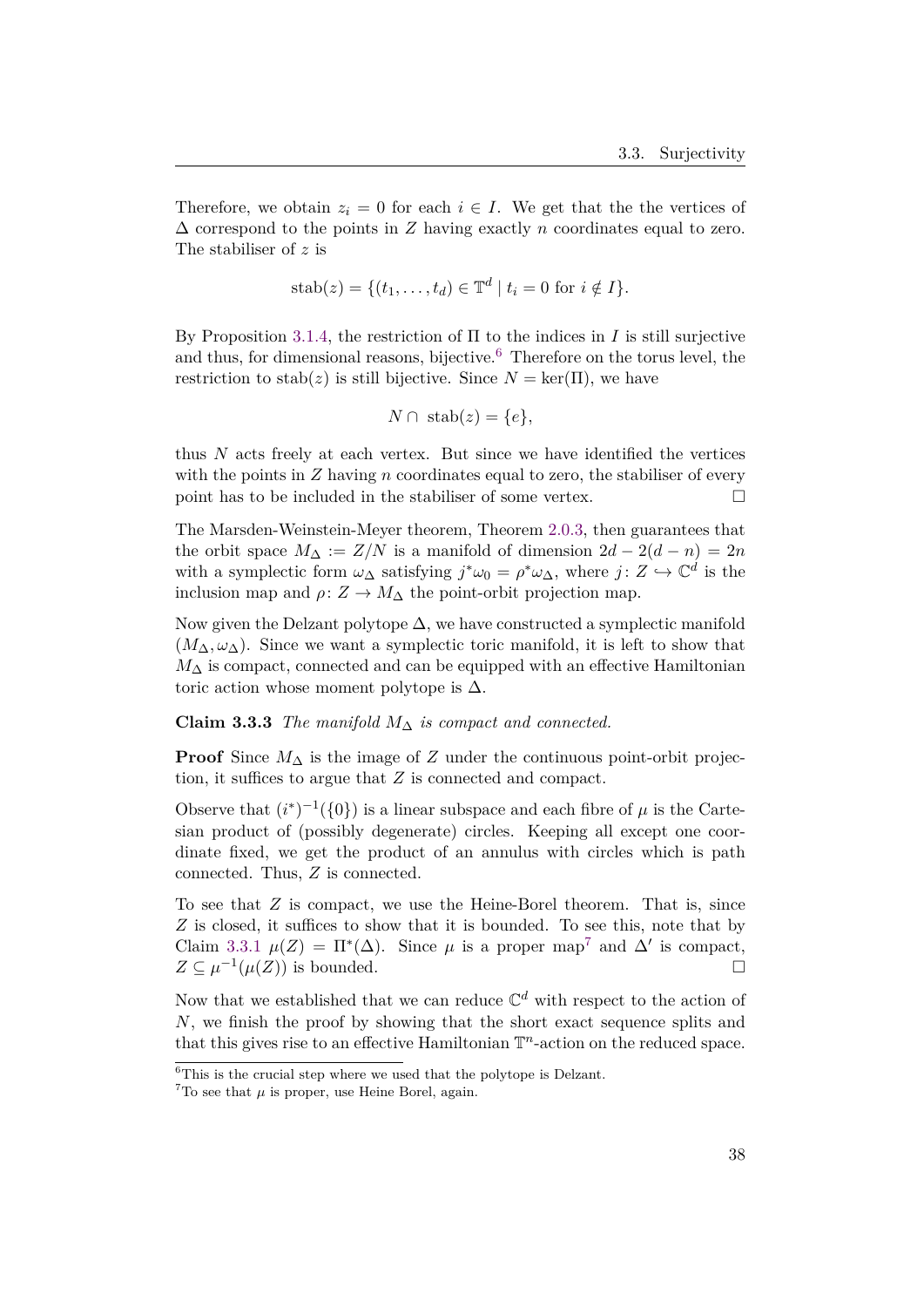Therefore, we obtain $z_i = 0$ for each $i \in I$. We get that the the vertices of $\Delta$ correspond to the points in $Z$ having exactly $n$ coordinates equal to zero. The stabiliser of $z$ is

$$\text{stab}(z) = \{(t_1, \dots, t_d) \in \mathbb{T}^d \mid t_i = 0 \text{ for } i \notin I\}.$$

By Proposition 3.1.4, the restriction of $\Pi$ to the indices in $I$ is still surjective and thus, for dimensional reasons, bijective.[6] Therefore on the torus level, the restriction to stab$(z)$ is still bijective. Since $N = \ker(\Pi)$, we have

$$N \cap \text{ stab}(z) = \{e\},$$

thus $N$ acts freely at each vertex. But since we have identified the vertices with the points in $Z$ having $n$ coordinates equal to zero, the stabiliser of every point has to be included in the stabiliser of some vertex. □

The Marsden-Weinstein-Meyer theorem, Theorem 2.0.3, then guarantees that the orbit space $M_\Delta := Z/N$ is a manifold of dimension $2d - 2(d-n) = 2n$ with a symplectic form $\omega_\Delta$ satisfying $j^*\omega_0 = \rho^*\omega_\Delta$, where $j\colon Z \hookrightarrow \mathbb{C}^d$ is the inclusion map and $\rho\colon Z \to M_\Delta$ the point-orbit projection map.

Now given the Delzant polytope $\Delta$, we have constructed a symplectic manifold $(M_\Delta, \omega_\Delta)$. Since we want a symplectic toric manifold, it is left to show that $M_\Delta$ is compact, connected and can be equipped with an effective Hamiltonian toric action whose moment polytope is $\Delta$.

**Claim 3.3.3** *The manifold $M_\Delta$ is compact and connected.*

**Proof** Since $M_\Delta$ is the image of $Z$ under the continuous point-orbit projection, it suffices to argue that $Z$ is connected and compact.

Observe that $(i^*)^{-1}(\{0\})$ is a linear subspace and each fibre of $\mu$ is the Cartesian product of (possibly degenerate) circles. Keeping all except one coordinate fixed, we get the product of an annulus with circles which is path connected. Thus, $Z$ is connected.

To see that $Z$ is compact, we use the Heine-Borel theorem. That is, since $Z$ is closed, it suffices to show that it is bounded. To see this, note that by Claim 3.3.1 $\mu(Z) = \Pi^*(\Delta)$. Since $\mu$ is a proper map[7] and $\Delta'$ is compact, $Z \subseteq \mu^{-1}(\mu(Z))$ is bounded. □

Now that we established that we can reduce $\mathbb{C}^d$ with respect to the action of $N$, we finish the proof by showing that the short exact sequence splits and that this gives rise to an effective Hamiltonian $\mathbb{T}^n$-action on the reduced space.

[6] This is the crucial step where we used that the polytope is Delzant.

[7] To see that $\mu$ is proper, use Heine Borel, again.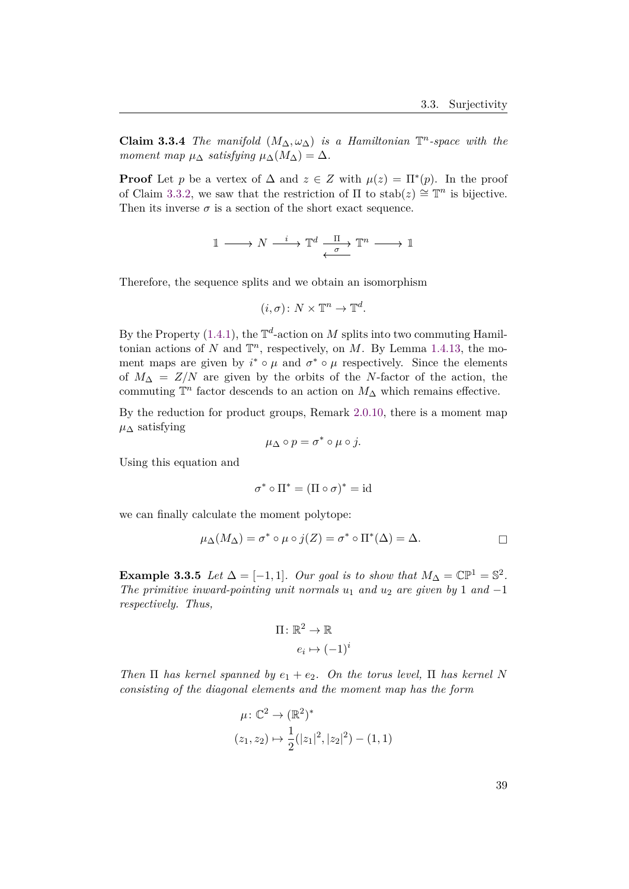**Claim 3.3.4** *The manifold $(M_\Delta, \omega_\Delta)$ is a Hamiltonian $\mathbb{T}^n$-space with the moment map $\mu_\Delta$ satisfying $\mu_\Delta(M_\Delta) = \Delta$.*

**Proof** Let $p$ be a vertex of $\Delta$ and $z \in Z$ with $\mu(z) = \Pi^*(p)$. In the proof of Claim 3.3.2, we saw that the restriction of $\Pi$ to $\operatorname{stab}(z) \cong \mathbb{T}^n$ is bijective. Then its inverse $\sigma$ is a section of the short exact sequence.

$$\mathbb{1} \longrightarrow N \xrightarrow{\ i\ } \mathbb{T}^d \underset{\sigma}{\overset{\Pi}{\rightleftarrows}} \mathbb{T}^n \longrightarrow \mathbb{1}$$

Therefore, the sequence splits and we obtain an isomorphism

$$(i, \sigma)\colon N \times \mathbb{T}^n \to \mathbb{T}^d.$$

By the Property (1.4.1), the $\mathbb{T}^d$-action on $M$ splits into two commuting Hamiltonian actions of $N$ and $\mathbb{T}^n$, respectively, on $M$. By Lemma 1.4.13, the moment maps are given by $i^* \circ \mu$ and $\sigma^* \circ \mu$ respectively. Since the elements of $M_\Delta = Z/N$ are given by the orbits of the $N$-factor of the action, the commuting $\mathbb{T}^n$ factor descends to an action on $M_\Delta$ which remains effective.

By the reduction for product groups, Remark 2.0.10, there is a moment map $\mu_\Delta$ satisfying

$$\mu_\Delta \circ p = \sigma^* \circ \mu \circ j.$$

Using this equation and

$$\sigma^* \circ \Pi^* = (\Pi \circ \sigma)^* = \mathrm{id}$$

we can finally calculate the moment polytope:

$$\mu_\Delta(M_\Delta) = \sigma^* \circ \mu \circ j(Z) = \sigma^* \circ \Pi^*(\Delta) = \Delta. \qquad \square$$

**Example 3.3.5** *Let $\Delta = [-1, 1]$. Our goal is to show that $M_\Delta = \mathbb{CP}^1 = \mathbb{S}^2$. The primitive inward-pointing unit normals $u_1$ and $u_2$ are given by $1$ and $-1$ respectively. Thus,*

$$\begin{aligned} \Pi\colon \mathbb{R}^2 &\to \mathbb{R} \\ e_i &\mapsto (-1)^i \end{aligned}$$

*Then $\Pi$ has kernel spanned by $e_1 + e_2$. On the torus level, $\Pi$ has kernel $N$ consisting of the diagonal elements and the moment map has the form*

$$\begin{aligned} \mu\colon \mathbb{C}^2 &\to (\mathbb{R}^2)^* \\ (z_1, z_2) &\mapsto \frac{1}{2}(|z_1|^2, |z_2|^2) - (1, 1) \end{aligned}$$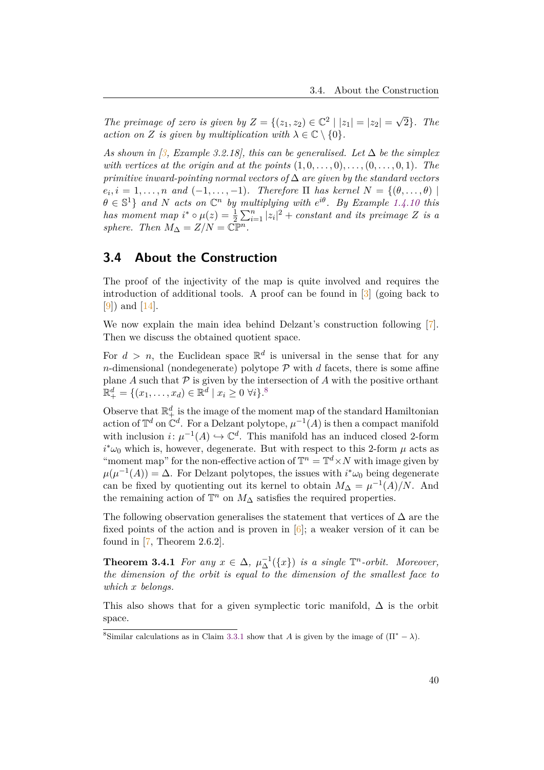*The preimage of zero is given by $Z = \{(z_1, z_2) \in \mathbb{C}^2 \mid |z_1| = |z_2| = \sqrt{2}\}$. The action on $Z$ is given by multiplication with $\lambda \in \mathbb{C} \setminus \{0\}$.*

*As shown in [3, Example 3.2.18], this can be generalised. Let $\Delta$ be the simplex with vertices at the origin and at the points $(1, 0, \ldots, 0), \ldots, (0, \ldots, 0, 1)$. The primitive inward-pointing normal vectors of $\Delta$ are given by the standard vectors $e_i, i = 1, \ldots, n$ and $(-1, \ldots, -1)$. Therefore $\Pi$ has kernel $N = \{(\theta, \ldots, \theta) \mid \theta \in \mathbb{S}^1\}$ and $N$ acts on $\mathbb{C}^n$ by multiplying with $e^{i\theta}$. By Example 1.4.10 this has moment map $i^* \circ \mu(z) = \frac{1}{2}\sum_{i=1}^n |z_i|^2 +$ constant and its preimage $Z$ is a sphere. Then $M_\Delta = Z/N = \mathbb{CP}^n$.*

## 3.4 About the Construction

The proof of the injectivity of the map is quite involved and requires the introduction of additional tools. A proof can be found in [3] (going back to [9]) and [14].

We now explain the main idea behind Delzant's construction following [7]. Then we discuss the obtained quotient space.

For $d > n$, the Euclidean space $\mathbb{R}^d$ is universal in the sense that for any $n$-dimensional (nondegenerate) polytope $\mathcal{P}$ with $d$ facets, there is some affine plane $A$ such that $\mathcal{P}$ is given by the intersection of $A$ with the positive orthant $\mathbb{R}^d_+ = \{(x_1, \ldots, x_d) \in \mathbb{R}^d \mid x_i \geq 0 \ \forall i\}$.[8]

Observe that $\mathbb{R}^d_+$ is the image of the moment map of the standard Hamiltonian action of $\mathbb{T}^d$ on $\mathbb{C}^d$. For a Delzant polytope, $\mu^{-1}(A)$ is then a compact manifold with inclusion $i \colon \mu^{-1}(A) \hookrightarrow \mathbb{C}^d$. This manifold has an induced closed 2-form $i^*\omega_0$ which is, however, degenerate. But with respect to this 2-form $\mu$ acts as "moment map" for the non-effective action of $\mathbb{T}^n = \mathbb{T}^d \times N$ with image given by $\mu(\mu^{-1}(A)) = \Delta$. For Delzant polytopes, the issues with $i^*\omega_0$ being degenerate can be fixed by quotienting out its kernel to obtain $M_\Delta = \mu^{-1}(A)/N$. And the remaining action of $\mathbb{T}^n$ on $M_\Delta$ satisfies the required properties.

The following observation generalises the statement that vertices of $\Delta$ are the fixed points of the action and is proven in [6]; a weaker version of it can be found in [7, Theorem 2.6.2].

**Theorem 3.4.1** *For any $x \in \Delta$, $\mu_\Delta^{-1}(\{x\})$ is a single $\mathbb{T}^n$-orbit. Moreover, the dimension of the orbit is equal to the dimension of the smallest face to which $x$ belongs.*

This also shows that for a given symplectic toric manifold, $\Delta$ is the orbit space.

[8] Similar calculations as in Claim 3.3.1 show that $A$ is given by the image of $(\Pi^* - \lambda)$.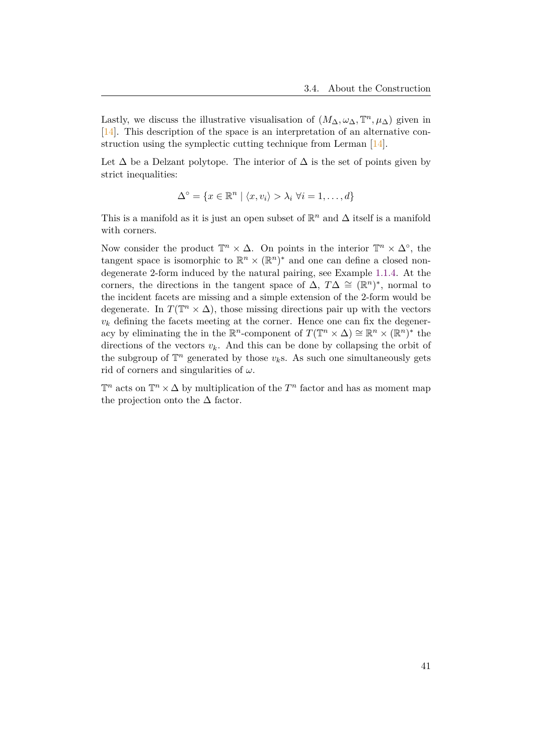Lastly, we discuss the illustrative visualisation of $(M_\Delta, \omega_\Delta, \mathbb{T}^n, \mu_\Delta)$ given in [14]. This description of the space is an interpretation of an alternative construction using the symplectic cutting technique from Lerman [14].

Let $\Delta$ be a Delzant polytope. The interior of $\Delta$ is the set of points given by strict inequalities:

$$\Delta^\circ = \{x \in \mathbb{R}^n \mid \langle x, v_i \rangle > \lambda_i \ \forall i = 1, \ldots, d\}$$

This is a manifold as it is just an open subset of $\mathbb{R}^n$ and $\Delta$ itself is a manifold with corners.

Now consider the product $\mathbb{T}^n \times \Delta$. On points in the interior $\mathbb{T}^n \times \Delta^\circ$, the tangent space is isomorphic to $\mathbb{R}^n \times (\mathbb{R}^n)^*$ and one can define a closed non-degenerate 2-form induced by the natural pairing, see Example 1.1.4. At the corners, the directions in the tangent space of $\Delta$, $T\Delta \cong (\mathbb{R}^n)^*$, normal to the incident facets are missing and a simple extension of the 2-form would be degenerate. In $T(\mathbb{T}^n \times \Delta)$, those missing directions pair up with the vectors $v_k$ defining the facets meeting at the corner. Hence one can fix the degeneracy by eliminating the in the $\mathbb{R}^n$-component of $T(\mathbb{T}^n \times \Delta) \cong \mathbb{R}^n \times (\mathbb{R}^n)^*$ the directions of the vectors $v_k$. And this can be done by collapsing the orbit of the subgroup of $\mathbb{T}^n$ generated by those $v_k$s. As such one simultaneously gets rid of corners and singularities of $\omega$.

$\mathbb{T}^n$ acts on $\mathbb{T}^n \times \Delta$ by multiplication of the $T^n$ factor and has as moment map the projection onto the $\Delta$ factor.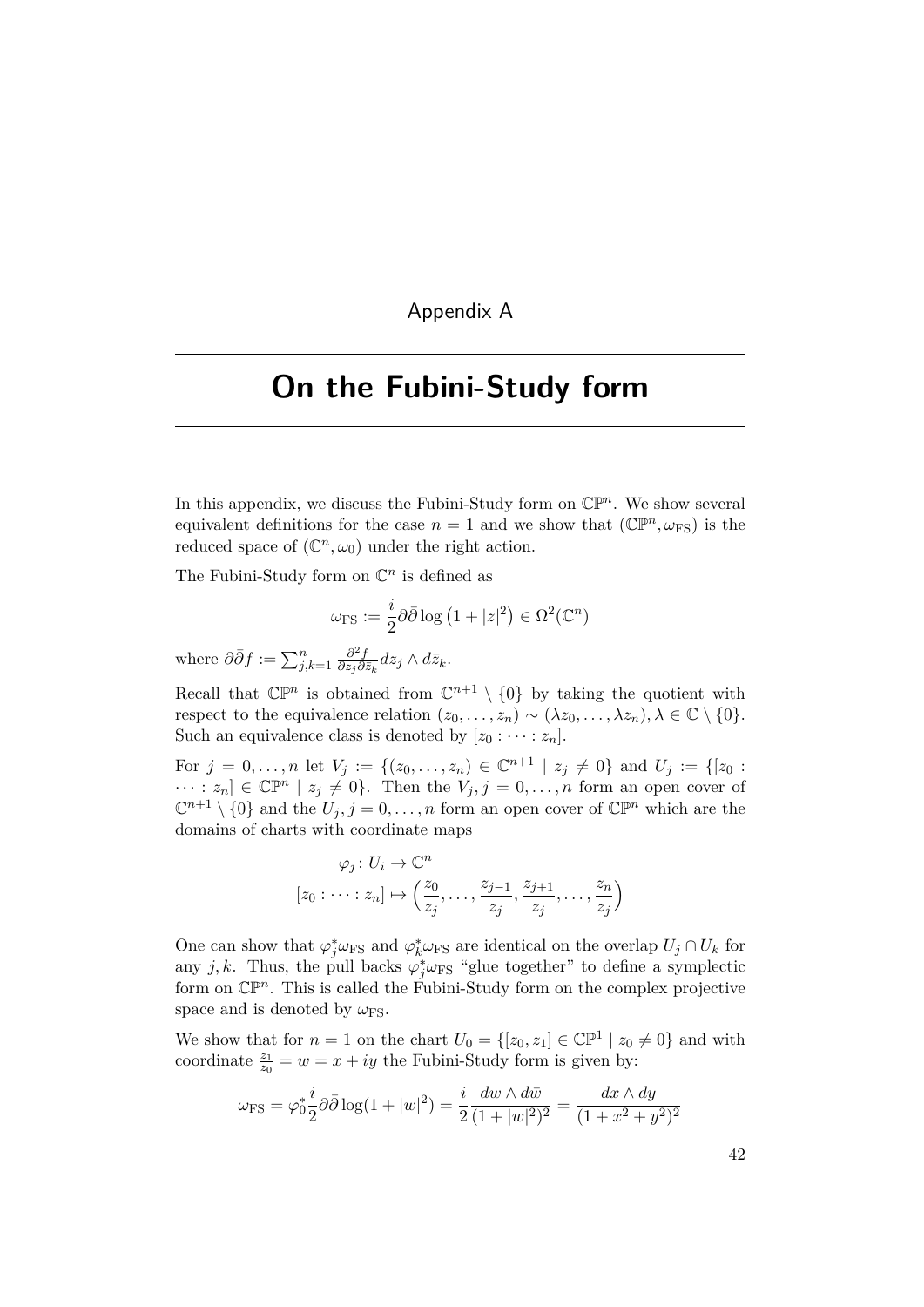Appendix A

# On the Fubini-Study form

In this appendix, we discuss the Fubini-Study form on $\mathbb{CP}^n$. We show several equivalent definitions for the case $n = 1$ and we show that $(\mathbb{CP}^n, \omega_{\text{FS}})$ is the reduced space of $(\mathbb{C}^n, \omega_0)$ under the right action.

The Fubini-Study form on $\mathbb{C}^n$ is defined as

$$\omega_{\text{FS}} := \frac{i}{2}\partial\bar{\partial}\log\left(1 + |z|^2\right) \in \Omega^2(\mathbb{C}^n)$$

where $\partial\bar{\partial}f := \sum_{j,k=1}^{n} \frac{\partial^2 f}{\partial z_j \partial \bar{z}_k} dz_j \wedge d\bar{z}_k$.

Recall that $\mathbb{CP}^n$ is obtained from $\mathbb{C}^{n+1} \setminus \{0\}$ by taking the quotient with respect to the equivalence relation $(z_0, \ldots, z_n) \sim (\lambda z_0, \ldots, \lambda z_n), \lambda \in \mathbb{C} \setminus \{0\}$. Such an equivalence class is denoted by $[z_0 : \cdots : z_n]$.

For $j = 0, \ldots, n$ let $V_j := \{(z_0, \ldots, z_n) \in \mathbb{C}^{n+1} \mid z_j \neq 0\}$ and $U_j := \{[z_0 : \cdots : z_n] \in \mathbb{CP}^n \mid z_j \neq 0\}$. Then the $V_j, j = 0, \ldots, n$ form an open cover of $\mathbb{C}^{n+1} \setminus \{0\}$ and the $U_j, j = 0, \ldots, n$ form an open cover of $\mathbb{CP}^n$ which are the domains of charts with coordinate maps

$$\begin{aligned}
\varphi_j \colon U_i &\to \mathbb{C}^n \\
[z_0 : \cdots : z_n] &\mapsto \left(\frac{z_0}{z_j}, \ldots, \frac{z_{j-1}}{z_j}, \frac{z_{j+1}}{z_j}, \ldots, \frac{z_n}{z_j}\right)
\end{aligned}$$

One can show that $\varphi_j^*\omega_{\text{FS}}$ and $\varphi_k^*\omega_{\text{FS}}$ are identical on the overlap $U_j \cap U_k$ for any $j, k$. Thus, the pull backs $\varphi_j^*\omega_{\text{FS}}$ "glue together" to define a symplectic form on $\mathbb{CP}^n$. This is called the Fubini-Study form on the complex projective space and is denoted by $\omega_{\text{FS}}$.

We show that for $n = 1$ on the chart $U_0 = \{[z_0, z_1] \in \mathbb{CP}^1 \mid z_0 \neq 0\}$ and with coordinate $\frac{z_1}{z_0} = w = x + iy$ the Fubini-Study form is given by:

$$\omega_{\text{FS}} = \varphi_0^* \frac{i}{2}\partial\bar{\partial}\log(1 + |w|^2) = \frac{i}{2}\frac{dw \wedge d\bar{w}}{(1 + |w|^2)^2} = \frac{dx \wedge dy}{(1 + x^2 + y^2)^2}$$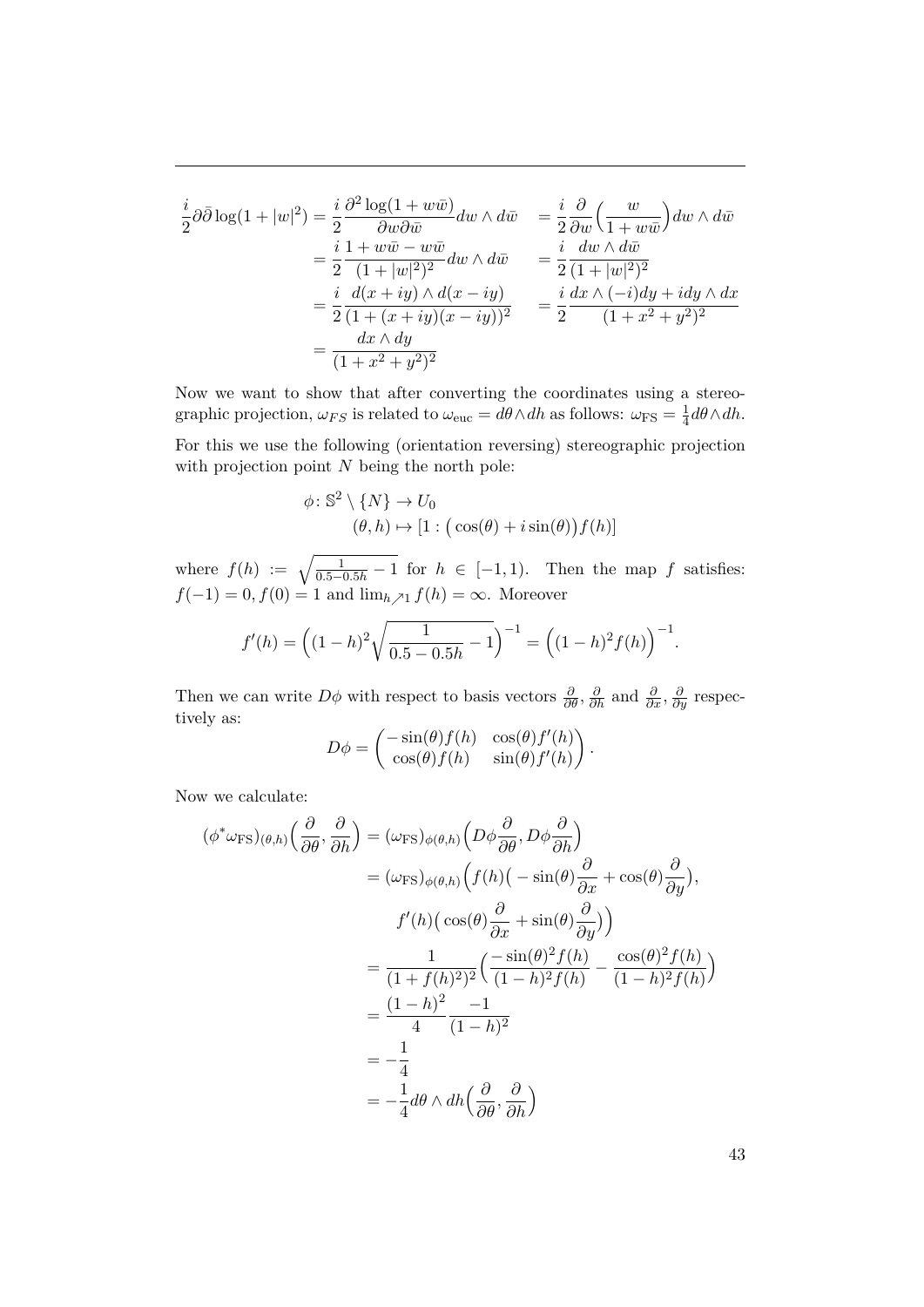$$
\begin{aligned}
\frac{i}{2}\partial\bar{\partial}\log(1+|w|^2) &= \frac{i}{2}\frac{\partial^2\log(1+w\bar{w})}{\partial w\partial\bar{w}}dw\wedge d\bar{w} &&= \frac{i}{2}\frac{\partial}{\partial w}\Big(\frac{w}{1+w\bar{w}}\Big)dw\wedge d\bar{w}\\
&= \frac{i}{2}\frac{1+w\bar{w}-w\bar{w}}{(1+|w|^2)^2}dw\wedge d\bar{w} &&= \frac{i}{2}\frac{dw\wedge d\bar{w}}{(1+|w|^2)^2}\\
&= \frac{i}{2}\frac{d(x+iy)\wedge d(x-iy)}{(1+(x+iy)(x-iy))^2} &&= \frac{i}{2}\frac{dx\wedge(-i)dy+idy\wedge dx}{(1+x^2+y^2)^2}\\
&= \frac{dx\wedge dy}{(1+x^2+y^2)^2}
\end{aligned}
$$

Now we want to show that after converting the coordinates using a stereographic projection, $\omega_{FS}$ is related to $\omega_{\text{euc}} = d\theta\wedge dh$ as follows: $\omega_{\text{FS}} = \frac{1}{4}d\theta\wedge dh$.

For this we use the following (orientation reversing) stereographic projection with projection point $N$ being the north pole:

$$
\begin{aligned}
\phi\colon \mathbb{S}^2\setminus\{N\} &\to U_0\\
(\theta,h) &\mapsto [1:\big(\cos(\theta)+i\sin(\theta)\big)f(h)]
\end{aligned}
$$

where $f(h) := \sqrt{\frac{1}{0.5-0.5h}-1}$ for $h\in[-1,1)$. Then the map $f$ satisfies: $f(-1)=0, f(0)=1$ and $\lim_{h\nearrow 1}f(h)=\infty$. Moreover

$$
f'(h) = \Big((1-h)^2\sqrt{\frac{1}{0.5-0.5h}-1}\Big)^{-1} = \Big((1-h)^2 f(h)\Big)^{-1}.
$$

Then we can write $D\phi$ with respect to basis vectors $\frac{\partial}{\partial\theta},\frac{\partial}{\partial h}$ and $\frac{\partial}{\partial x},\frac{\partial}{\partial y}$ respectively as:

$$
D\phi = \begin{pmatrix} -\sin(\theta)f(h) & \cos(\theta)f'(h)\\ \cos(\theta)f(h) & \sin(\theta)f'(h)\end{pmatrix}.
$$

Now we calculate:

$$
\begin{aligned}
(\phi^*\omega_{\text{FS}})_{(\theta,h)}\Big(\frac{\partial}{\partial\theta},\frac{\partial}{\partial h}\Big) &= (\omega_{\text{FS}})_{\phi(\theta,h)}\Big(D\phi\frac{\partial}{\partial\theta},D\phi\frac{\partial}{\partial h}\Big)\\
&= (\omega_{\text{FS}})_{\phi(\theta,h)}\Big(f(h)\big(-\sin(\theta)\frac{\partial}{\partial x}+\cos(\theta)\frac{\partial}{\partial y}\big),\\
&\qquad f'(h)\big(\cos(\theta)\frac{\partial}{\partial x}+\sin(\theta)\frac{\partial}{\partial y}\big)\Big)\\
&= \frac{1}{(1+f(h)^2)^2}\Big(\frac{-\sin(\theta)^2f(h)}{(1-h)^2f(h)}-\frac{\cos(\theta)^2f(h)}{(1-h)^2f(h)}\Big)\\
&= \frac{(1-h)^2}{4}\frac{-1}{(1-h)^2}\\
&= -\frac{1}{4}\\
&= -\frac{1}{4}d\theta\wedge dh\Big(\frac{\partial}{\partial\theta},\frac{\partial}{\partial h}\Big)
\end{aligned}
$$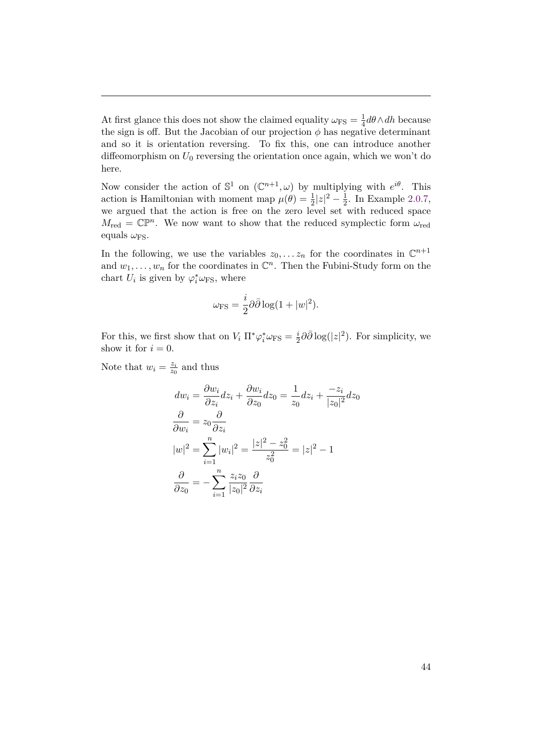At first glance this does not show the claimed equality $\omega_{\text{FS}} = \frac{1}{4} d\theta \wedge dh$ because the sign is off. But the Jacobian of our projection $\phi$ has negative determinant and so it is orientation reversing. To fix this, one can introduce another diffeomorphism on $U_0$ reversing the orientation once again, which we won't do here.

Now consider the action of $\mathbb{S}^1$ on $(\mathbb{C}^{n+1}, \omega)$ by multiplying with $e^{i\theta}$. This action is Hamiltonian with moment map $\mu(\theta) = \frac{1}{2}|z|^2 - \frac{1}{2}$. In Example 2.0.7, we argued that the action is free on the zero level set with reduced space $M_{\text{red}} = \mathbb{CP}^n$. We now want to show that the reduced symplectic form $\omega_{\text{red}}$ equals $\omega_{\text{FS}}$.

In the following, we use the variables $z_0, \dots z_n$ for the coordinates in $\mathbb{C}^{n+1}$ and $w_1, \dots, w_n$ for the coordinates in $\mathbb{C}^n$. Then the Fubini-Study form on the chart $U_i$ is given by $\varphi_i^* \omega_{\text{FS}}$, where

$$\omega_{\text{FS}} = \frac{i}{2} \partial \bar{\partial} \log(1 + |w|^2).$$

For this, we first show that on $V_i$ $\Pi^* \varphi_i^* \omega_{\text{FS}} = \frac{i}{2} \partial \bar{\partial} \log(|z|^2)$. For simplicity, we show it for $i = 0$.

Note that $w_i = \frac{z_i}{z_0}$ and thus

$$\begin{aligned}
dw_i &= \frac{\partial w_i}{\partial z_i} dz_i + \frac{\partial w_i}{\partial z_0} dz_0 = \frac{1}{z_0} dz_i + \frac{-z_i}{|z_0|^2} dz_0 \\
\frac{\partial}{\partial w_i} &= z_0 \frac{\partial}{\partial z_i} \\
|w|^2 &= \sum_{i=1}^{n} |w_i|^2 = \frac{|z|^2 - z_0^2}{z_0^2} = |z|^2 - 1 \\
\frac{\partial}{\partial z_0} &= -\sum_{i=1}^{n} \frac{z_i z_0}{|z_0|^2} \frac{\partial}{\partial z_i}
\end{aligned}$$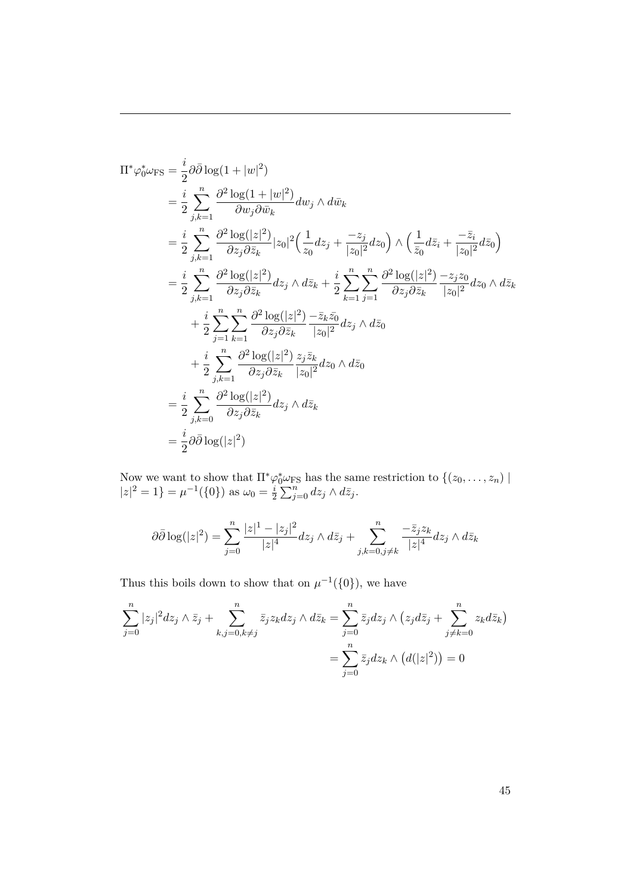$$
\begin{aligned}
\Pi^* \varphi_0^* \omega_{\text{FS}} &= \frac{i}{2} \partial\bar{\partial} \log(1 + |w|^2) \\
&= \frac{i}{2} \sum_{j,k=1}^{n} \frac{\partial^2 \log(1+|w|^2)}{\partial w_j \partial \bar{w}_k} dw_j \wedge d\bar{w}_k \\
&= \frac{i}{2} \sum_{j,k=1}^{n} \frac{\partial^2 \log(|z|^2)}{\partial z_j \partial \bar{z}_k} |z_0|^2 \Big( \frac{1}{z_0} dz_j + \frac{-z_j}{|z_0|^2} dz_0 \Big) \wedge \Big( \frac{1}{\bar{z}_0} d\bar{z}_i + \frac{-\bar{z}_i}{|z_0|^2} d\bar{z}_0 \Big) \\
&= \frac{i}{2} \sum_{j,k=1}^{n} \frac{\partial^2 \log(|z|^2)}{\partial z_j \partial \bar{z}_k} dz_j \wedge d\bar{z}_k + \frac{i}{2} \sum_{k=1}^{n} \sum_{j=1}^{n} \frac{\partial^2 \log(|z|^2)}{\partial z_j \partial \bar{z}_k} \frac{-z_j z_0}{|z_0|^2} dz_0 \wedge d\bar{z}_k \\
&\quad + \frac{i}{2} \sum_{j=1}^{n} \sum_{k=1}^{n} \frac{\partial^2 \log(|z|^2)}{\partial z_j \partial \bar{z}_k} \frac{-\bar{z}_k \bar{z_0}}{|z_0|^2} dz_j \wedge d\bar{z}_0 \\
&\quad + \frac{i}{2} \sum_{j,k=1}^{n} \frac{\partial^2 \log(|z|^2)}{\partial z_j \partial \bar{z}_k} \frac{z_j \bar{z}_k}{|z_0|^2} dz_0 \wedge d\bar{z}_0 \\
&= \frac{i}{2} \sum_{j,k=0}^{n} \frac{\partial^2 \log(|z|^2)}{\partial z_j \partial \bar{z}_k} dz_j \wedge d\bar{z}_k \\
&= \frac{i}{2} \partial\bar{\partial} \log(|z|^2)
\end{aligned}
$$

Now we want to show that $\Pi^* \varphi_0^* \omega_{\text{FS}}$ has the same restriction to $\{(z_0, \ldots, z_n) \mid |z|^2 = 1\} = \mu^{-1}(\{0\})$ as $\omega_0 = \frac{i}{2} \sum_{j=0}^{n} dz_j \wedge d\bar{z}_j$.

$$
\partial\bar{\partial} \log(|z|^2) = \sum_{j=0}^{n} \frac{|z|^1 - |z_j|^2}{|z|^4} dz_j \wedge d\bar{z}_j + \sum_{j,k=0, j\neq k}^{n} \frac{-\bar{z}_j z_k}{|z|^4} dz_j \wedge d\bar{z}_k
$$

Thus this boils down to show that on $\mu^{-1}(\{0\})$, we have

$$
\begin{aligned}
\sum_{j=0}^{n} |z_j|^2 dz_j \wedge \bar{z}_j + \sum_{k,j=0, k\neq j}^{n} \bar{z}_j z_k dz_j \wedge d\bar{z}_k &= \sum_{j=0}^{n} \bar{z}_j dz_j \wedge \big( z_j d\bar{z}_j + \sum_{j\neq k=0}^{n} z_k d\bar{z}_k \big) \\
&= \sum_{j=0}^{n} \bar{z}_j dz_k \wedge \big( d(|z|^2) \big) = 0
\end{aligned}
$$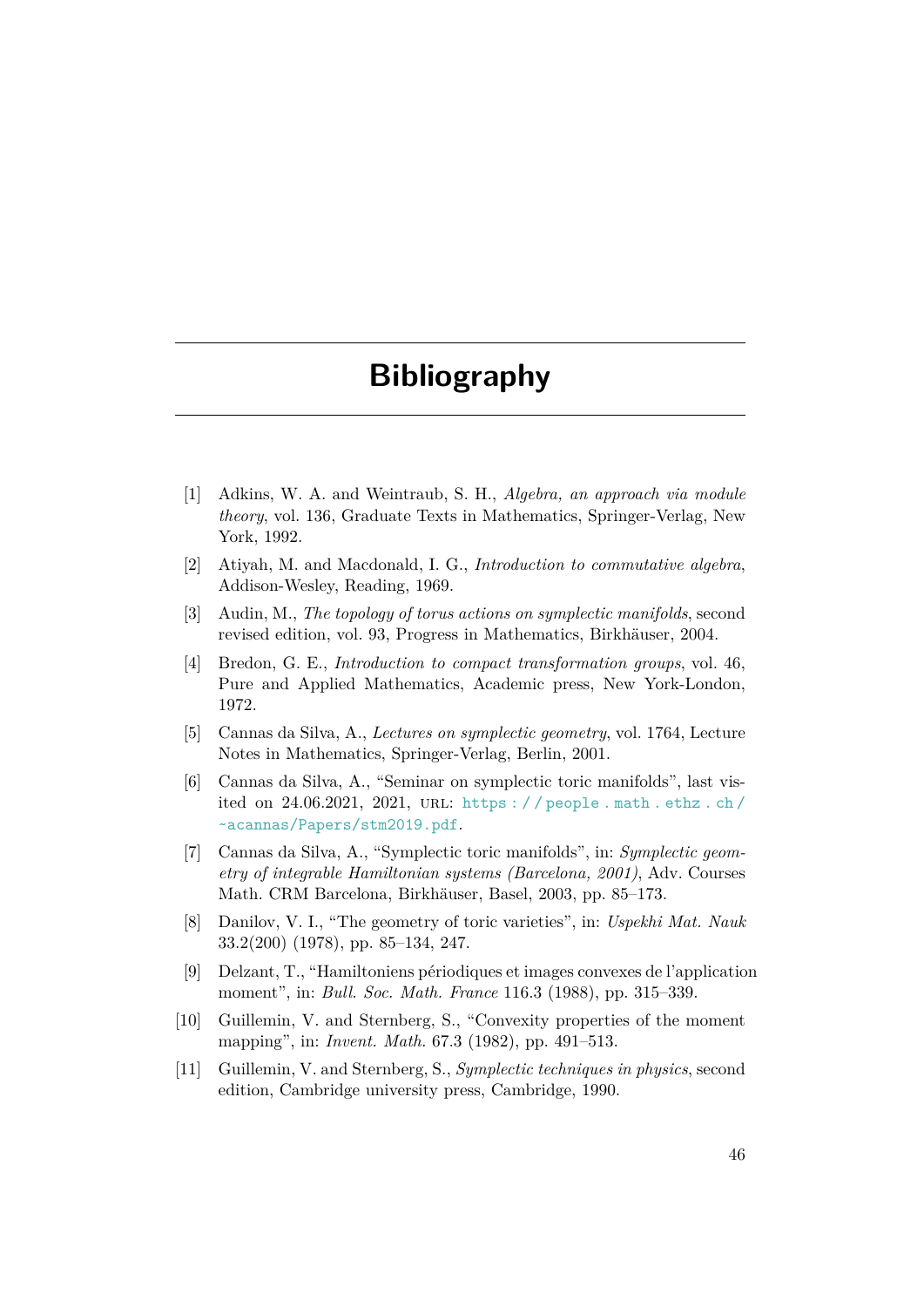# Bibliography

[1] Adkins, W. A. and Weintraub, S. H., *Algebra, an approach via module theory*, vol. 136, Graduate Texts in Mathematics, Springer-Verlag, New York, 1992.

[2] Atiyah, M. and Macdonald, I. G., *Introduction to commutative algebra*, Addison-Wesley, Reading, 1969.

[3] Audin, M., *The topology of torus actions on symplectic manifolds*, second revised edition, vol. 93, Progress in Mathematics, Birkhäuser, 2004.

[4] Bredon, G. E., *Introduction to compact transformation groups*, vol. 46, Pure and Applied Mathematics, Academic press, New York-London, 1972.

[5] Cannas da Silva, A., *Lectures on symplectic geometry*, vol. 1764, Lecture Notes in Mathematics, Springer-Verlag, Berlin, 2001.

[6] Cannas da Silva, A., "Seminar on symplectic toric manifolds", last visited on 24.06.2021, 2021, URL: https://people.math.ethz.ch/~acannas/Papers/stm2019.pdf.

[7] Cannas da Silva, A., "Symplectic toric manifolds", in: *Symplectic geometry of integrable Hamiltonian systems (Barcelona, 2001)*, Adv. Courses Math. CRM Barcelona, Birkhäuser, Basel, 2003, pp. 85–173.

[8] Danilov, V. I., "The geometry of toric varieties", in: *Uspekhi Mat. Nauk* 33.2(200) (1978), pp. 85–134, 247.

[9] Delzant, T., "Hamiltoniens périodiques et images convexes de l'application moment", in: *Bull. Soc. Math. France* 116.3 (1988), pp. 315–339.

[10] Guillemin, V. and Sternberg, S., "Convexity properties of the moment mapping", in: *Invent. Math.* 67.3 (1982), pp. 491–513.

[11] Guillemin, V. and Sternberg, S., *Symplectic techniques in physics*, second edition, Cambridge university press, Cambridge, 1990.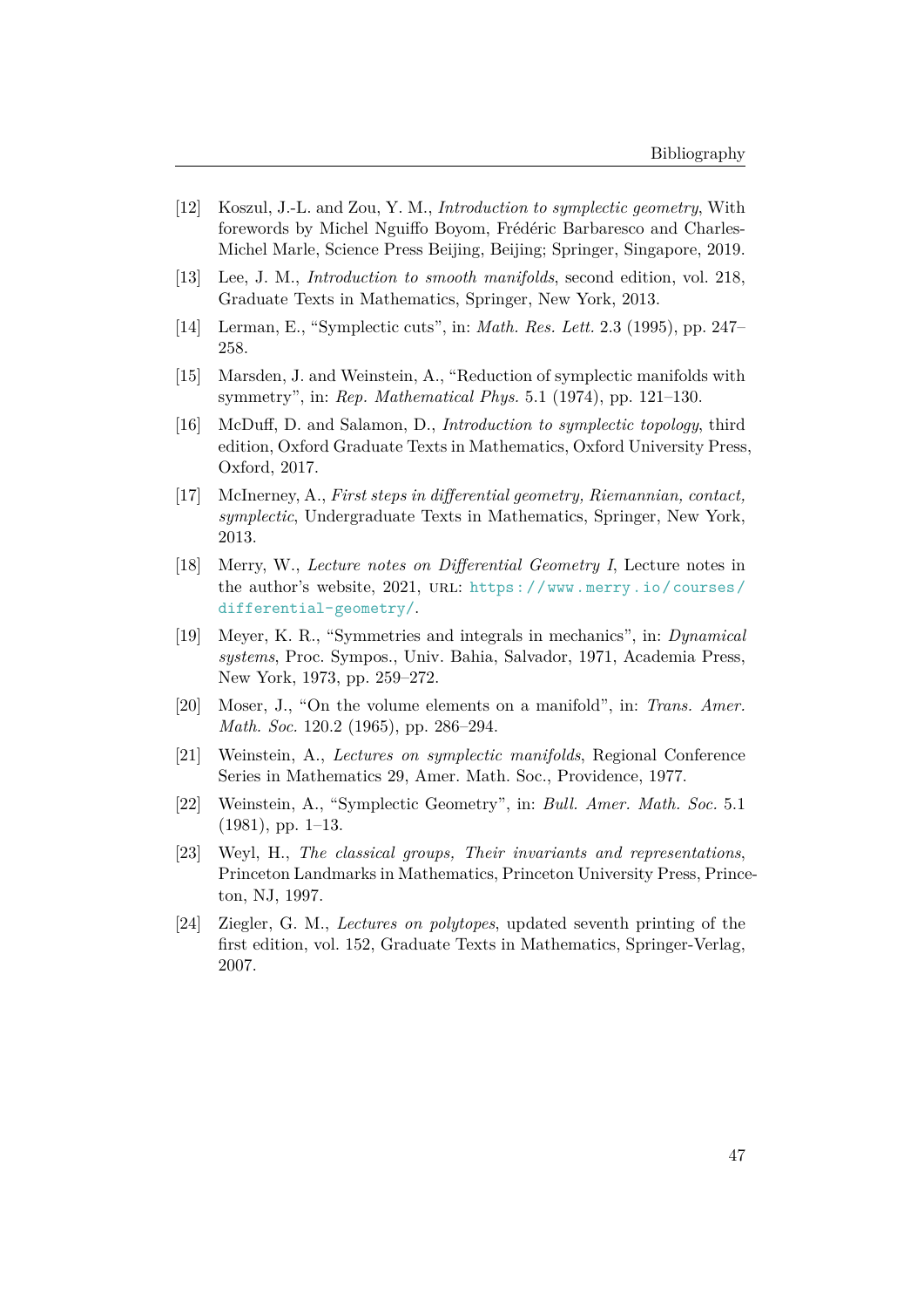[12] Koszul, J.-L. and Zou, Y. M., *Introduction to symplectic geometry*, With forewords by Michel Nguiffo Boyom, Frédéric Barbaresco and Charles-Michel Marle, Science Press Beijing, Beijing; Springer, Singapore, 2019.

[13] Lee, J. M., *Introduction to smooth manifolds*, second edition, vol. 218, Graduate Texts in Mathematics, Springer, New York, 2013.

[14] Lerman, E., "Symplectic cuts", in: *Math. Res. Lett.* 2.3 (1995), pp. 247–258.

[15] Marsden, J. and Weinstein, A., "Reduction of symplectic manifolds with symmetry", in: *Rep. Mathematical Phys.* 5.1 (1974), pp. 121–130.

[16] McDuff, D. and Salamon, D., *Introduction to symplectic topology*, third edition, Oxford Graduate Texts in Mathematics, Oxford University Press, Oxford, 2017.

[17] McInerney, A., *First steps in differential geometry, Riemannian, contact, symplectic*, Undergraduate Texts in Mathematics, Springer, New York, 2013.

[18] Merry, W., *Lecture notes on Differential Geometry I*, Lecture notes in the author's website, 2021, URL: https://www.merry.io/courses/differential-geometry/.

[19] Meyer, K. R., "Symmetries and integrals in mechanics", in: *Dynamical systems*, Proc. Sympos., Univ. Bahia, Salvador, 1971, Academia Press, New York, 1973, pp. 259–272.

[20] Moser, J., "On the volume elements on a manifold", in: *Trans. Amer. Math. Soc.* 120.2 (1965), pp. 286–294.

[21] Weinstein, A., *Lectures on symplectic manifolds*, Regional Conference Series in Mathematics 29, Amer. Math. Soc., Providence, 1977.

[22] Weinstein, A., "Symplectic Geometry", in: *Bull. Amer. Math. Soc.* 5.1 (1981), pp. 1–13.

[23] Weyl, H., *The classical groups, Their invariants and representations*, Princeton Landmarks in Mathematics, Princeton University Press, Princeton, NJ, 1997.

[24] Ziegler, G. M., *Lectures on polytopes*, updated seventh printing of the first edition, vol. 152, Graduate Texts in Mathematics, Springer-Verlag, 2007.